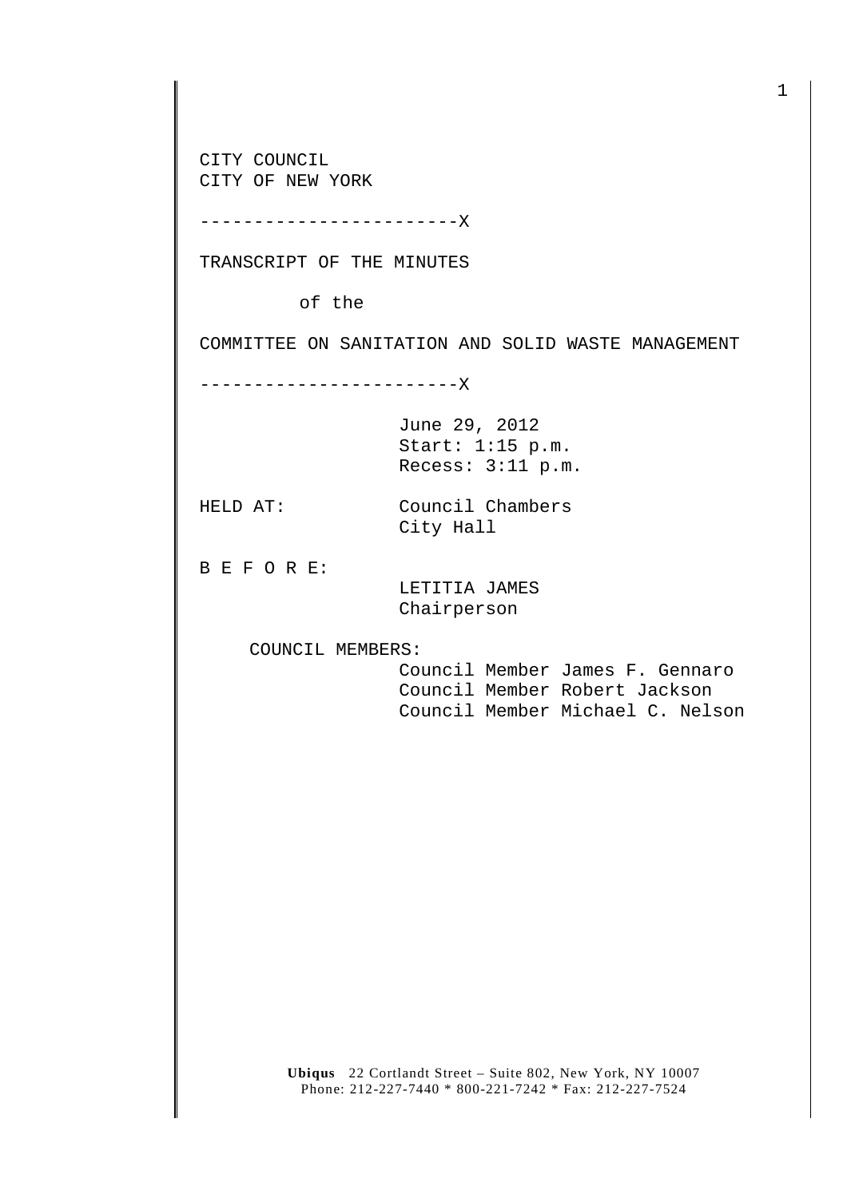CITY COUNCIL
CITY OF NEW YORK

------------------------X

TRANSCRIPT OF THE MINUTES

of the

COMMITTEE ON SANITATION AND SOLID WASTE MANAGEMENT

------------------------X

June 29, 2012
Start: 1:15 p.m.
Recess: 3:11 p.m.

HELD AT: Council Chambers
City Hall

B E F O R E:

LETITIA JAMES
Chairperson

COUNCIL MEMBERS:

Council Member James F. Gennaro
Council Member Robert Jackson
Council Member Michael C. Nelson

**Ubiqus** 22 Cortlandt Street – Suite 802, New York, NY 10007
Phone: 212-227-7440 * 800-221-7242 * Fax: 212-227-7524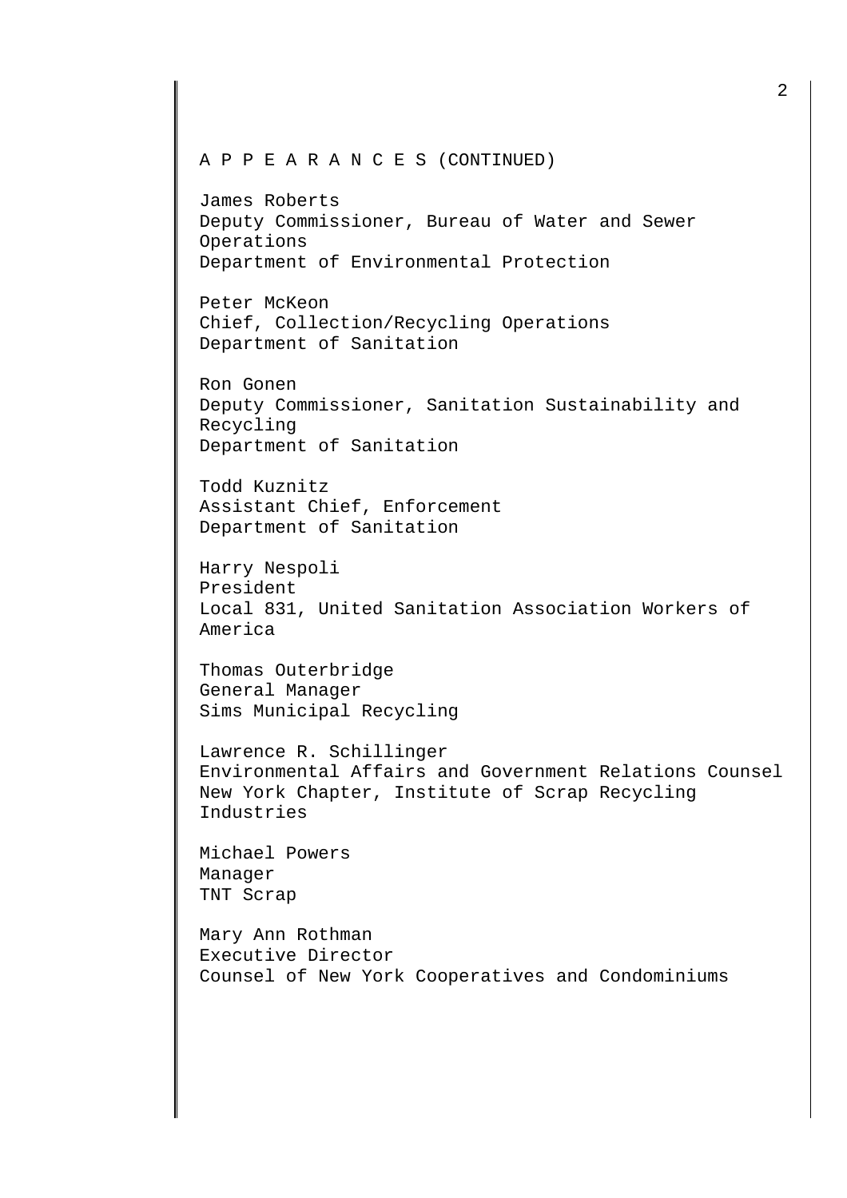A P P E A R A N C E S (CONTINUED)

James Roberts
Deputy Commissioner, Bureau of Water and Sewer Operations
Department of Environmental Protection

Peter McKeon
Chief, Collection/Recycling Operations
Department of Sanitation

Ron Gonen
Deputy Commissioner, Sanitation Sustainability and Recycling
Department of Sanitation

Todd Kuznitz
Assistant Chief, Enforcement
Department of Sanitation

Harry Nespoli
President
Local 831, United Sanitation Association Workers of America

Thomas Outerbridge
General Manager
Sims Municipal Recycling

Lawrence R. Schillinger
Environmental Affairs and Government Relations Counsel
New York Chapter, Institute of Scrap Recycling Industries

Michael Powers
Manager
TNT Scrap

Mary Ann Rothman
Executive Director
Counsel of New York Cooperatives and Condominiums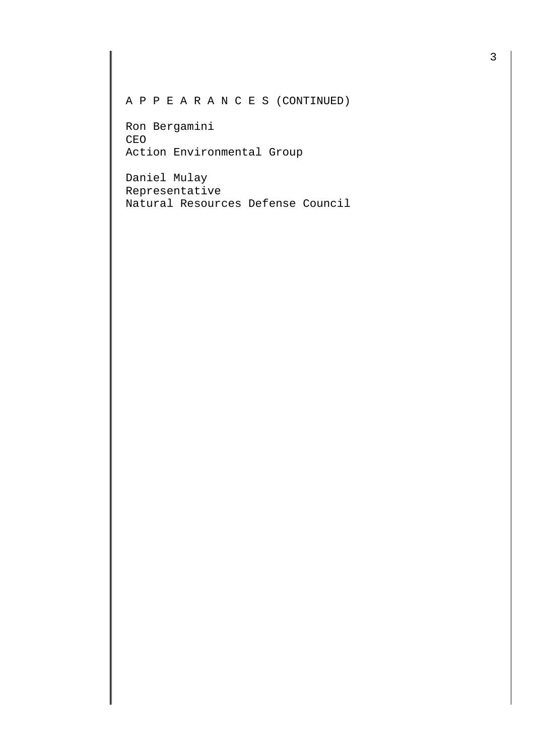A P P E A R A N C E S (CONTINUED)

Ron Bergamini
CEO
Action Environmental Group

Daniel Mulay
Representative
Natural Resources Defense Council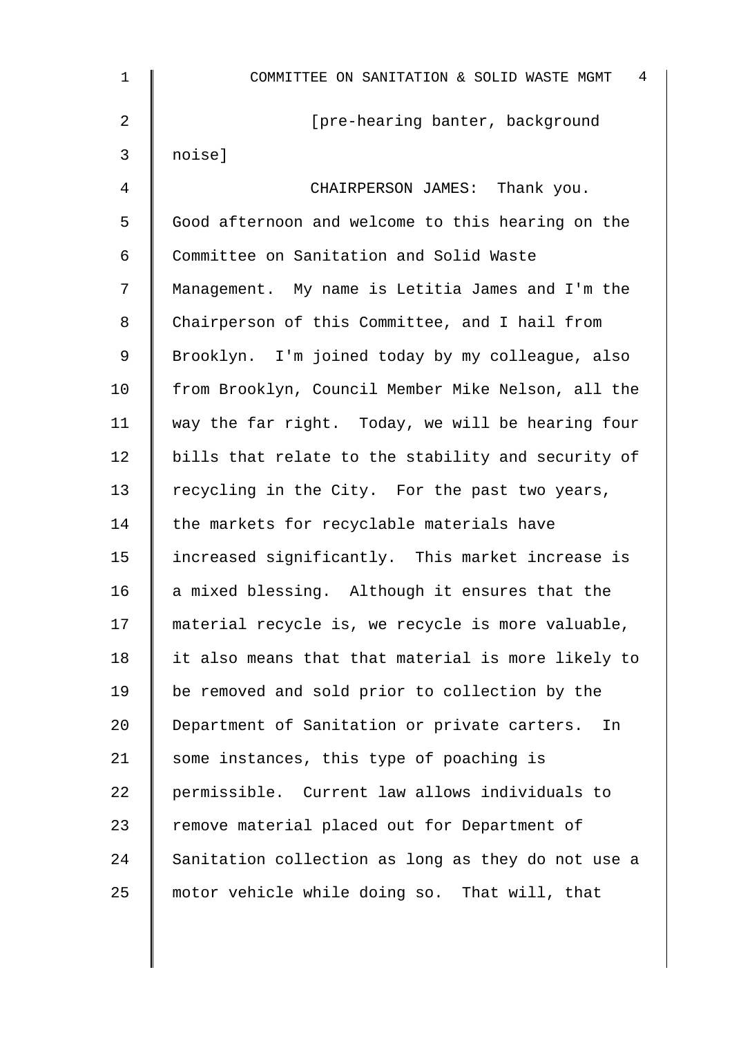[pre-hearing banter, background noise]

CHAIRPERSON JAMES: Thank you. Good afternoon and welcome to this hearing on the Committee on Sanitation and Solid Waste Management. My name is Letitia James and I'm the Chairperson of this Committee, and I hail from Brooklyn. I'm joined today by my colleague, also from Brooklyn, Council Member Mike Nelson, all the way the far right. Today, we will be hearing four bills that relate to the stability and security of recycling in the City. For the past two years, the markets for recyclable materials have increased significantly. This market increase is a mixed blessing. Although it ensures that the material recycle is, we recycle is more valuable, it also means that that material is more likely to be removed and sold prior to collection by the Department of Sanitation or private carters. In some instances, this type of poaching is permissible. Current law allows individuals to remove material placed out for Department of Sanitation collection as long as they do not use a motor vehicle while doing so. That will, that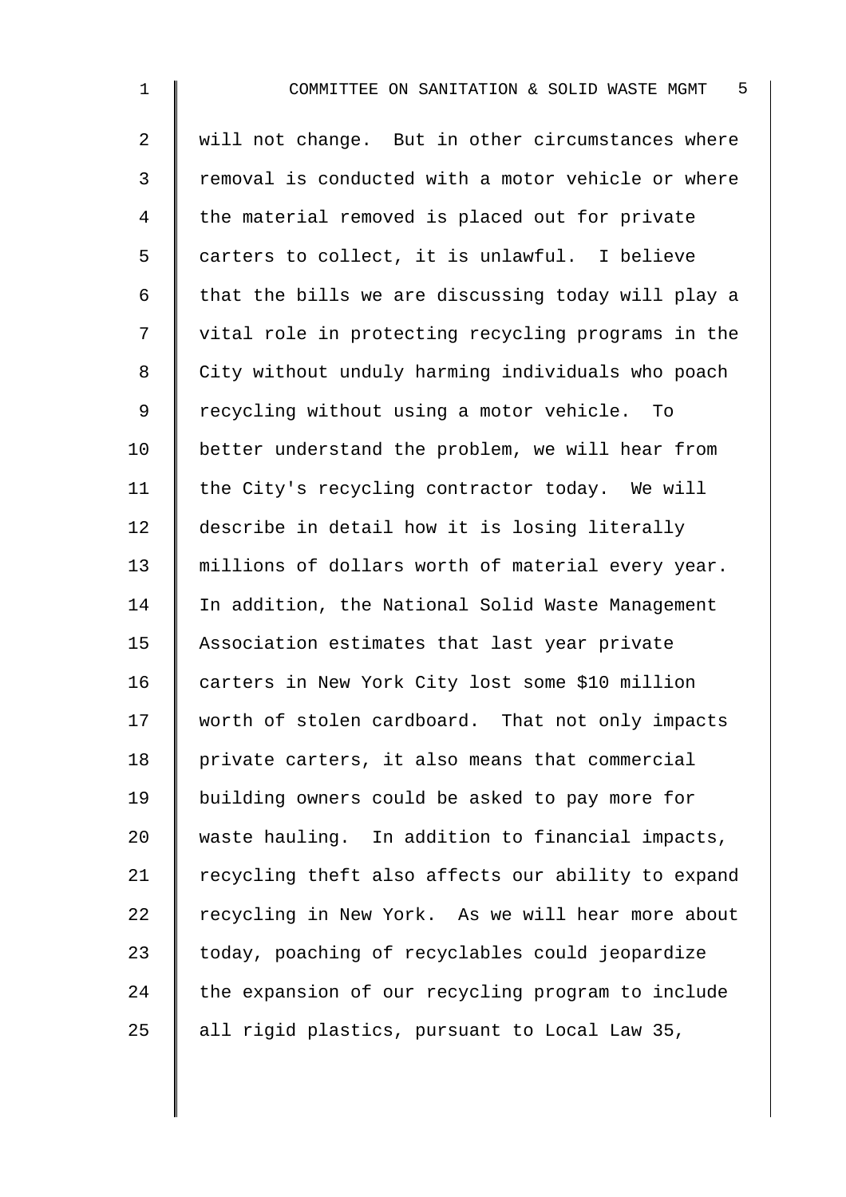will not change. But in other circumstances where removal is conducted with a motor vehicle or where the material removed is placed out for private carters to collect, it is unlawful. I believe that the bills we are discussing today will play a vital role in protecting recycling programs in the City without unduly harming individuals who poach recycling without using a motor vehicle. To better understand the problem, we will hear from the City's recycling contractor today. We will describe in detail how it is losing literally millions of dollars worth of material every year. In addition, the National Solid Waste Management Association estimates that last year private carters in New York City lost some $10 million worth of stolen cardboard. That not only impacts private carters, it also means that commercial building owners could be asked to pay more for waste hauling. In addition to financial impacts, recycling theft also affects our ability to expand recycling in New York. As we will hear more about today, poaching of recyclables could jeopardize the expansion of our recycling program to include all rigid plastics, pursuant to Local Law 35,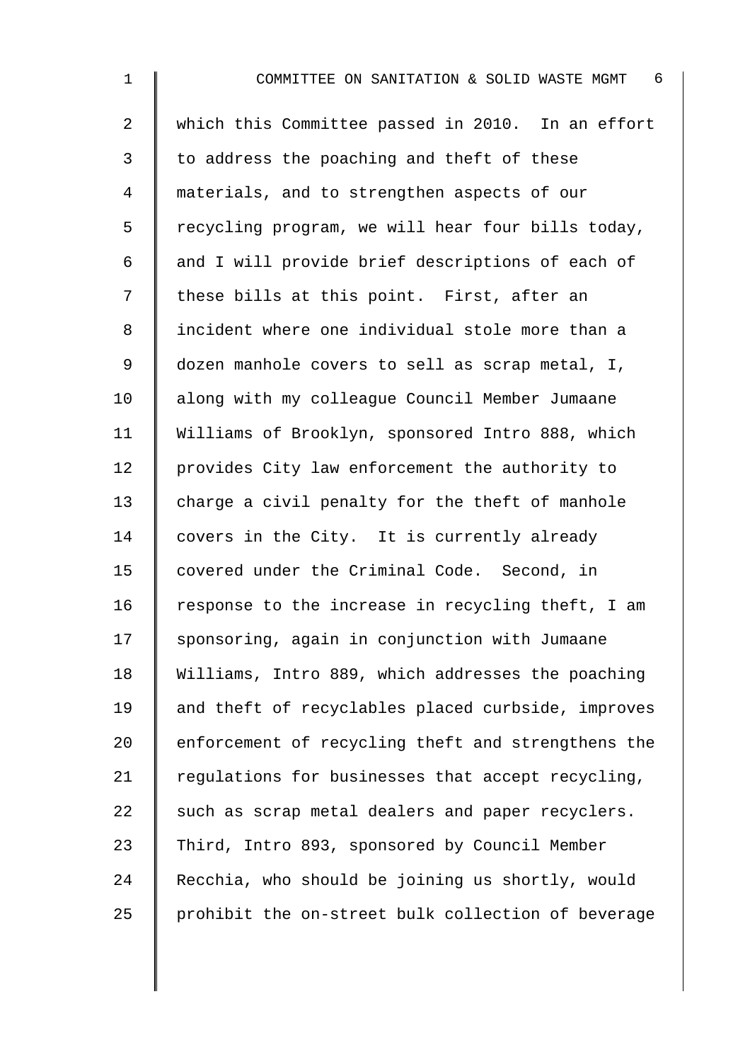which this Committee passed in 2010. In an effort to address the poaching and theft of these materials, and to strengthen aspects of our recycling program, we will hear four bills today, and I will provide brief descriptions of each of these bills at this point. First, after an incident where one individual stole more than a dozen manhole covers to sell as scrap metal, I, along with my colleague Council Member Jumaane Williams of Brooklyn, sponsored Intro 888, which provides City law enforcement the authority to charge a civil penalty for the theft of manhole covers in the City. It is currently already covered under the Criminal Code. Second, in response to the increase in recycling theft, I am sponsoring, again in conjunction with Jumaane Williams, Intro 889, which addresses the poaching and theft of recyclables placed curbside, improves enforcement of recycling theft and strengthens the regulations for businesses that accept recycling, such as scrap metal dealers and paper recyclers. Third, Intro 893, sponsored by Council Member Recchia, who should be joining us shortly, would prohibit the on-street bulk collection of beverage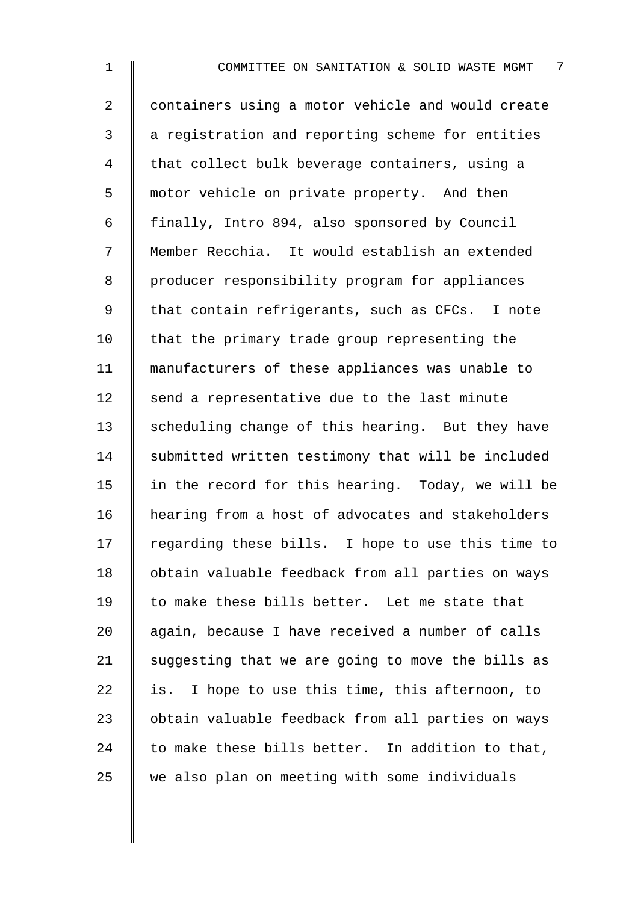containers using a motor vehicle and would create a registration and reporting scheme for entities that collect bulk beverage containers, using a motor vehicle on private property. And then finally, Intro 894, also sponsored by Council Member Recchia. It would establish an extended producer responsibility program for appliances that contain refrigerants, such as CFCs. I note that the primary trade group representing the manufacturers of these appliances was unable to send a representative due to the last minute scheduling change of this hearing. But they have submitted written testimony that will be included in the record for this hearing. Today, we will be hearing from a host of advocates and stakeholders regarding these bills. I hope to use this time to obtain valuable feedback from all parties on ways to make these bills better. Let me state that again, because I have received a number of calls suggesting that we are going to move the bills as is. I hope to use this time, this afternoon, to obtain valuable feedback from all parties on ways to make these bills better. In addition to that, we also plan on meeting with some individuals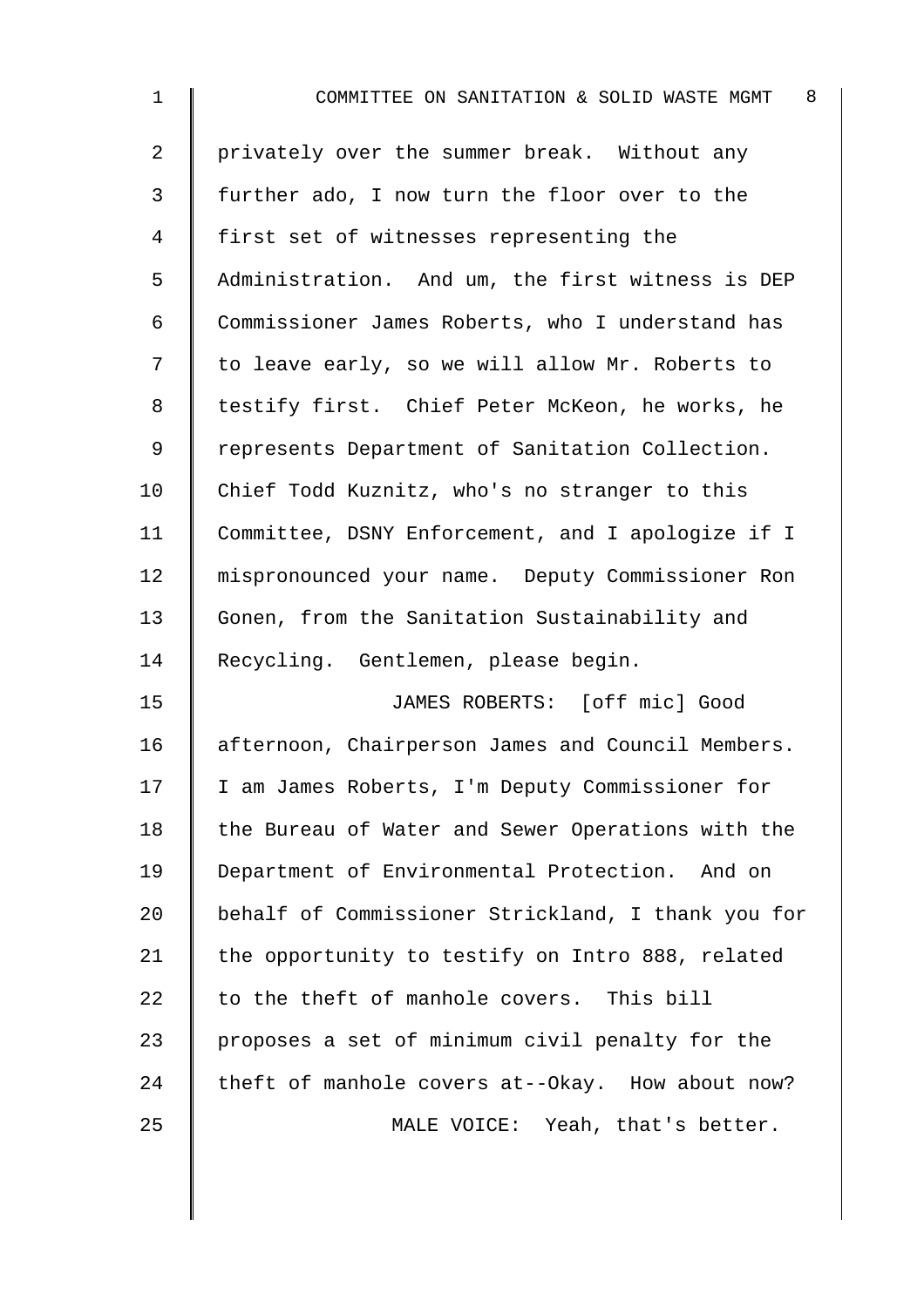privately over the summer break. Without any further ado, I now turn the floor over to the first set of witnesses representing the Administration. And um, the first witness is DEP Commissioner James Roberts, who I understand has to leave early, so we will allow Mr. Roberts to testify first. Chief Peter McKeon, he works, he represents Department of Sanitation Collection. Chief Todd Kuznitz, who's no stranger to this Committee, DSNY Enforcement, and I apologize if I mispronounced your name. Deputy Commissioner Ron Gonen, from the Sanitation Sustainability and Recycling. Gentlemen, please begin.

JAMES ROBERTS: [off mic] Good afternoon, Chairperson James and Council Members. I am James Roberts, I'm Deputy Commissioner for the Bureau of Water and Sewer Operations with the Department of Environmental Protection. And on behalf of Commissioner Strickland, I thank you for the opportunity to testify on Intro 888, related to the theft of manhole covers. This bill proposes a set of minimum civil penalty for the theft of manhole covers at--Okay. How about now?

MALE VOICE: Yeah, that's better.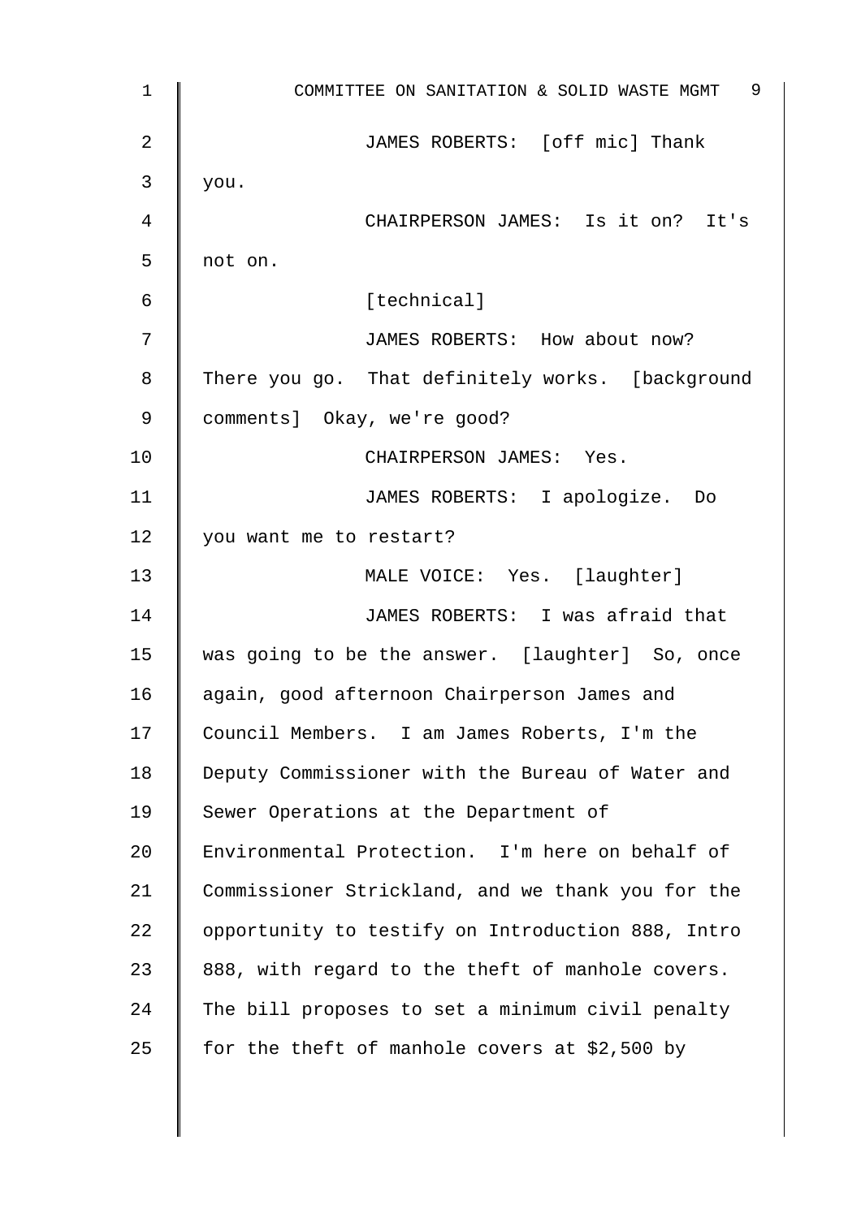JAMES ROBERTS: [off mic] Thank you.

CHAIRPERSON JAMES: Is it on? It's not on.

[technical]

JAMES ROBERTS: How about now? There you go. That definitely works. [background comments] Okay, we're good?

CHAIRPERSON JAMES: Yes.

JAMES ROBERTS: I apologize. Do you want me to restart?

MALE VOICE: Yes. [laughter]

JAMES ROBERTS: I was afraid that was going to be the answer. [laughter] So, once again, good afternoon Chairperson James and Council Members. I am James Roberts, I'm the Deputy Commissioner with the Bureau of Water and Sewer Operations at the Department of Environmental Protection. I'm here on behalf of Commissioner Strickland, and we thank you for the opportunity to testify on Introduction 888, Intro 888, with regard to the theft of manhole covers. The bill proposes to set a minimum civil penalty for the theft of manhole covers at $2,500 by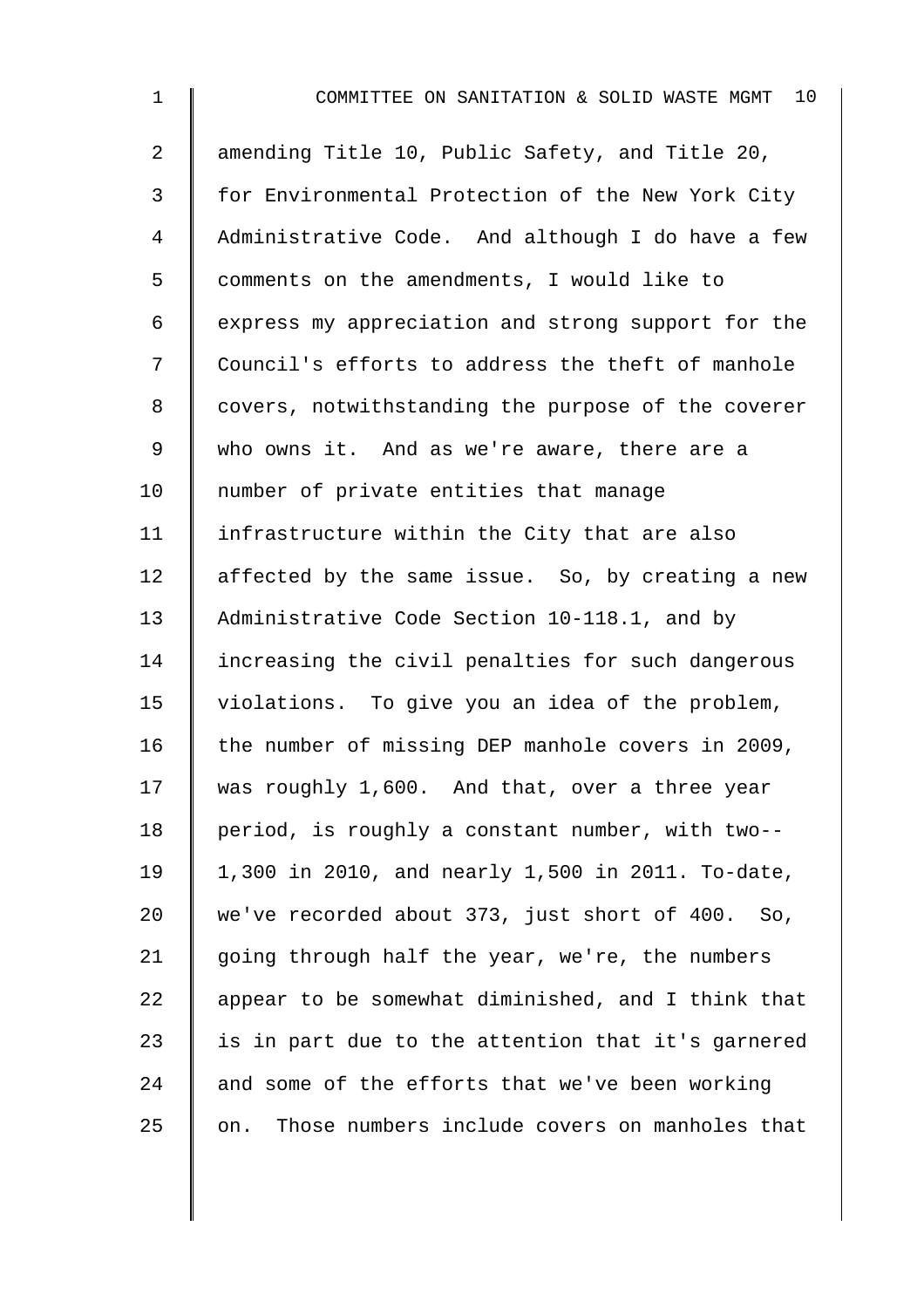amending Title 10, Public Safety, and Title 20, for Environmental Protection of the New York City Administrative Code. And although I do have a few comments on the amendments, I would like to express my appreciation and strong support for the Council's efforts to address the theft of manhole covers, notwithstanding the purpose of the coverer who owns it. And as we're aware, there are a number of private entities that manage infrastructure within the City that are also affected by the same issue. So, by creating a new Administrative Code Section 10-118.1, and by increasing the civil penalties for such dangerous violations. To give you an idea of the problem, the number of missing DEP manhole covers in 2009, was roughly 1,600. And that, over a three year period, is roughly a constant number, with two-- 1,300 in 2010, and nearly 1,500 in 2011. To-date, we've recorded about 373, just short of 400. So, going through half the year, we're, the numbers appear to be somewhat diminished, and I think that is in part due to the attention that it's garnered and some of the efforts that we've been working on. Those numbers include covers on manholes that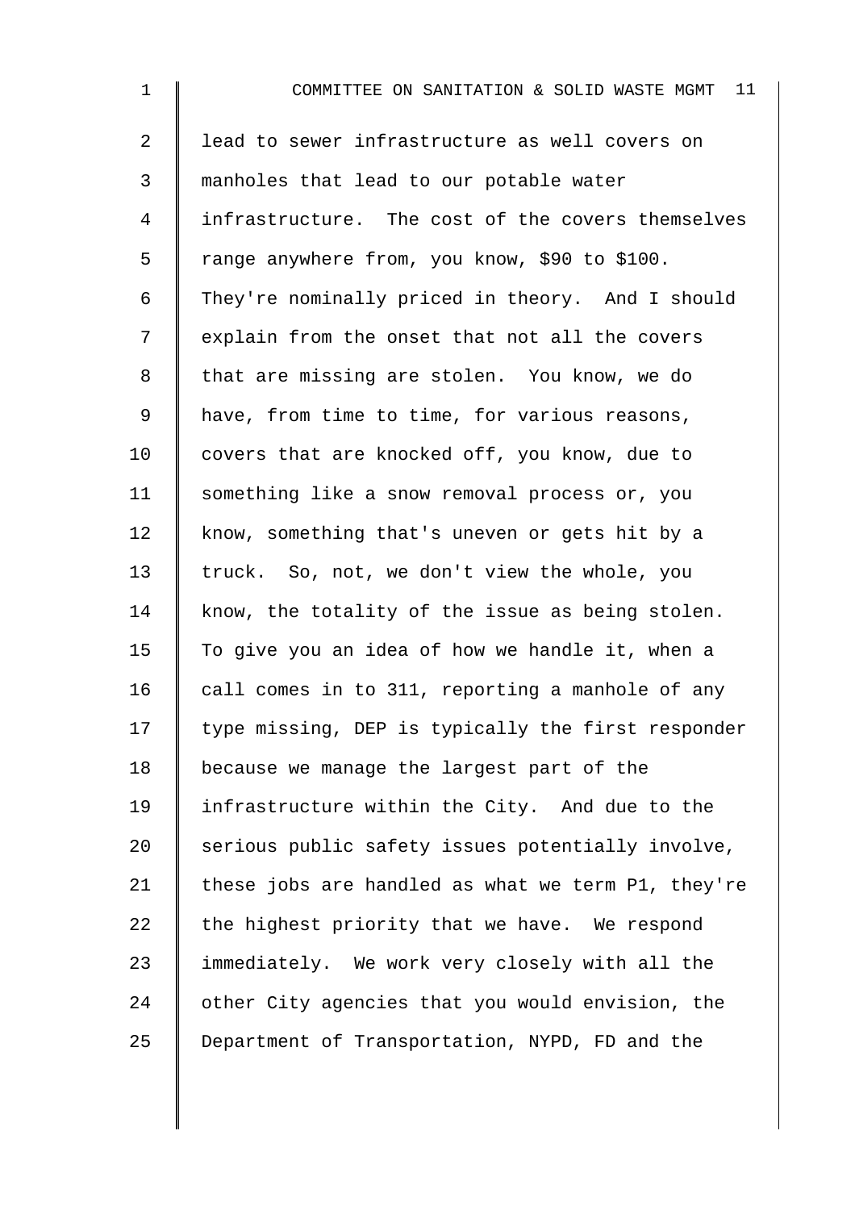lead to sewer infrastructure as well covers on manholes that lead to our potable water infrastructure. The cost of the covers themselves range anywhere from, you know, $90 to $100. They're nominally priced in theory. And I should explain from the onset that not all the covers that are missing are stolen. You know, we do have, from time to time, for various reasons, covers that are knocked off, you know, due to something like a snow removal process or, you know, something that's uneven or gets hit by a truck. So, not, we don't view the whole, you know, the totality of the issue as being stolen. To give you an idea of how we handle it, when a call comes in to 311, reporting a manhole of any type missing, DEP is typically the first responder because we manage the largest part of the infrastructure within the City. And due to the serious public safety issues potentially involve, these jobs are handled as what we term P1, they're the highest priority that we have. We respond immediately. We work very closely with all the other City agencies that you would envision, the Department of Transportation, NYPD, FD and the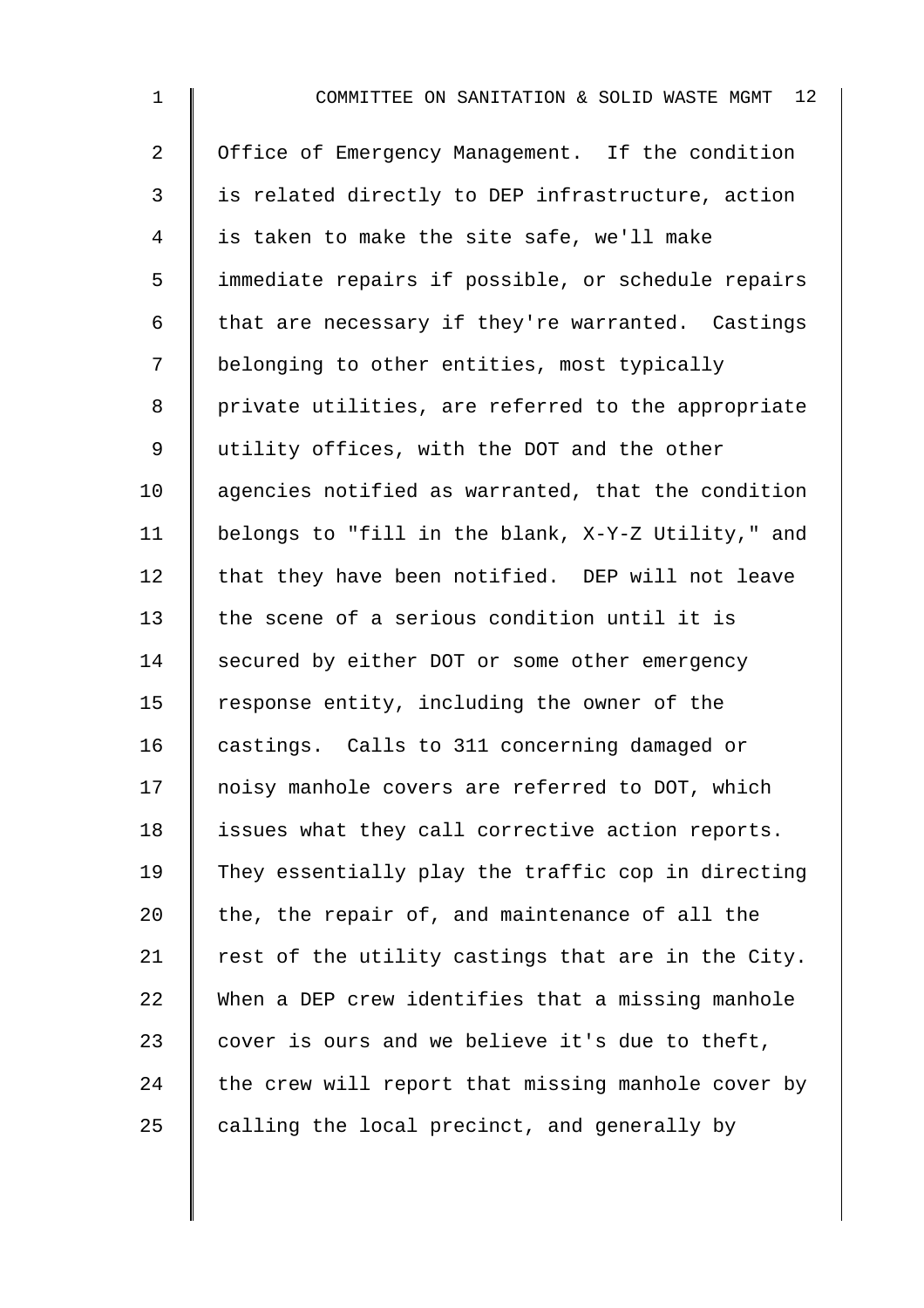Office of Emergency Management. If the condition is related directly to DEP infrastructure, action is taken to make the site safe, we'll make immediate repairs if possible, or schedule repairs that are necessary if they're warranted. Castings belonging to other entities, most typically private utilities, are referred to the appropriate utility offices, with the DOT and the other agencies notified as warranted, that the condition belongs to "fill in the blank, X-Y-Z Utility," and that they have been notified. DEP will not leave the scene of a serious condition until it is secured by either DOT or some other emergency response entity, including the owner of the castings. Calls to 311 concerning damaged or noisy manhole covers are referred to DOT, which issues what they call corrective action reports. They essentially play the traffic cop in directing the, the repair of, and maintenance of all the rest of the utility castings that are in the City. When a DEP crew identifies that a missing manhole cover is ours and we believe it's due to theft, the crew will report that missing manhole cover by calling the local precinct, and generally by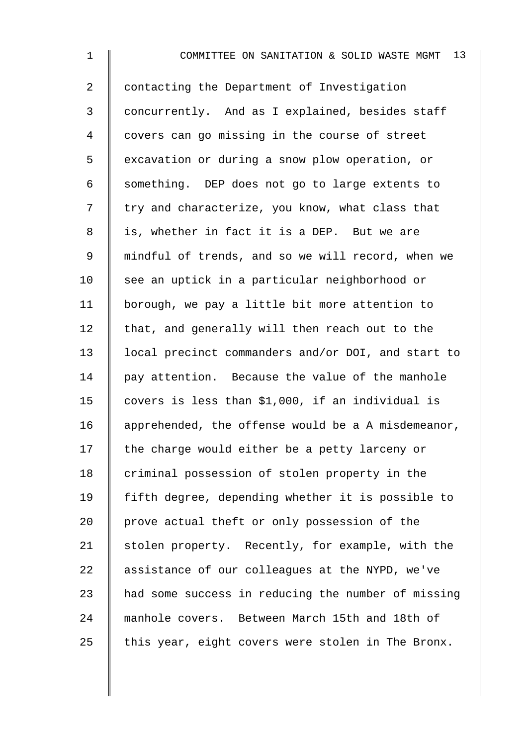contacting the Department of Investigation concurrently. And as I explained, besides staff covers can go missing in the course of street excavation or during a snow plow operation, or something. DEP does not go to large extents to try and characterize, you know, what class that is, whether in fact it is a DEP. But we are mindful of trends, and so we will record, when we see an uptick in a particular neighborhood or borough, we pay a little bit more attention to that, and generally will then reach out to the local precinct commanders and/or DOI, and start to pay attention. Because the value of the manhole covers is less than $1,000, if an individual is apprehended, the offense would be a A misdemeanor, the charge would either be a petty larceny or criminal possession of stolen property in the fifth degree, depending whether it is possible to prove actual theft or only possession of the stolen property. Recently, for example, with the assistance of our colleagues at the NYPD, we've had some success in reducing the number of missing manhole covers. Between March 15th and 18th of this year, eight covers were stolen in The Bronx.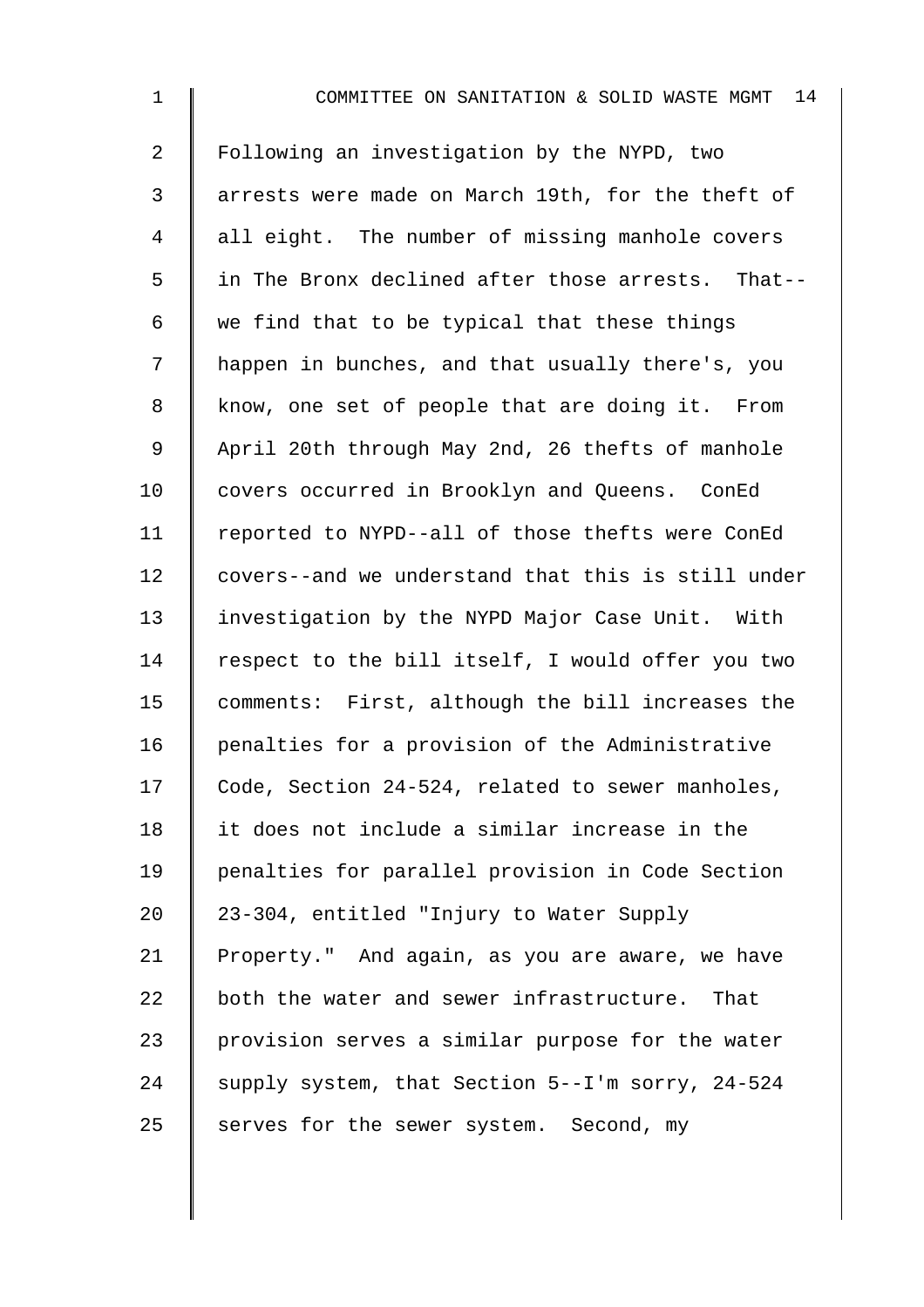Following an investigation by the NYPD, two arrests were made on March 19th, for the theft of all eight. The number of missing manhole covers in The Bronx declined after those arrests. That--we find that to be typical that these things happen in bunches, and that usually there's, you know, one set of people that are doing it. From April 20th through May 2nd, 26 thefts of manhole covers occurred in Brooklyn and Queens. ConEd reported to NYPD--all of those thefts were ConEd covers--and we understand that this is still under investigation by the NYPD Major Case Unit. With respect to the bill itself, I would offer you two comments: First, although the bill increases the penalties for a provision of the Administrative Code, Section 24-524, related to sewer manholes, it does not include a similar increase in the penalties for parallel provision in Code Section 23-304, entitled "Injury to Water Supply Property." And again, as you are aware, we have both the water and sewer infrastructure. That provision serves a similar purpose for the water supply system, that Section 5--I'm sorry, 24-524 serves for the sewer system. Second, my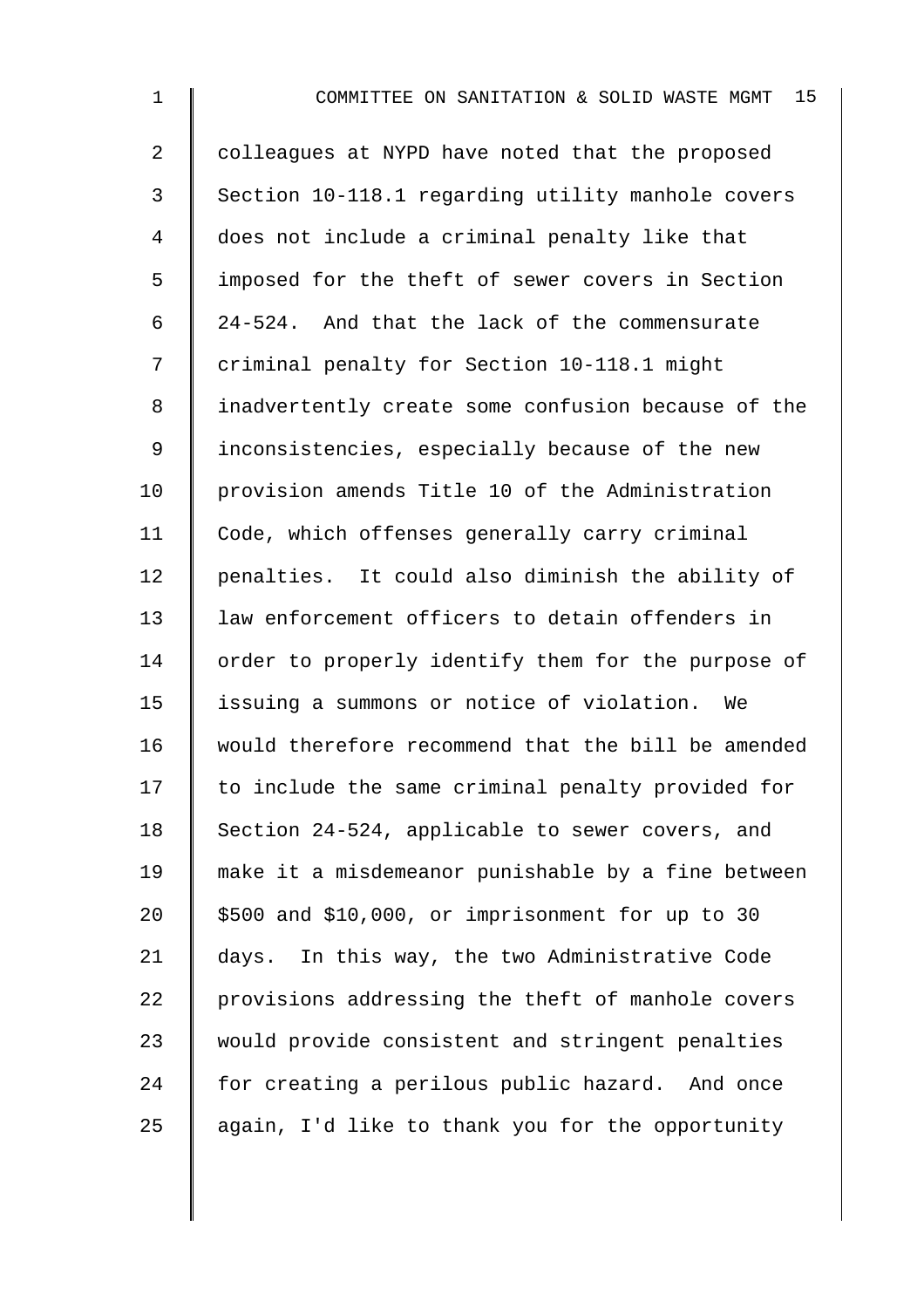colleagues at NYPD have noted that the proposed Section 10-118.1 regarding utility manhole covers does not include a criminal penalty like that imposed for the theft of sewer covers in Section 24-524. And that the lack of the commensurate criminal penalty for Section 10-118.1 might inadvertently create some confusion because of the inconsistencies, especially because of the new provision amends Title 10 of the Administration Code, which offenses generally carry criminal penalties. It could also diminish the ability of law enforcement officers to detain offenders in order to properly identify them for the purpose of issuing a summons or notice of violation. We would therefore recommend that the bill be amended to include the same criminal penalty provided for Section 24-524, applicable to sewer covers, and make it a misdemeanor punishable by a fine between $500 and $10,000, or imprisonment for up to 30 days. In this way, the two Administrative Code provisions addressing the theft of manhole covers would provide consistent and stringent penalties for creating a perilous public hazard. And once again, I'd like to thank you for the opportunity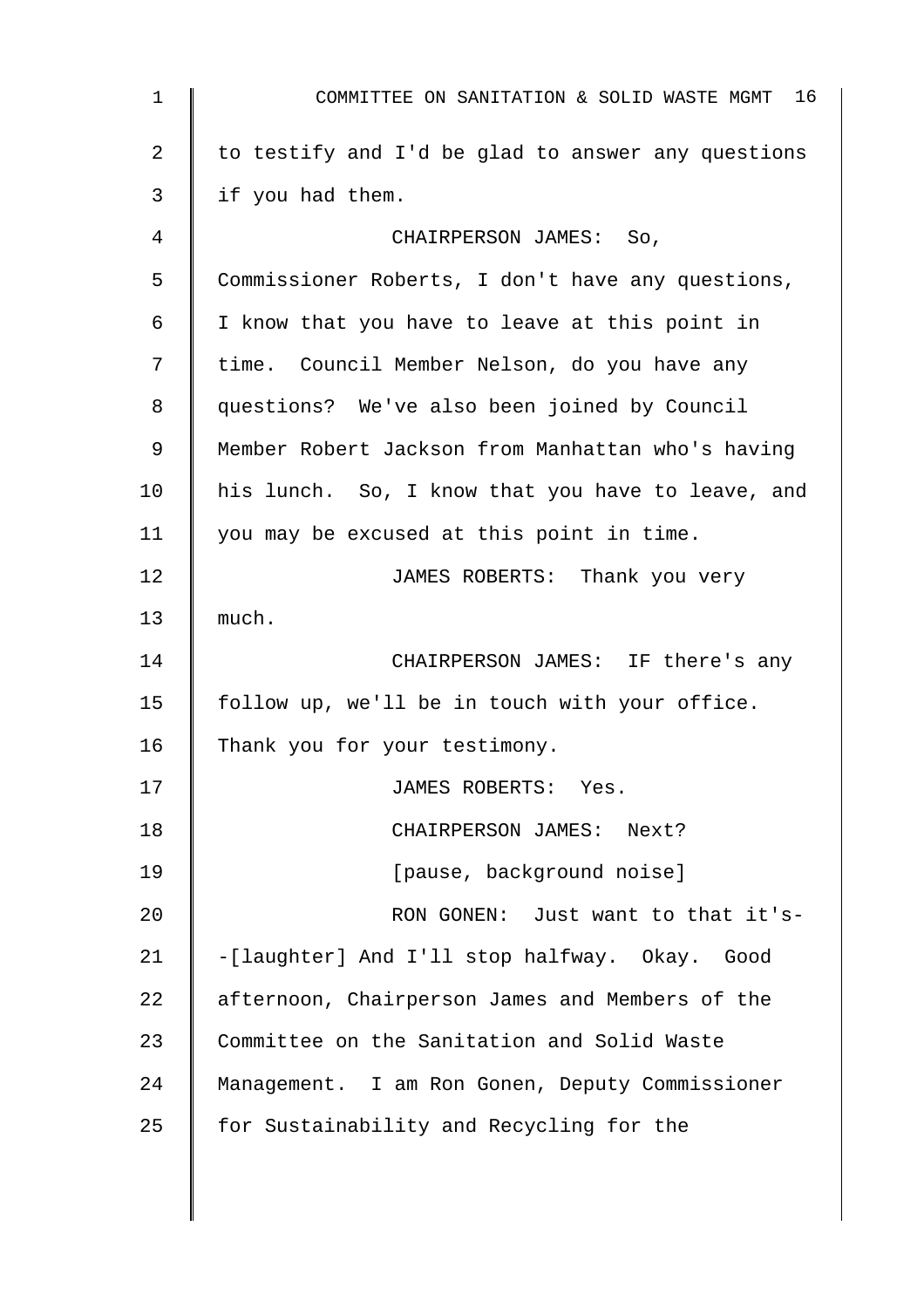to testify and I'd be glad to answer any questions if you had them.

CHAIRPERSON JAMES: So, Commissioner Roberts, I don't have any questions, I know that you have to leave at this point in time. Council Member Nelson, do you have any questions? We've also been joined by Council Member Robert Jackson from Manhattan who's having his lunch. So, I know that you have to leave, and you may be excused at this point in time.

JAMES ROBERTS: Thank you very much.

CHAIRPERSON JAMES: IF there's any follow up, we'll be in touch with your office. Thank you for your testimony.

JAMES ROBERTS: Yes.

CHAIRPERSON JAMES: Next?

[pause, background noise]

RON GONEN: Just want to that it's--[laughter] And I'll stop halfway. Okay. Good afternoon, Chairperson James and Members of the Committee on the Sanitation and Solid Waste Management. I am Ron Gonen, Deputy Commissioner for Sustainability and Recycling for the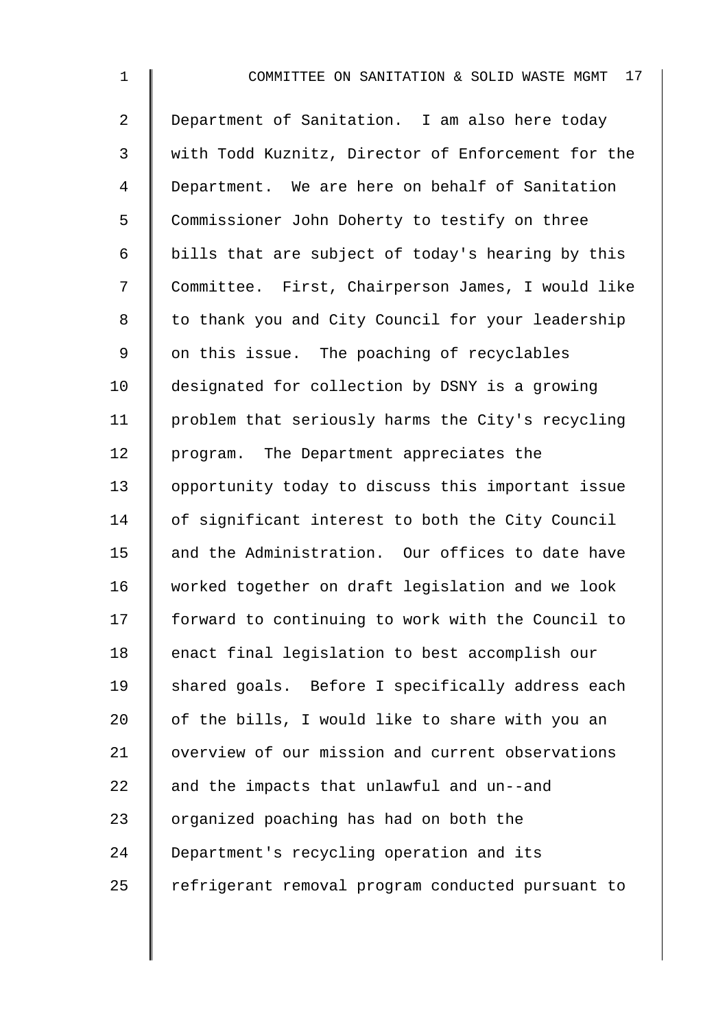Department of Sanitation. I am also here today with Todd Kuznitz, Director of Enforcement for the Department. We are here on behalf of Sanitation Commissioner John Doherty to testify on three bills that are subject of today's hearing by this Committee. First, Chairperson James, I would like to thank you and City Council for your leadership on this issue. The poaching of recyclables designated for collection by DSNY is a growing problem that seriously harms the City's recycling program. The Department appreciates the opportunity today to discuss this important issue of significant interest to both the City Council and the Administration. Our offices to date have worked together on draft legislation and we look forward to continuing to work with the Council to enact final legislation to best accomplish our shared goals. Before I specifically address each of the bills, I would like to share with you an overview of our mission and current observations and the impacts that unlawful and un--and organized poaching has had on both the Department's recycling operation and its refrigerant removal program conducted pursuant to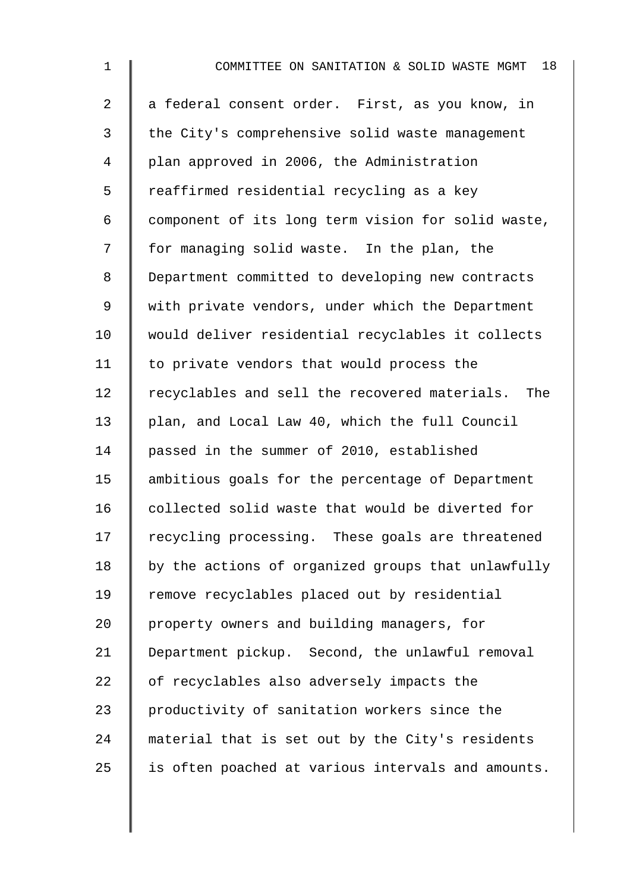a federal consent order. First, as you know, in the City's comprehensive solid waste management plan approved in 2006, the Administration reaffirmed residential recycling as a key component of its long term vision for solid waste, for managing solid waste. In the plan, the Department committed to developing new contracts with private vendors, under which the Department would deliver residential recyclables it collects to private vendors that would process the recyclables and sell the recovered materials. The plan, and Local Law 40, which the full Council passed in the summer of 2010, established ambitious goals for the percentage of Department collected solid waste that would be diverted for recycling processing. These goals are threatened by the actions of organized groups that unlawfully remove recyclables placed out by residential property owners and building managers, for Department pickup. Second, the unlawful removal of recyclables also adversely impacts the productivity of sanitation workers since the material that is set out by the City's residents is often poached at various intervals and amounts.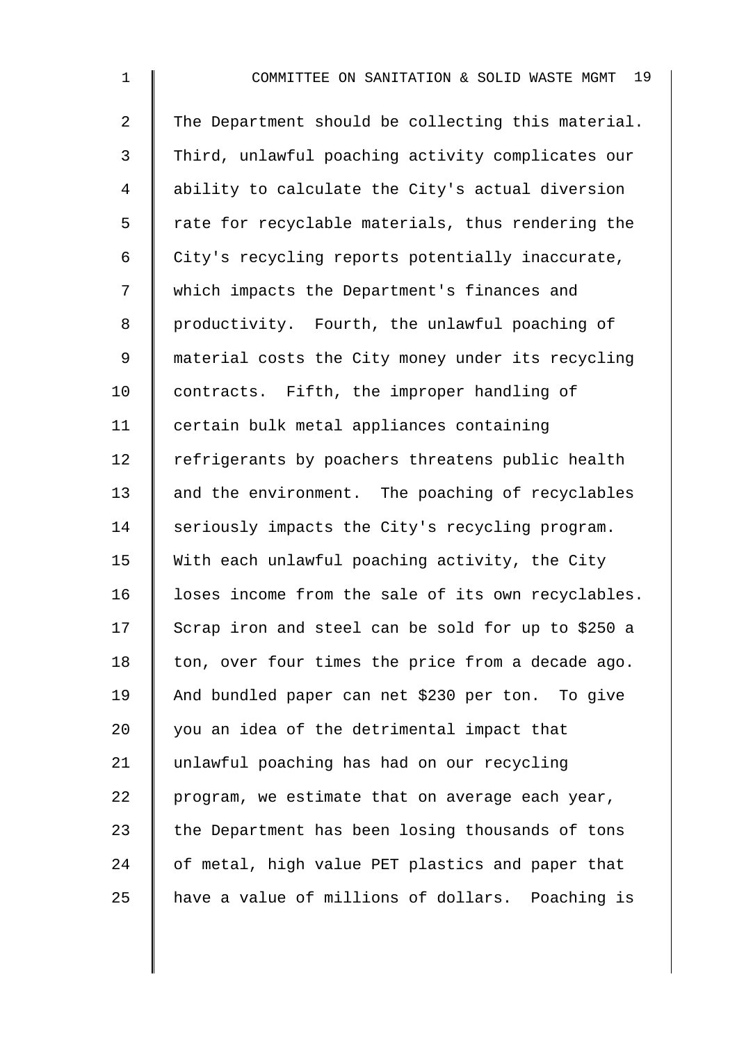The Department should be collecting this material. Third, unlawful poaching activity complicates our ability to calculate the City's actual diversion rate for recyclable materials, thus rendering the City's recycling reports potentially inaccurate, which impacts the Department's finances and productivity. Fourth, the unlawful poaching of material costs the City money under its recycling contracts. Fifth, the improper handling of certain bulk metal appliances containing refrigerants by poachers threatens public health and the environment. The poaching of recyclables seriously impacts the City's recycling program. With each unlawful poaching activity, the City loses income from the sale of its own recyclables. Scrap iron and steel can be sold for up to $250 a ton, over four times the price from a decade ago. And bundled paper can net $230 per ton. To give you an idea of the detrimental impact that unlawful poaching has had on our recycling program, we estimate that on average each year, the Department has been losing thousands of tons of metal, high value PET plastics and paper that have a value of millions of dollars. Poaching is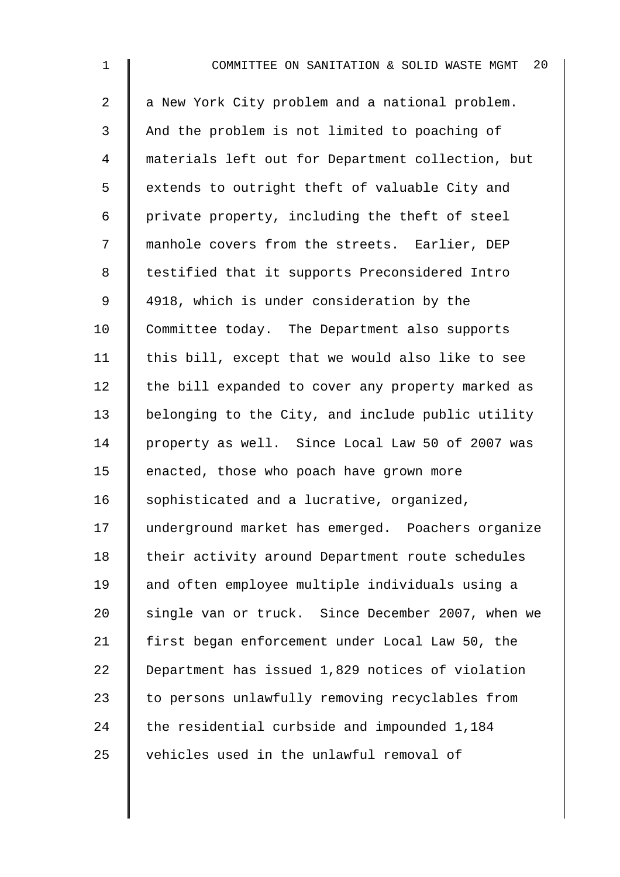a New York City problem and a national problem. And the problem is not limited to poaching of materials left out for Department collection, but extends to outright theft of valuable City and private property, including the theft of steel manhole covers from the streets. Earlier, DEP testified that it supports Preconsidered Intro 4918, which is under consideration by the Committee today. The Department also supports this bill, except that we would also like to see the bill expanded to cover any property marked as belonging to the City, and include public utility property as well. Since Local Law 50 of 2007 was enacted, those who poach have grown more sophisticated and a lucrative, organized, underground market has emerged. Poachers organize their activity around Department route schedules and often employee multiple individuals using a single van or truck. Since December 2007, when we first began enforcement under Local Law 50, the Department has issued 1,829 notices of violation to persons unlawfully removing recyclables from the residential curbside and impounded 1,184 vehicles used in the unlawful removal of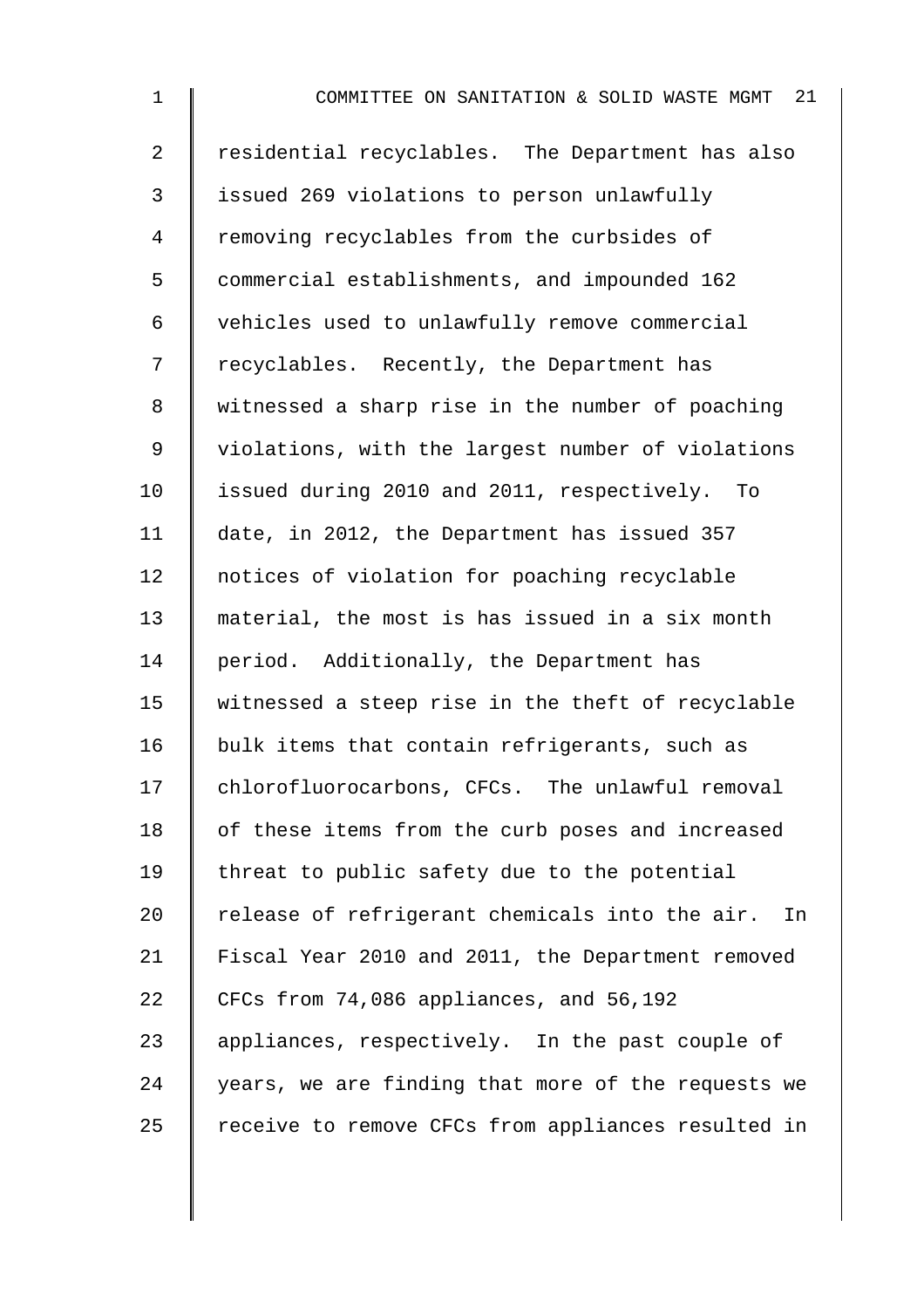residential recyclables. The Department has also issued 269 violations to person unlawfully removing recyclables from the curbsides of commercial establishments, and impounded 162 vehicles used to unlawfully remove commercial recyclables. Recently, the Department has witnessed a sharp rise in the number of poaching violations, with the largest number of violations issued during 2010 and 2011, respectively. To date, in 2012, the Department has issued 357 notices of violation for poaching recyclable material, the most is has issued in a six month period. Additionally, the Department has witnessed a steep rise in the theft of recyclable bulk items that contain refrigerants, such as chlorofluorocarbons, CFCs. The unlawful removal of these items from the curb poses and increased threat to public safety due to the potential release of refrigerant chemicals into the air. In Fiscal Year 2010 and 2011, the Department removed CFCs from 74,086 appliances, and 56,192 appliances, respectively. In the past couple of years, we are finding that more of the requests we receive to remove CFCs from appliances resulted in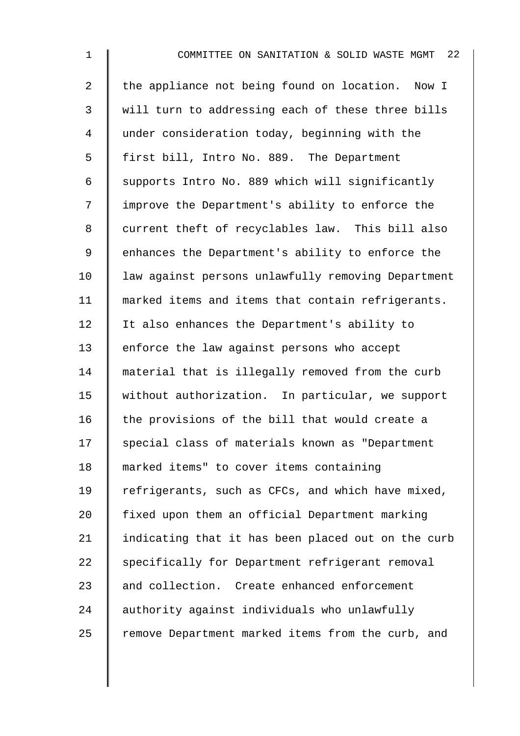the appliance not being found on location. Now I will turn to addressing each of these three bills under consideration today, beginning with the first bill, Intro No. 889. The Department supports Intro No. 889 which will significantly improve the Department's ability to enforce the current theft of recyclables law. This bill also enhances the Department's ability to enforce the law against persons unlawfully removing Department marked items and items that contain refrigerants. It also enhances the Department's ability to enforce the law against persons who accept material that is illegally removed from the curb without authorization. In particular, we support the provisions of the bill that would create a special class of materials known as "Department marked items" to cover items containing refrigerants, such as CFCs, and which have mixed, fixed upon them an official Department marking indicating that it has been placed out on the curb specifically for Department refrigerant removal and collection. Create enhanced enforcement authority against individuals who unlawfully remove Department marked items from the curb, and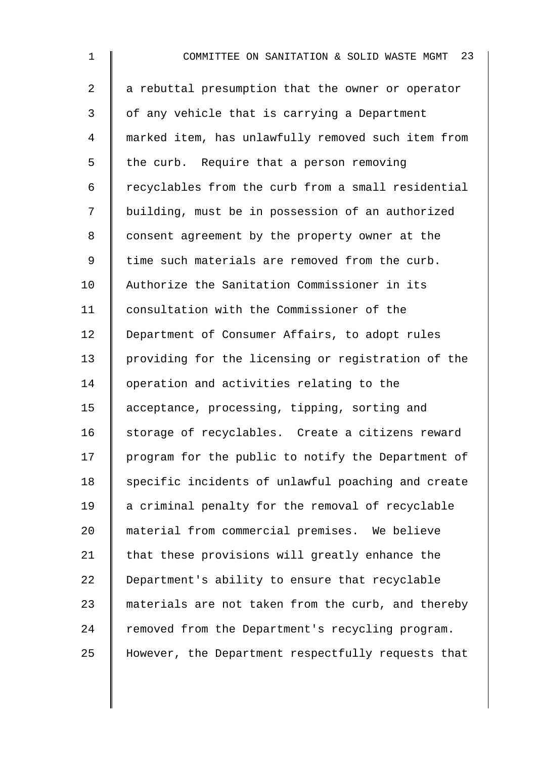a rebuttal presumption that the owner or operator of any vehicle that is carrying a Department marked item, has unlawfully removed such item from the curb. Require that a person removing recyclables from the curb from a small residential building, must be in possession of an authorized consent agreement by the property owner at the time such materials are removed from the curb. Authorize the Sanitation Commissioner in its consultation with the Commissioner of the Department of Consumer Affairs, to adopt rules providing for the licensing or registration of the operation and activities relating to the acceptance, processing, tipping, sorting and storage of recyclables. Create a citizens reward program for the public to notify the Department of specific incidents of unlawful poaching and create a criminal penalty for the removal of recyclable material from commercial premises. We believe that these provisions will greatly enhance the Department's ability to ensure that recyclable materials are not taken from the curb, and thereby removed from the Department's recycling program. However, the Department respectfully requests that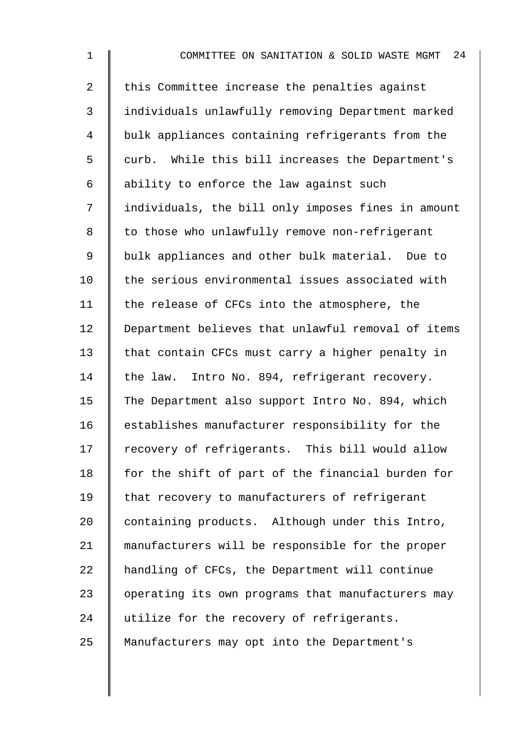this Committee increase the penalties against individuals unlawfully removing Department marked bulk appliances containing refrigerants from the curb. While this bill increases the Department's ability to enforce the law against such individuals, the bill only imposes fines in amount to those who unlawfully remove non-refrigerant bulk appliances and other bulk material. Due to the serious environmental issues associated with the release of CFCs into the atmosphere, the Department believes that unlawful removal of items that contain CFCs must carry a higher penalty in the law. Intro No. 894, refrigerant recovery. The Department also support Intro No. 894, which establishes manufacturer responsibility for the recovery of refrigerants. This bill would allow for the shift of part of the financial burden for that recovery to manufacturers of refrigerant containing products. Although under this Intro, manufacturers will be responsible for the proper handling of CFCs, the Department will continue operating its own programs that manufacturers may utilize for the recovery of refrigerants. Manufacturers may opt into the Department's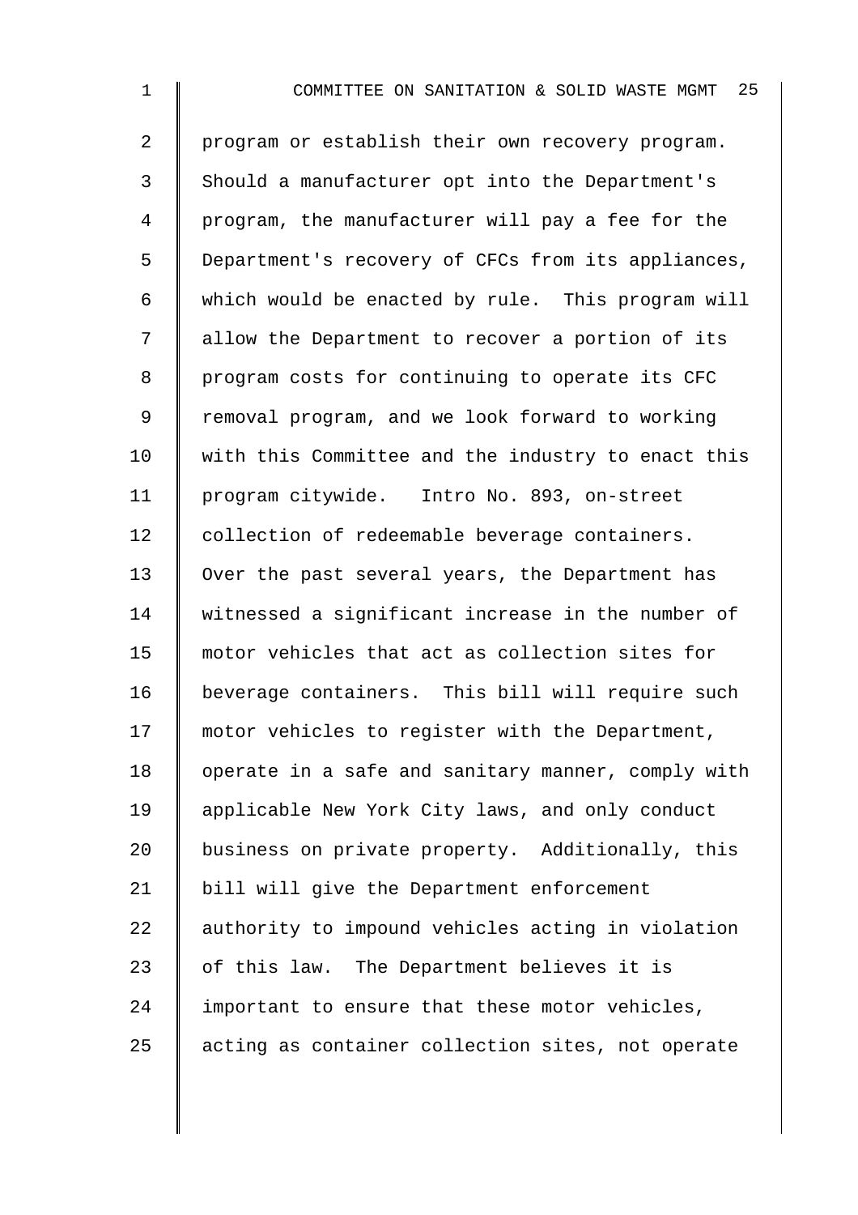program or establish their own recovery program. Should a manufacturer opt into the Department's program, the manufacturer will pay a fee for the Department's recovery of CFCs from its appliances, which would be enacted by rule. This program will allow the Department to recover a portion of its program costs for continuing to operate its CFC removal program, and we look forward to working with this Committee and the industry to enact this program citywide. Intro No. 893, on-street collection of redeemable beverage containers. Over the past several years, the Department has witnessed a significant increase in the number of motor vehicles that act as collection sites for beverage containers. This bill will require such motor vehicles to register with the Department, operate in a safe and sanitary manner, comply with applicable New York City laws, and only conduct business on private property. Additionally, this bill will give the Department enforcement authority to impound vehicles acting in violation of this law. The Department believes it is important to ensure that these motor vehicles, acting as container collection sites, not operate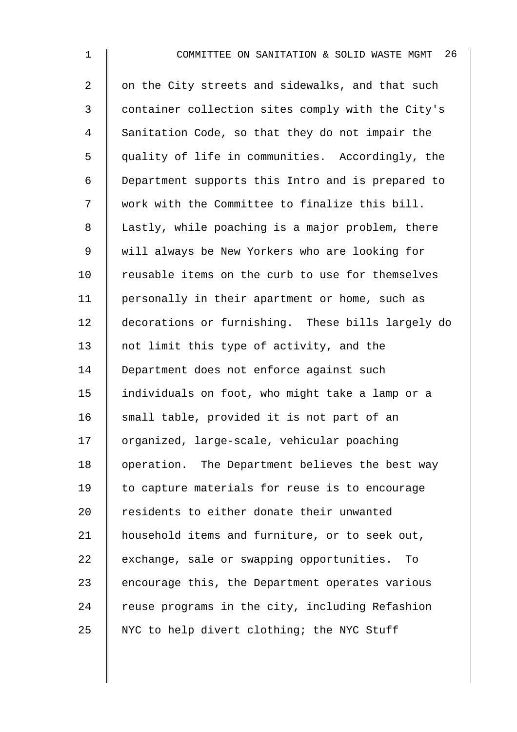on the City streets and sidewalks, and that such container collection sites comply with the City's Sanitation Code, so that they do not impair the quality of life in communities. Accordingly, the Department supports this Intro and is prepared to work with the Committee to finalize this bill. Lastly, while poaching is a major problem, there will always be New Yorkers who are looking for reusable items on the curb to use for themselves personally in their apartment or home, such as decorations or furnishing. These bills largely do not limit this type of activity, and the Department does not enforce against such individuals on foot, who might take a lamp or a small table, provided it is not part of an organized, large-scale, vehicular poaching operation. The Department believes the best way to capture materials for reuse is to encourage residents to either donate their unwanted household items and furniture, or to seek out, exchange, sale or swapping opportunities. To encourage this, the Department operates various reuse programs in the city, including Refashion NYC to help divert clothing; the NYC Stuff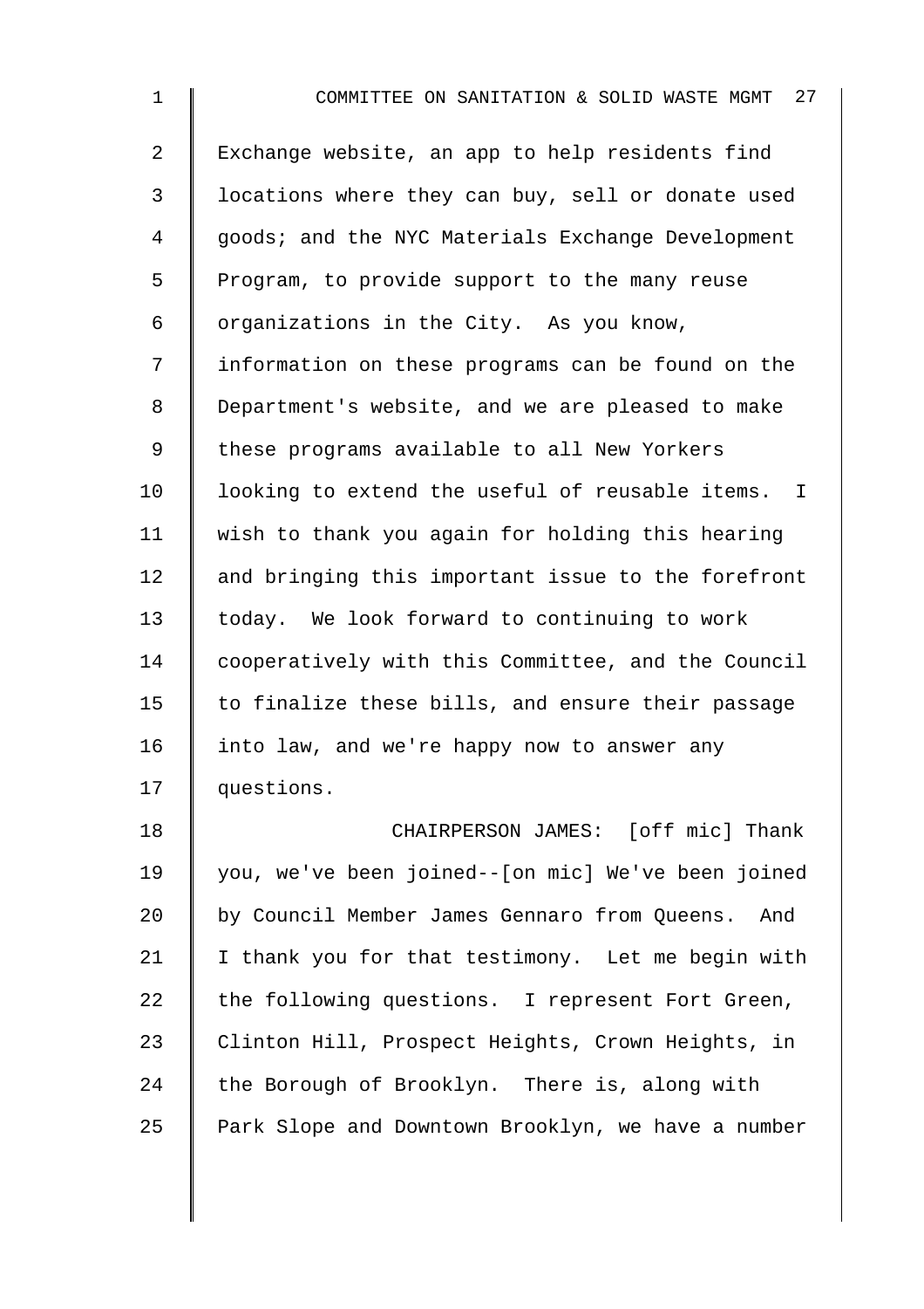Exchange website, an app to help residents find locations where they can buy, sell or donate used goods; and the NYC Materials Exchange Development Program, to provide support to the many reuse organizations in the City. As you know, information on these programs can be found on the Department's website, and we are pleased to make these programs available to all New Yorkers looking to extend the useful of reusable items. I wish to thank you again for holding this hearing and bringing this important issue to the forefront today. We look forward to continuing to work cooperatively with this Committee, and the Council to finalize these bills, and ensure their passage into law, and we're happy now to answer any questions.

CHAIRPERSON JAMES: [off mic] Thank you, we've been joined--[on mic] We've been joined by Council Member James Gennaro from Queens. And I thank you for that testimony. Let me begin with the following questions. I represent Fort Green, Clinton Hill, Prospect Heights, Crown Heights, in the Borough of Brooklyn. There is, along with Park Slope and Downtown Brooklyn, we have a number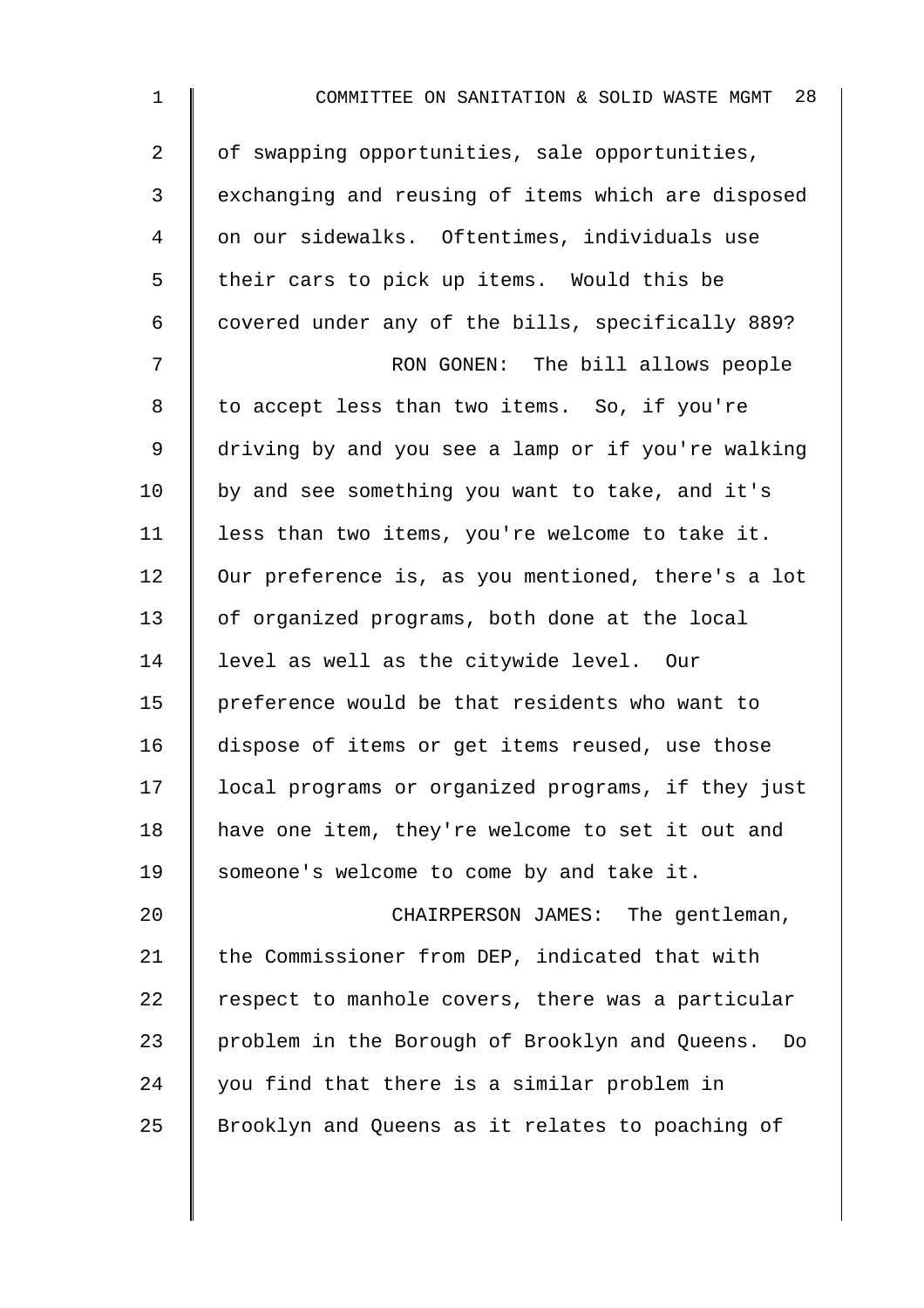of swapping opportunities, sale opportunities, exchanging and reusing of items which are disposed on our sidewalks. Oftentimes, individuals use their cars to pick up items. Would this be covered under any of the bills, specifically 889?

RON GONEN: The bill allows people to accept less than two items. So, if you're driving by and you see a lamp or if you're walking by and see something you want to take, and it's less than two items, you're welcome to take it. Our preference is, as you mentioned, there's a lot of organized programs, both done at the local level as well as the citywide level. Our preference would be that residents who want to dispose of items or get items reused, use those local programs or organized programs, if they just have one item, they're welcome to set it out and someone's welcome to come by and take it.

CHAIRPERSON JAMES: The gentleman, the Commissioner from DEP, indicated that with respect to manhole covers, there was a particular problem in the Borough of Brooklyn and Queens. Do you find that there is a similar problem in Brooklyn and Queens as it relates to poaching of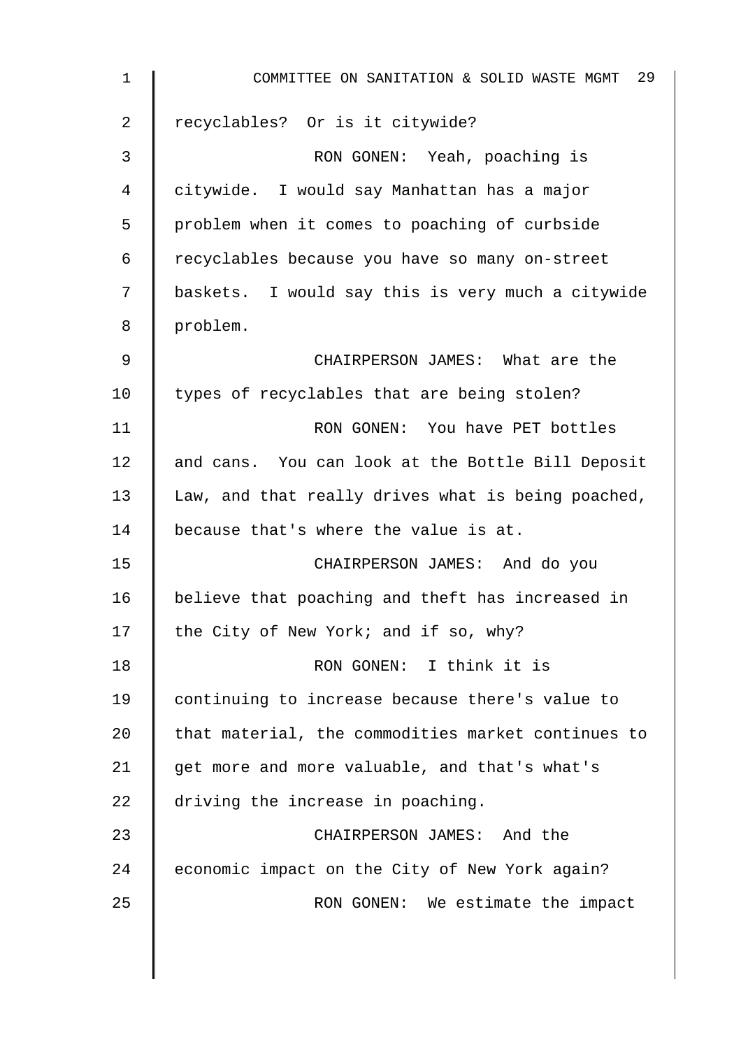recyclables? Or is it citywide?

RON GONEN: Yeah, poaching is citywide. I would say Manhattan has a major problem when it comes to poaching of curbside recyclables because you have so many on-street baskets. I would say this is very much a citywide problem.

CHAIRPERSON JAMES: What are the types of recyclables that are being stolen?

RON GONEN: You have PET bottles and cans. You can look at the Bottle Bill Deposit Law, and that really drives what is being poached, because that's where the value is at.

CHAIRPERSON JAMES: And do you believe that poaching and theft has increased in the City of New York; and if so, why?

RON GONEN: I think it is continuing to increase because there's value to that material, the commodities market continues to get more and more valuable, and that's what's driving the increase in poaching.

CHAIRPERSON JAMES: And the economic impact on the City of New York again?

RON GONEN: We estimate the impact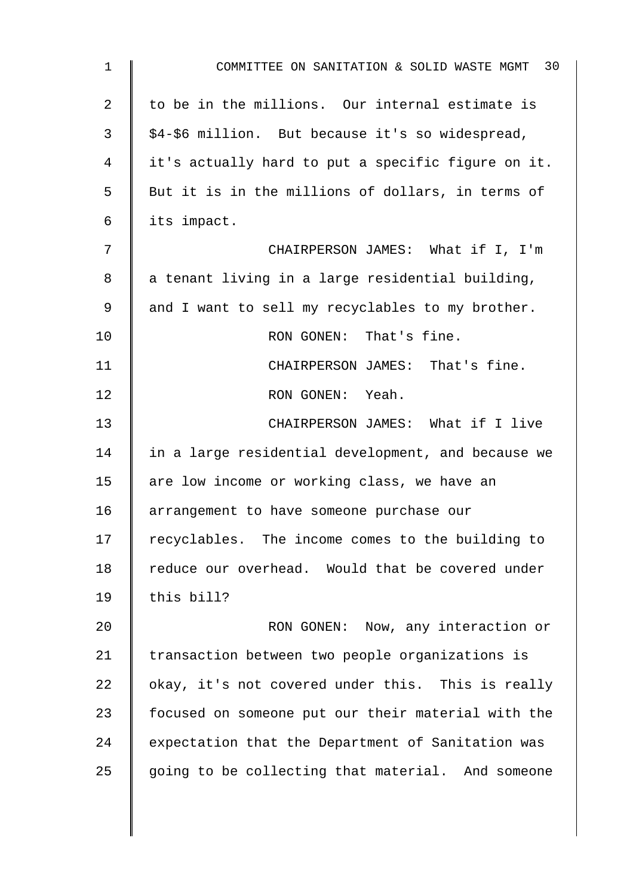to be in the millions. Our internal estimate is $4-$6 million. But because it's so widespread, it's actually hard to put a specific figure on it. But it is in the millions of dollars, in terms of its impact.

CHAIRPERSON JAMES: What if I, I'm a tenant living in a large residential building, and I want to sell my recyclables to my brother.

RON GONEN: That's fine.

CHAIRPERSON JAMES: That's fine.

RON GONEN: Yeah.

CHAIRPERSON JAMES: What if I live in a large residential development, and because we are low income or working class, we have an arrangement to have someone purchase our recyclables. The income comes to the building to reduce our overhead. Would that be covered under this bill?

RON GONEN: Now, any interaction or transaction between two people organizations is okay, it's not covered under this. This is really focused on someone put our their material with the expectation that the Department of Sanitation was going to be collecting that material. And someone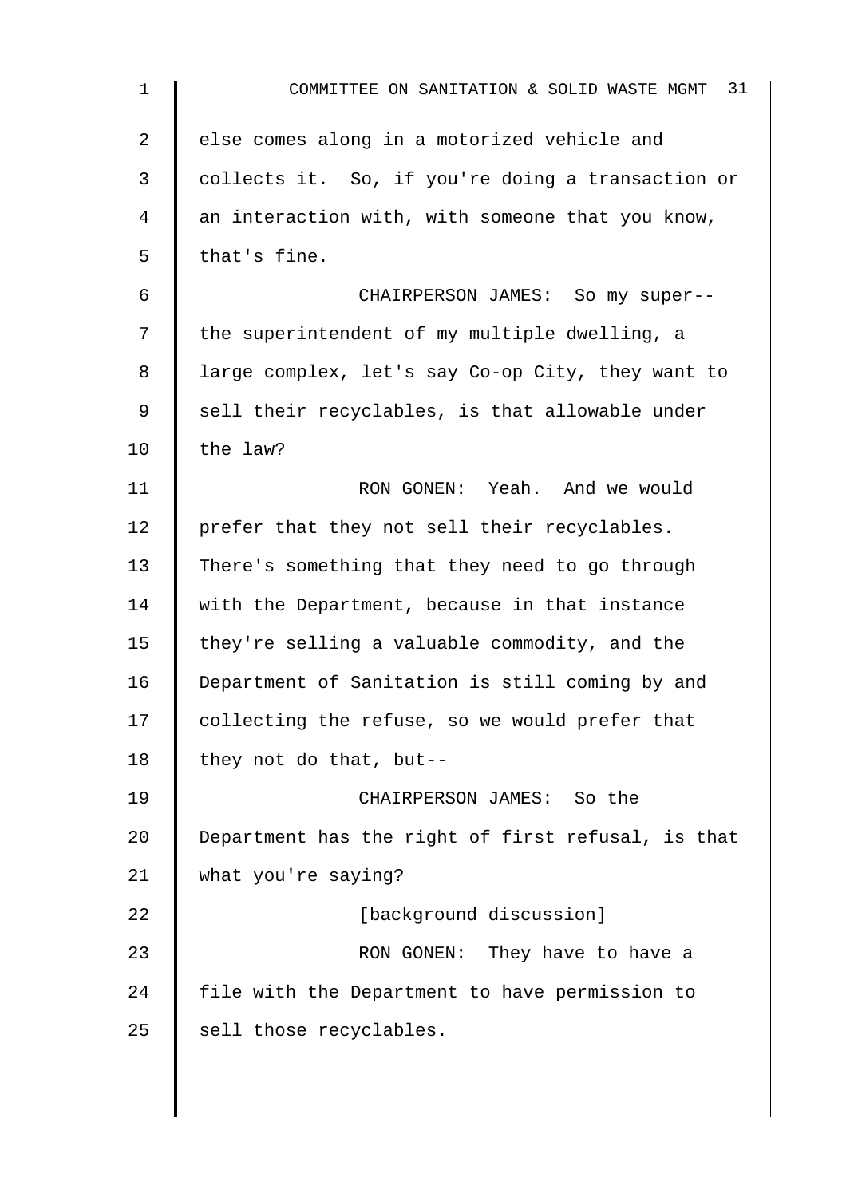else comes along in a motorized vehicle and collects it. So, if you're doing a transaction or an interaction with, with someone that you know, that's fine.

CHAIRPERSON JAMES: So my super-- the superintendent of my multiple dwelling, a large complex, let's say Co-op City, they want to sell their recyclables, is that allowable under the law?

RON GONEN: Yeah. And we would prefer that they not sell their recyclables. There's something that they need to go through with the Department, because in that instance they're selling a valuable commodity, and the Department of Sanitation is still coming by and collecting the refuse, so we would prefer that they not do that, but--

CHAIRPERSON JAMES: So the Department has the right of first refusal, is that what you're saying?

[background discussion]

RON GONEN: They have to have a file with the Department to have permission to sell those recyclables.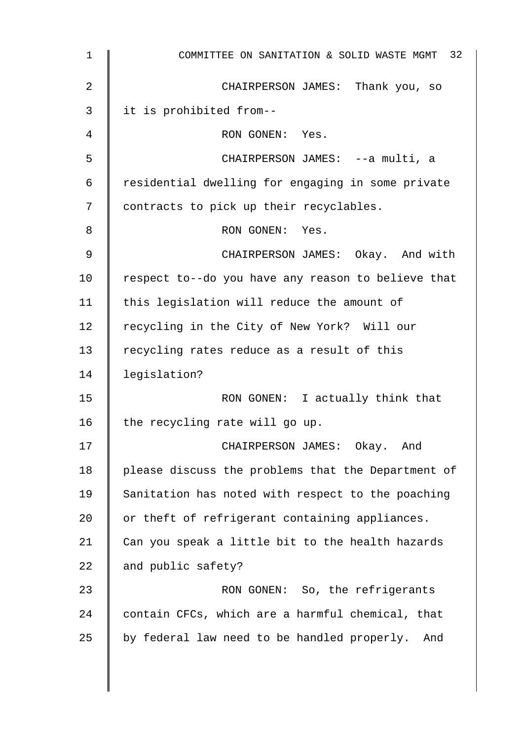CHAIRPERSON JAMES: Thank you, so it is prohibited from--

RON GONEN: Yes.

CHAIRPERSON JAMES: --a multi, a residential dwelling for engaging in some private contracts to pick up their recyclables.

RON GONEN: Yes.

CHAIRPERSON JAMES: Okay. And with respect to--do you have any reason to believe that this legislation will reduce the amount of recycling in the City of New York? Will our recycling rates reduce as a result of this legislation?

RON GONEN: I actually think that the recycling rate will go up.

CHAIRPERSON JAMES: Okay. And please discuss the problems that the Department of Sanitation has noted with respect to the poaching or theft of refrigerant containing appliances. Can you speak a little bit to the health hazards and public safety?

RON GONEN: So, the refrigerants contain CFCs, which are a harmful chemical, that by federal law need to be handled properly. And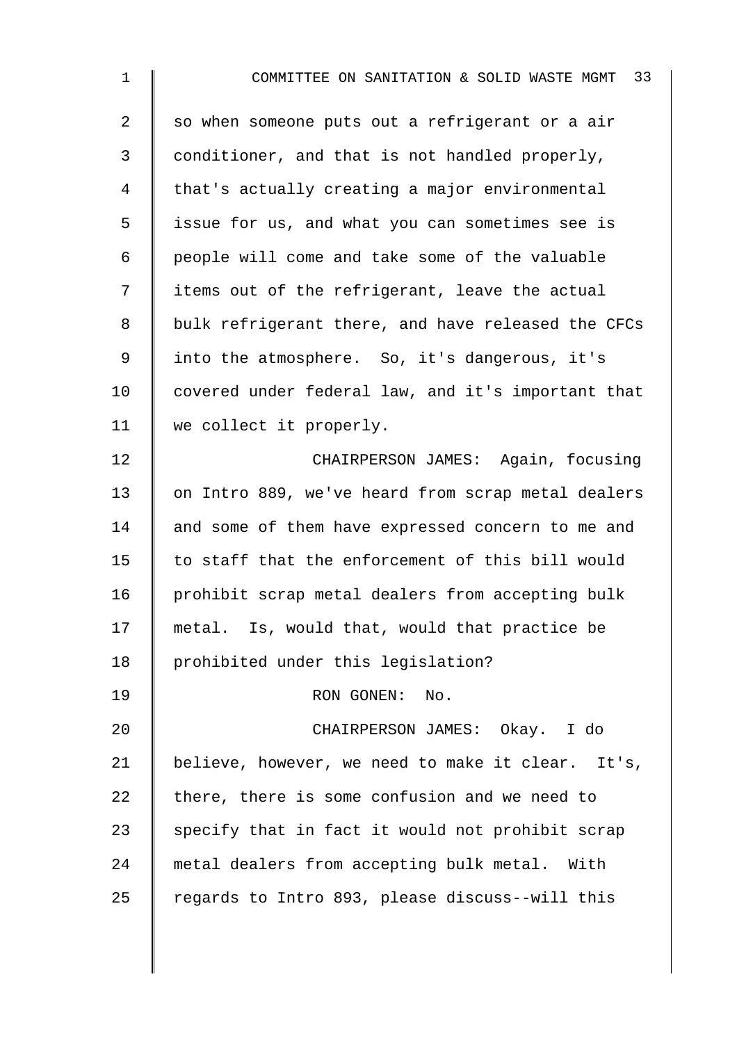so when someone puts out a refrigerant or a air conditioner, and that is not handled properly, that's actually creating a major environmental issue for us, and what you can sometimes see is people will come and take some of the valuable items out of the refrigerant, leave the actual bulk refrigerant there, and have released the CFCs into the atmosphere. So, it's dangerous, it's covered under federal law, and it's important that we collect it properly.

CHAIRPERSON JAMES: Again, focusing on Intro 889, we've heard from scrap metal dealers and some of them have expressed concern to me and to staff that the enforcement of this bill would prohibit scrap metal dealers from accepting bulk metal. Is, would that, would that practice be prohibited under this legislation?

RON GONEN: No.

CHAIRPERSON JAMES: Okay. I do believe, however, we need to make it clear. It's, there, there is some confusion and we need to specify that in fact it would not prohibit scrap metal dealers from accepting bulk metal. With regards to Intro 893, please discuss--will this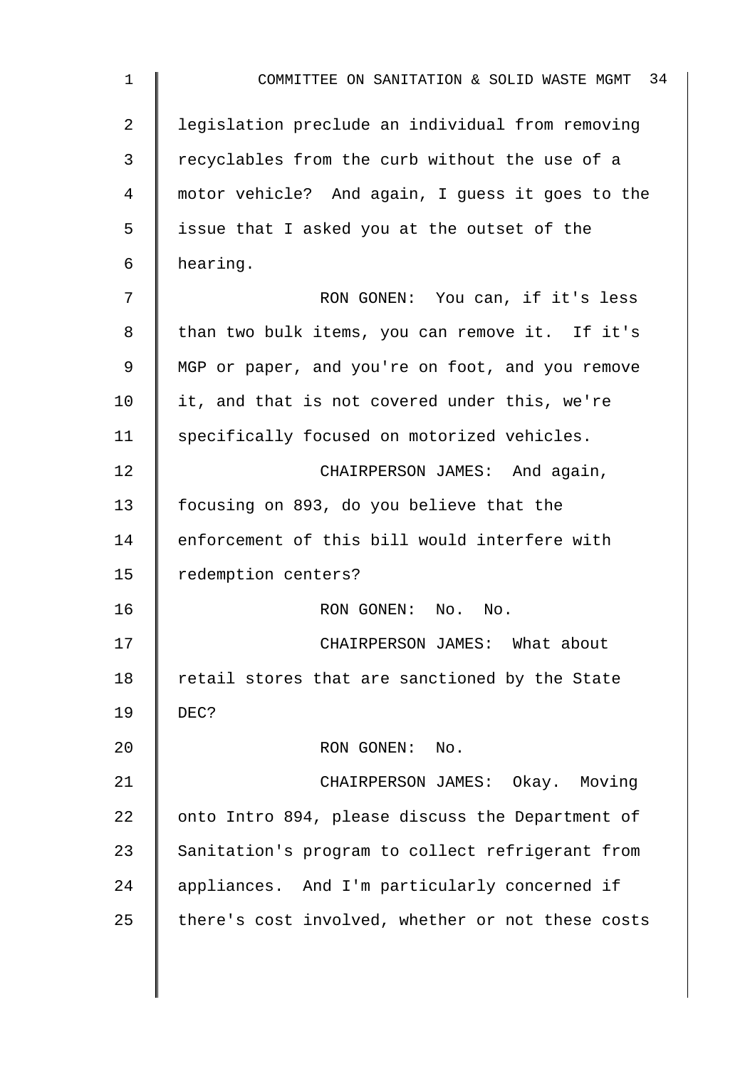legislation preclude an individual from removing recyclables from the curb without the use of a motor vehicle? And again, I guess it goes to the issue that I asked you at the outset of the hearing.

RON GONEN: You can, if it's less than two bulk items, you can remove it. If it's MGP or paper, and you're on foot, and you remove it, and that is not covered under this, we're specifically focused on motorized vehicles.

CHAIRPERSON JAMES: And again, focusing on 893, do you believe that the enforcement of this bill would interfere with redemption centers?

RON GONEN: No. No.

CHAIRPERSON JAMES: What about retail stores that are sanctioned by the State DEC?

RON GONEN: No.

CHAIRPERSON JAMES: Okay. Moving onto Intro 894, please discuss the Department of Sanitation's program to collect refrigerant from appliances. And I'm particularly concerned if there's cost involved, whether or not these costs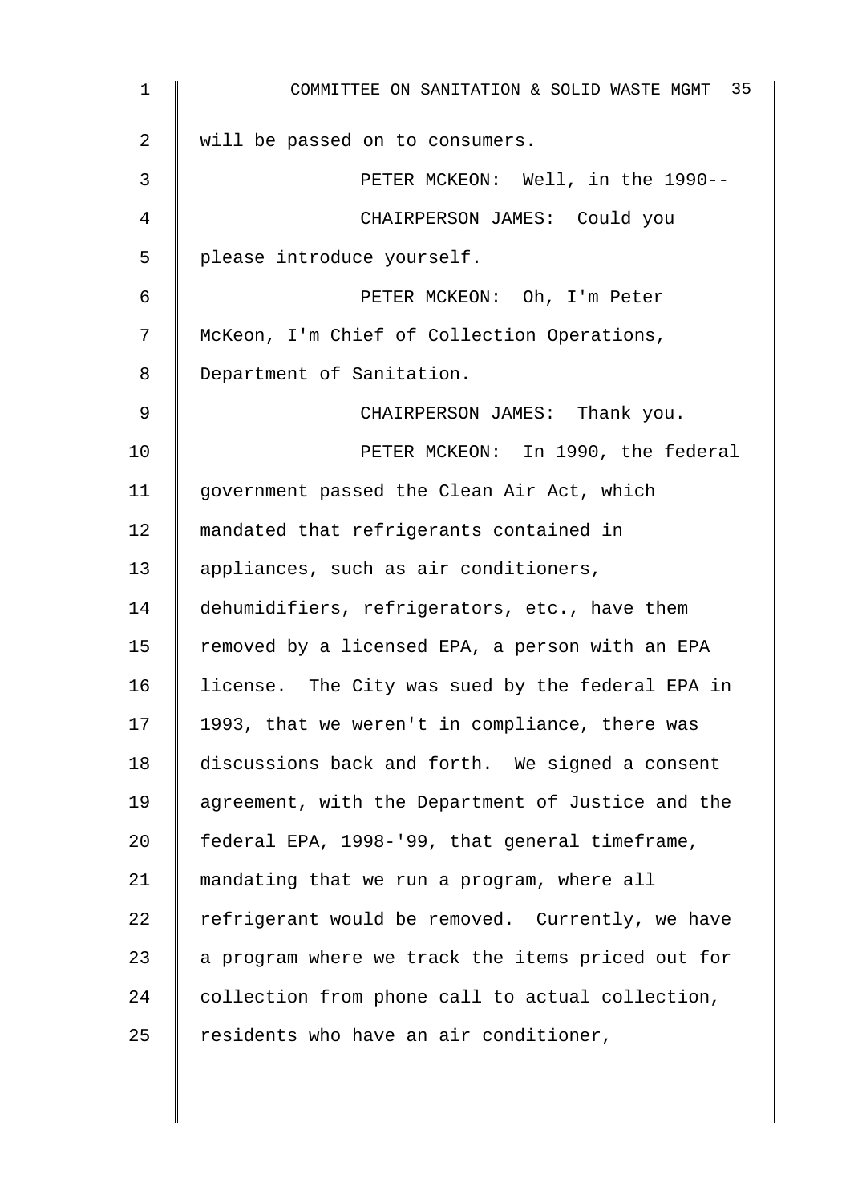will be passed on to consumers.

PETER MCKEON: Well, in the 1990--

CHAIRPERSON JAMES: Could you please introduce yourself.

PETER MCKEON: Oh, I'm Peter McKeon, I'm Chief of Collection Operations, Department of Sanitation.

CHAIRPERSON JAMES: Thank you.

PETER MCKEON: In 1990, the federal government passed the Clean Air Act, which mandated that refrigerants contained in appliances, such as air conditioners, dehumidifiers, refrigerators, etc., have them removed by a licensed EPA, a person with an EPA license. The City was sued by the federal EPA in 1993, that we weren't in compliance, there was discussions back and forth. We signed a consent agreement, with the Department of Justice and the federal EPA, 1998-'99, that general timeframe, mandating that we run a program, where all refrigerant would be removed. Currently, we have a program where we track the items priced out for collection from phone call to actual collection, residents who have an air conditioner,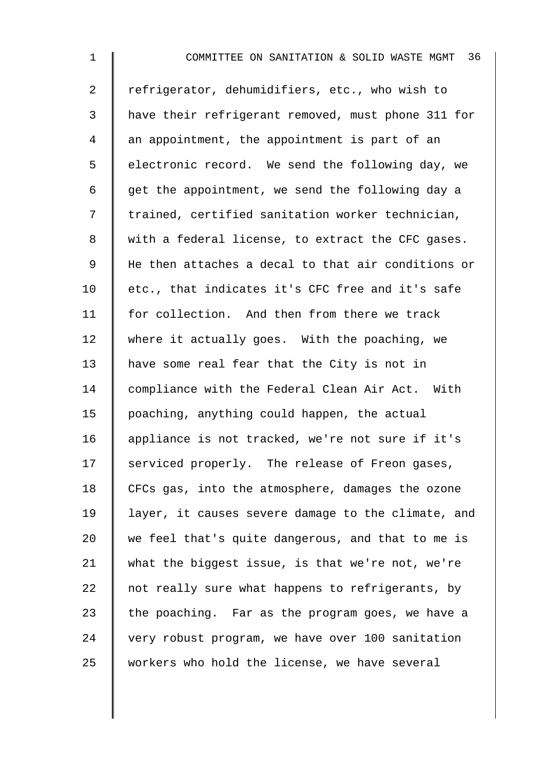refrigerator, dehumidifiers, etc., who wish to have their refrigerant removed, must phone 311 for an appointment, the appointment is part of an electronic record. We send the following day, we get the appointment, we send the following day a trained, certified sanitation worker technician, with a federal license, to extract the CFC gases. He then attaches a decal to that air conditions or etc., that indicates it's CFC free and it's safe for collection. And then from there we track where it actually goes. With the poaching, we have some real fear that the City is not in compliance with the Federal Clean Air Act. With poaching, anything could happen, the actual appliance is not tracked, we're not sure if it's serviced properly. The release of Freon gases, CFCs gas, into the atmosphere, damages the ozone layer, it causes severe damage to the climate, and we feel that's quite dangerous, and that to me is what the biggest issue, is that we're not, we're not really sure what happens to refrigerants, by the poaching. Far as the program goes, we have a very robust program, we have over 100 sanitation workers who hold the license, we have several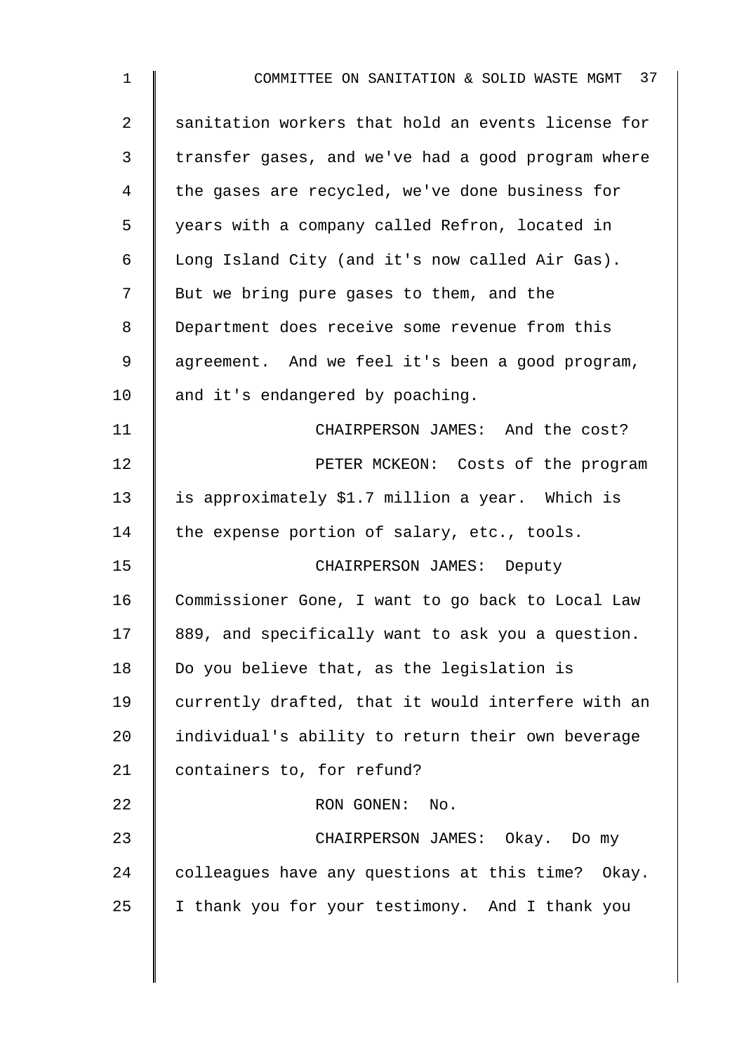sanitation workers that hold an events license for transfer gases, and we've had a good program where the gases are recycled, we've done business for years with a company called Refron, located in Long Island City (and it's now called Air Gas). But we bring pure gases to them, and the Department does receive some revenue from this agreement. And we feel it's been a good program, and it's endangered by poaching.

CHAIRPERSON JAMES: And the cost?

PETER MCKEON: Costs of the program is approximately $1.7 million a year. Which is the expense portion of salary, etc., tools.

CHAIRPERSON JAMES: Deputy Commissioner Gone, I want to go back to Local Law 889, and specifically want to ask you a question. Do you believe that, as the legislation is currently drafted, that it would interfere with an individual's ability to return their own beverage containers to, for refund?

RON GONEN: No.

CHAIRPERSON JAMES: Okay. Do my colleagues have any questions at this time? Okay. I thank you for your testimony. And I thank you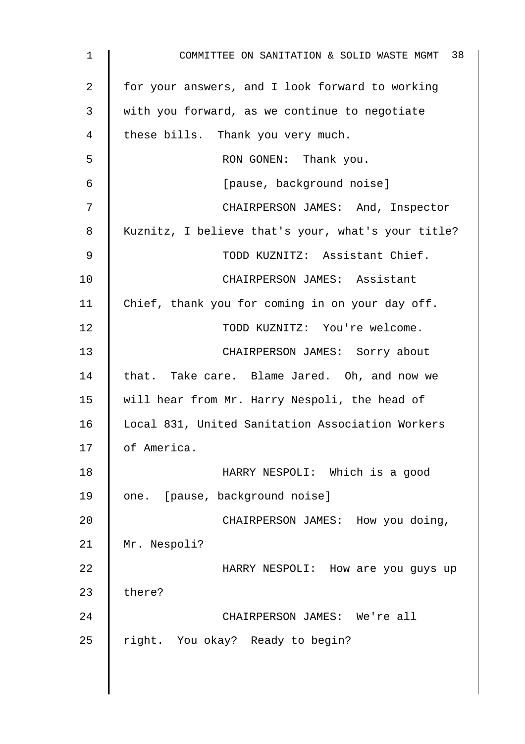for your answers, and I look forward to working with you forward, as we continue to negotiate these bills. Thank you very much.

RON GONEN: Thank you.

[pause, background noise]

CHAIRPERSON JAMES: And, Inspector Kuznitz, I believe that's your, what's your title?

TODD KUZNITZ: Assistant Chief.

CHAIRPERSON JAMES: Assistant Chief, thank you for coming in on your day off.

TODD KUZNITZ: You're welcome.

CHAIRPERSON JAMES: Sorry about that. Take care. Blame Jared. Oh, and now we will hear from Mr. Harry Nespoli, the head of Local 831, United Sanitation Association Workers of America.

HARRY NESPOLI: Which is a good one. [pause, background noise]

CHAIRPERSON JAMES: How you doing, Mr. Nespoli?

HARRY NESPOLI: How are you guys up there?

CHAIRPERSON JAMES: We're all right. You okay? Ready to begin?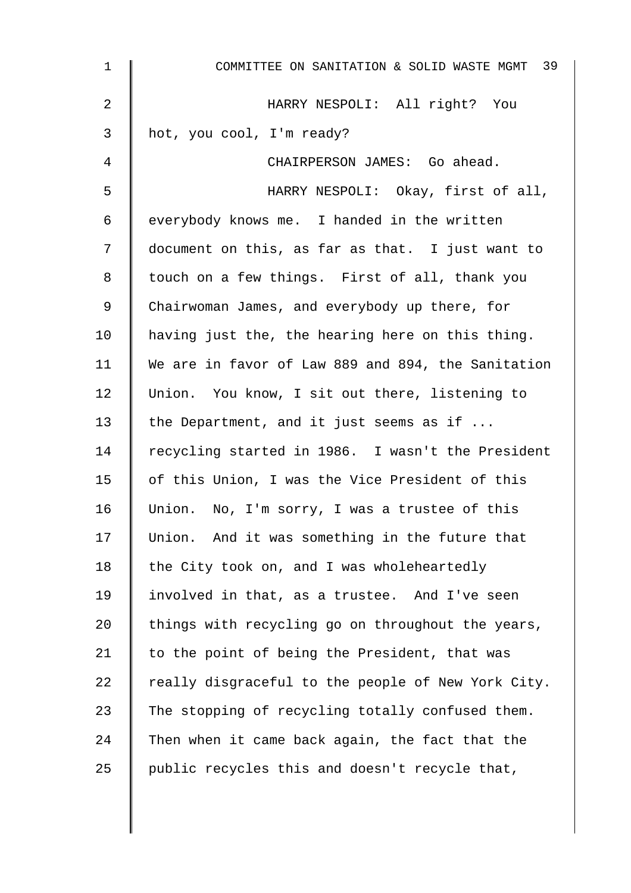HARRY NESPOLI: All right? You hot, you cool, I'm ready?

CHAIRPERSON JAMES: Go ahead.

HARRY NESPOLI: Okay, first of all, everybody knows me. I handed in the written document on this, as far as that. I just want to touch on a few things. First of all, thank you Chairwoman James, and everybody up there, for having just the, the hearing here on this thing. We are in favor of Law 889 and 894, the Sanitation Union. You know, I sit out there, listening to the Department, and it just seems as if ... recycling started in 1986. I wasn't the President of this Union, I was the Vice President of this Union. No, I'm sorry, I was a trustee of this Union. And it was something in the future that the City took on, and I was wholeheartedly involved in that, as a trustee. And I've seen things with recycling go on throughout the years, to the point of being the President, that was really disgraceful to the people of New York City. The stopping of recycling totally confused them. Then when it came back again, the fact that the public recycles this and doesn't recycle that,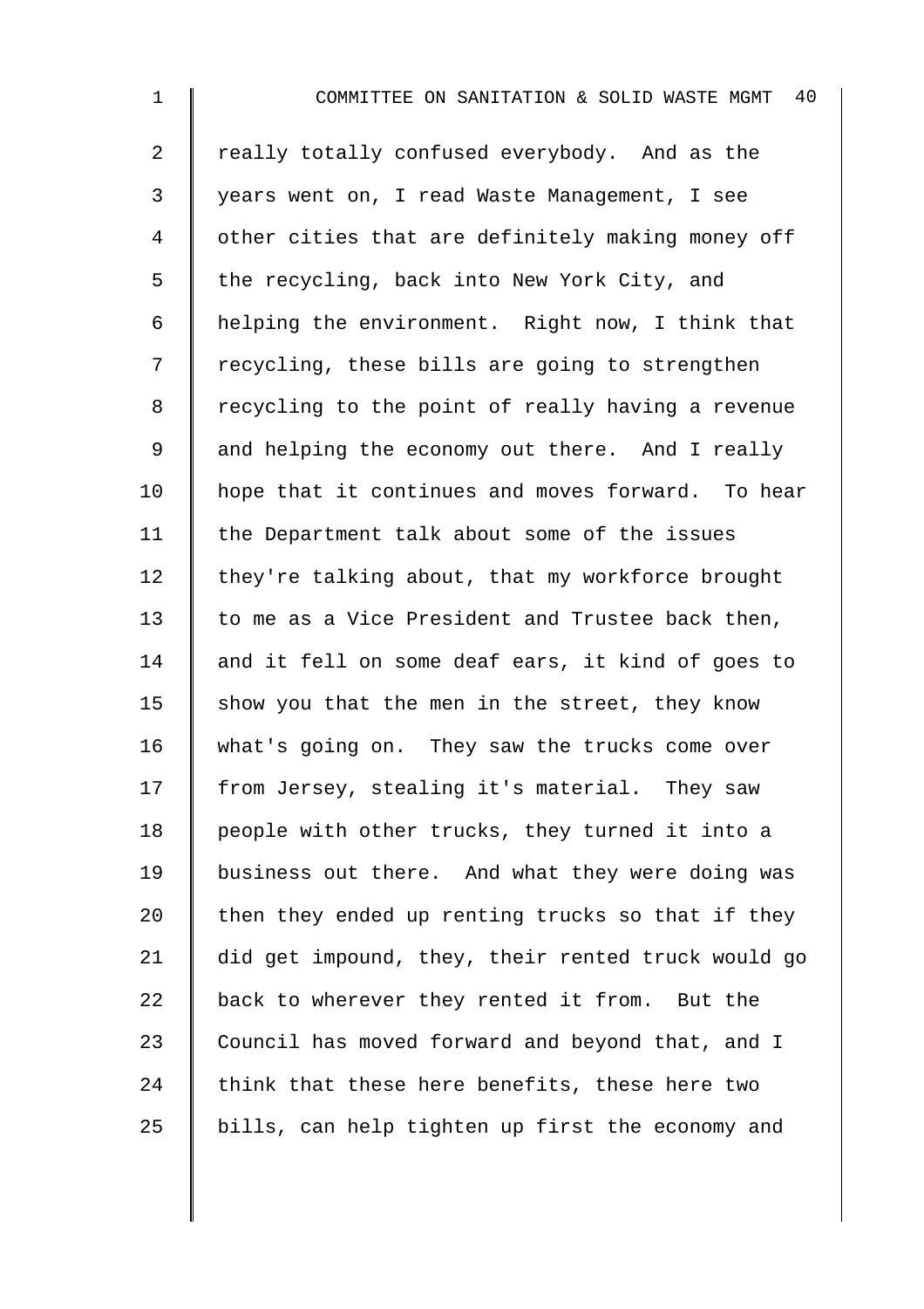really totally confused everybody. And as the years went on, I read Waste Management, I see other cities that are definitely making money off the recycling, back into New York City, and helping the environment. Right now, I think that recycling, these bills are going to strengthen recycling to the point of really having a revenue and helping the economy out there. And I really hope that it continues and moves forward. To hear the Department talk about some of the issues they're talking about, that my workforce brought to me as a Vice President and Trustee back then, and it fell on some deaf ears, it kind of goes to show you that the men in the street, they know what's going on. They saw the trucks come over from Jersey, stealing it's material. They saw people with other trucks, they turned it into a business out there. And what they were doing was then they ended up renting trucks so that if they did get impound, they, their rented truck would go back to wherever they rented it from. But the Council has moved forward and beyond that, and I think that these here benefits, these here two bills, can help tighten up first the economy and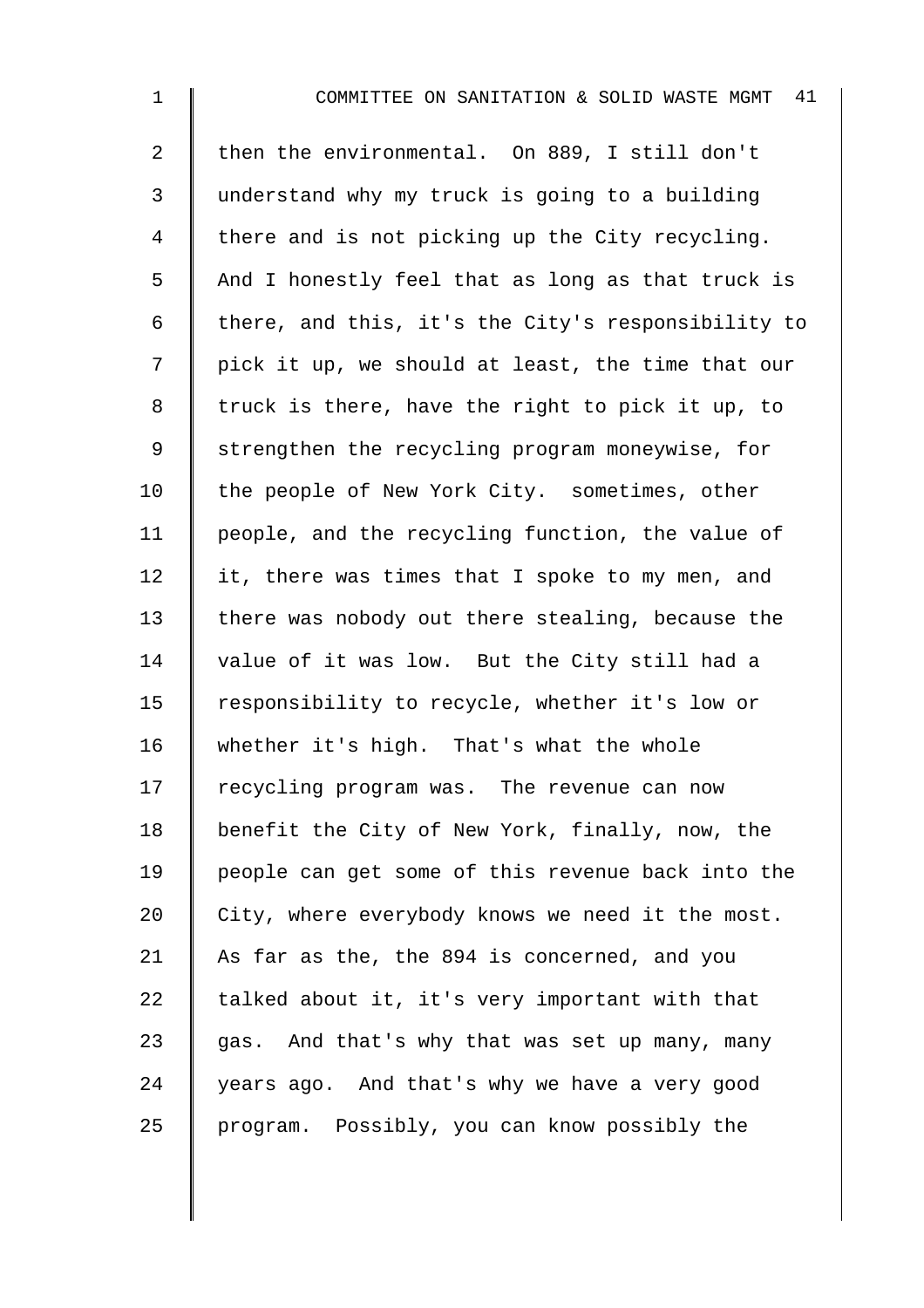then the environmental. On 889, I still don't understand why my truck is going to a building there and is not picking up the City recycling. And I honestly feel that as long as that truck is there, and this, it's the City's responsibility to pick it up, we should at least, the time that our truck is there, have the right to pick it up, to strengthen the recycling program moneywise, for the people of New York City. sometimes, other people, and the recycling function, the value of it, there was times that I spoke to my men, and there was nobody out there stealing, because the value of it was low. But the City still had a responsibility to recycle, whether it's low or whether it's high. That's what the whole recycling program was. The revenue can now benefit the City of New York, finally, now, the people can get some of this revenue back into the City, where everybody knows we need it the most. As far as the, the 894 is concerned, and you talked about it, it's very important with that gas. And that's why that was set up many, many years ago. And that's why we have a very good program. Possibly, you can know possibly the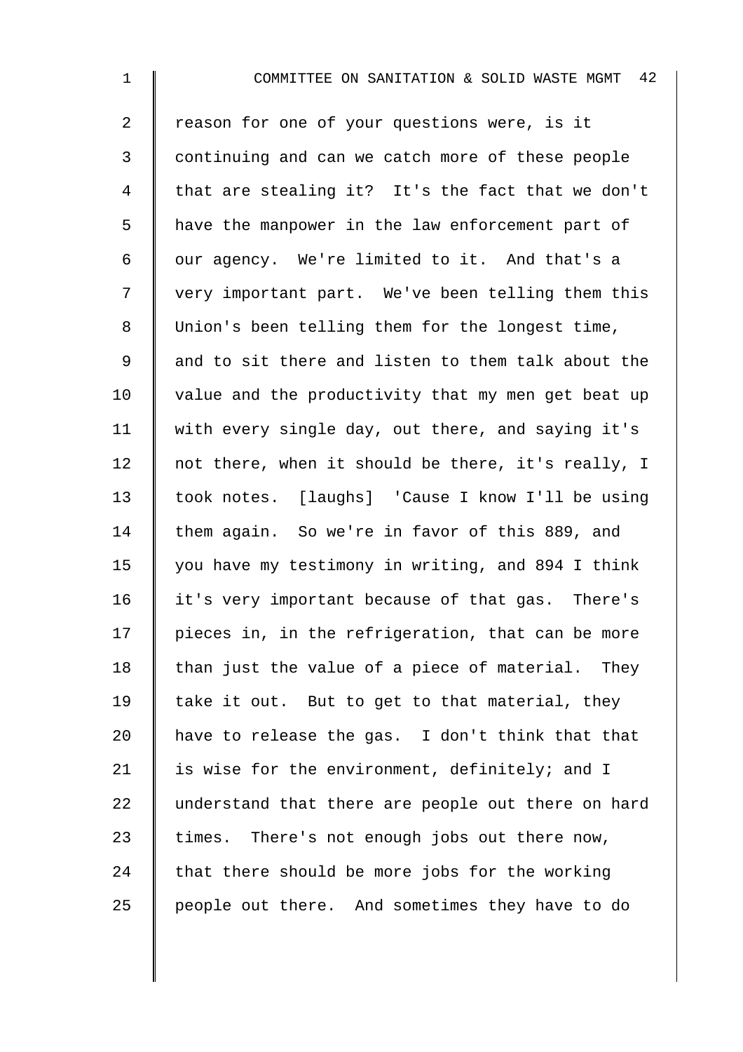reason for one of your questions were, is it continuing and can we catch more of these people that are stealing it? It's the fact that we don't have the manpower in the law enforcement part of our agency. We're limited to it. And that's a very important part. We've been telling them this Union's been telling them for the longest time, and to sit there and listen to them talk about the value and the productivity that my men get beat up with every single day, out there, and saying it's not there, when it should be there, it's really, I took notes. [laughs] 'Cause I know I'll be using them again. So we're in favor of this 889, and you have my testimony in writing, and 894 I think it's very important because of that gas. There's pieces in, in the refrigeration, that can be more than just the value of a piece of material. They take it out. But to get to that material, they have to release the gas. I don't think that that is wise for the environment, definitely; and I understand that there are people out there on hard times. There's not enough jobs out there now, that there should be more jobs for the working people out there. And sometimes they have to do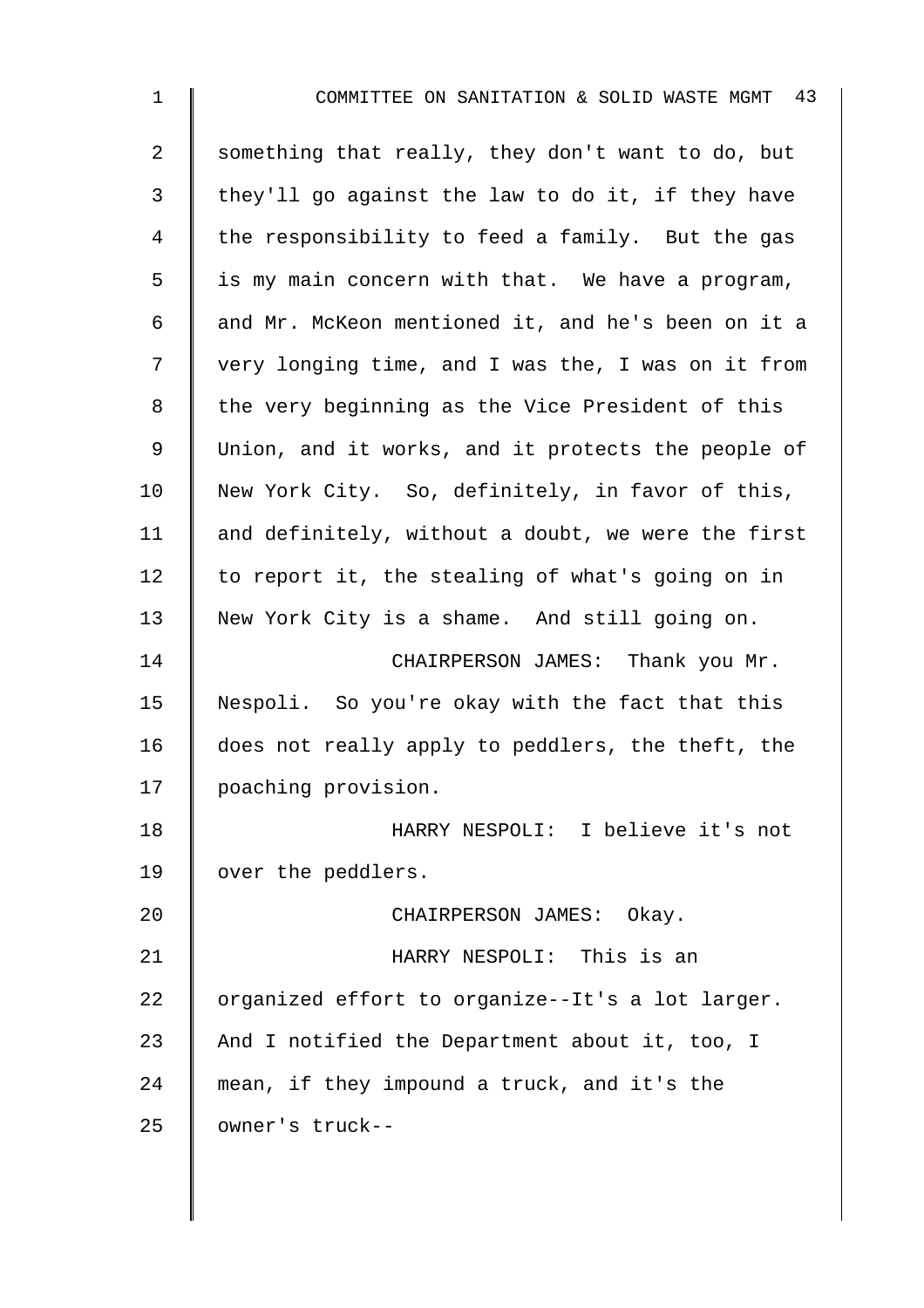something that really, they don't want to do, but they'll go against the law to do it, if they have the responsibility to feed a family. But the gas is my main concern with that. We have a program, and Mr. McKeon mentioned it, and he's been on it a very longing time, and I was the, I was on it from the very beginning as the Vice President of this Union, and it works, and it protects the people of New York City. So, definitely, in favor of this, and definitely, without a doubt, we were the first to report it, the stealing of what's going on in New York City is a shame. And still going on.

CHAIRPERSON JAMES: Thank you Mr. Nespoli. So you're okay with the fact that this does not really apply to peddlers, the theft, the poaching provision.

HARRY NESPOLI: I believe it's not over the peddlers.

CHAIRPERSON JAMES: Okay.

HARRY NESPOLI: This is an organized effort to organize--It's a lot larger. And I notified the Department about it, too, I mean, if they impound a truck, and it's the owner's truck--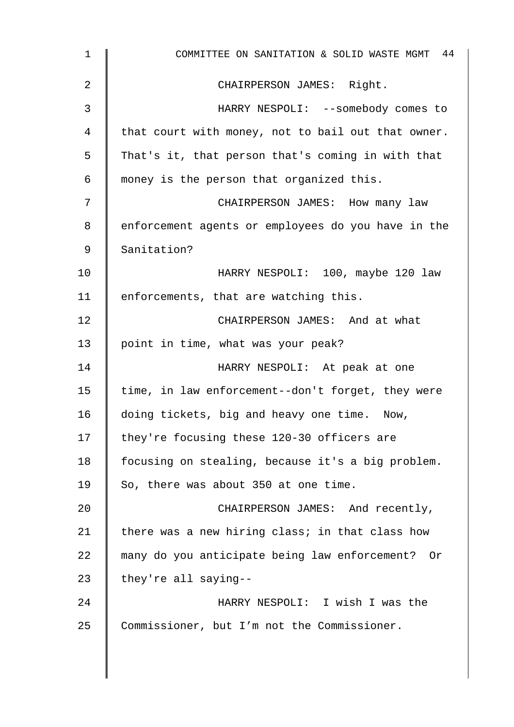CHAIRPERSON JAMES: Right.

HARRY NESPOLI: --somebody comes to that court with money, not to bail out that owner. That's it, that person that's coming in with that money is the person that organized this.

CHAIRPERSON JAMES: How many law enforcement agents or employees do you have in the Sanitation?

HARRY NESPOLI: 100, maybe 120 law enforcements, that are watching this.

CHAIRPERSON JAMES: And at what point in time, what was your peak?

HARRY NESPOLI: At peak at one time, in law enforcement--don't forget, they were doing tickets, big and heavy one time. Now, they're focusing these 120-30 officers are focusing on stealing, because it's a big problem. So, there was about 350 at one time.

CHAIRPERSON JAMES: And recently, there was a new hiring class; in that class how many do you anticipate being law enforcement? Or they're all saying--

HARRY NESPOLI: I wish I was the Commissioner, but I’m not the Commissioner.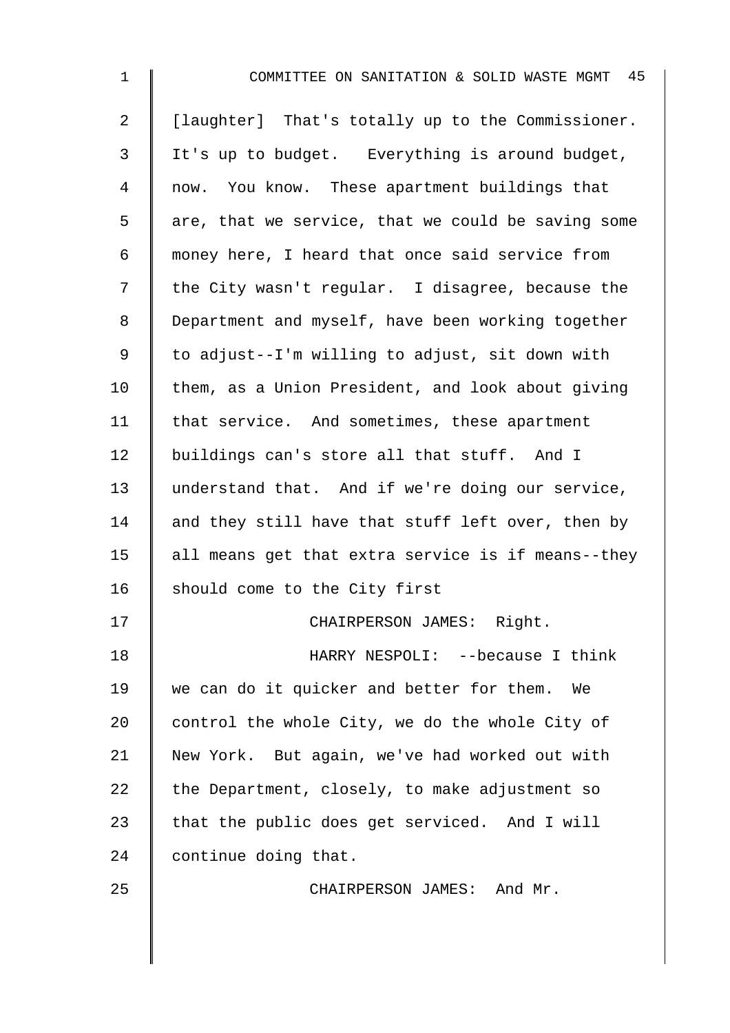[laughter] That's totally up to the Commissioner. It's up to budget. Everything is around budget, now. You know. These apartment buildings that are, that we service, that we could be saving some money here, I heard that once said service from the City wasn't regular. I disagree, because the Department and myself, have been working together to adjust--I'm willing to adjust, sit down with them, as a Union President, and look about giving that service. And sometimes, these apartment buildings can's store all that stuff. And I understand that. And if we're doing our service, and they still have that stuff left over, then by all means get that extra service is if means--they should come to the City first

CHAIRPERSON JAMES: Right.

HARRY NESPOLI: --because I think we can do it quicker and better for them. We control the whole City, we do the whole City of New York. But again, we've had worked out with the Department, closely, to make adjustment so that the public does get serviced. And I will continue doing that.

CHAIRPERSON JAMES: And Mr.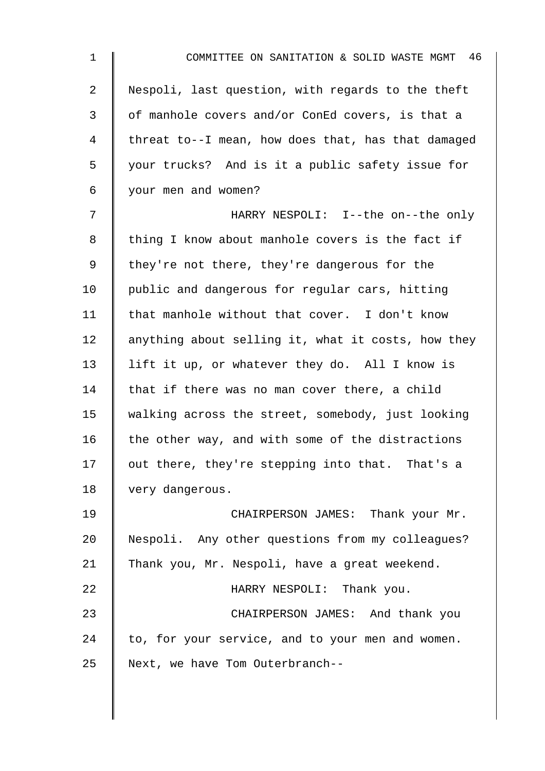Nespoli, last question, with regards to the theft of manhole covers and/or ConEd covers, is that a threat to--I mean, how does that, has that damaged your trucks? And is it a public safety issue for your men and women?

HARRY NESPOLI: I--the on--the only thing I know about manhole covers is the fact if they're not there, they're dangerous for the public and dangerous for regular cars, hitting that manhole without that cover. I don't know anything about selling it, what it costs, how they lift it up, or whatever they do. All I know is that if there was no man cover there, a child walking across the street, somebody, just looking the other way, and with some of the distractions out there, they're stepping into that. That's a very dangerous.

CHAIRPERSON JAMES: Thank your Mr. Nespoli. Any other questions from my colleagues? Thank you, Mr. Nespoli, have a great weekend.

HARRY NESPOLI: Thank you.

CHAIRPERSON JAMES: And thank you to, for your service, and to your men and women. Next, we have Tom Outerbranch--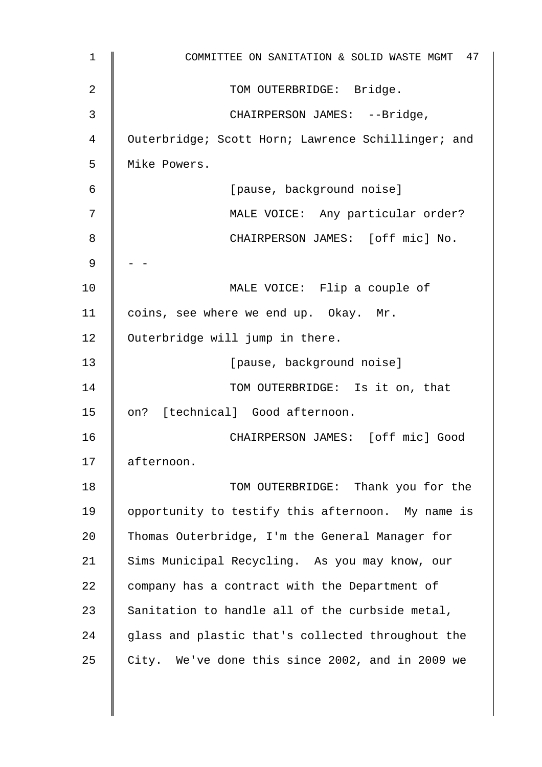TOM OUTERBRIDGE: Bridge.

CHAIRPERSON JAMES: --Bridge, Outerbridge; Scott Horn; Lawrence Schillinger; and Mike Powers.

[pause, background noise]

MALE VOICE: Any particular order?

CHAIRPERSON JAMES: [off mic] No.

- -

MALE VOICE: Flip a couple of coins, see where we end up. Okay. Mr. Outerbridge will jump in there.

[pause, background noise]

TOM OUTERBRIDGE: Is it on, that on? [technical] Good afternoon.

CHAIRPERSON JAMES: [off mic] Good afternoon.

TOM OUTERBRIDGE: Thank you for the opportunity to testify this afternoon. My name is Thomas Outerbridge, I'm the General Manager for Sims Municipal Recycling. As you may know, our company has a contract with the Department of Sanitation to handle all of the curbside metal, glass and plastic that's collected throughout the City. We've done this since 2002, and in 2009 we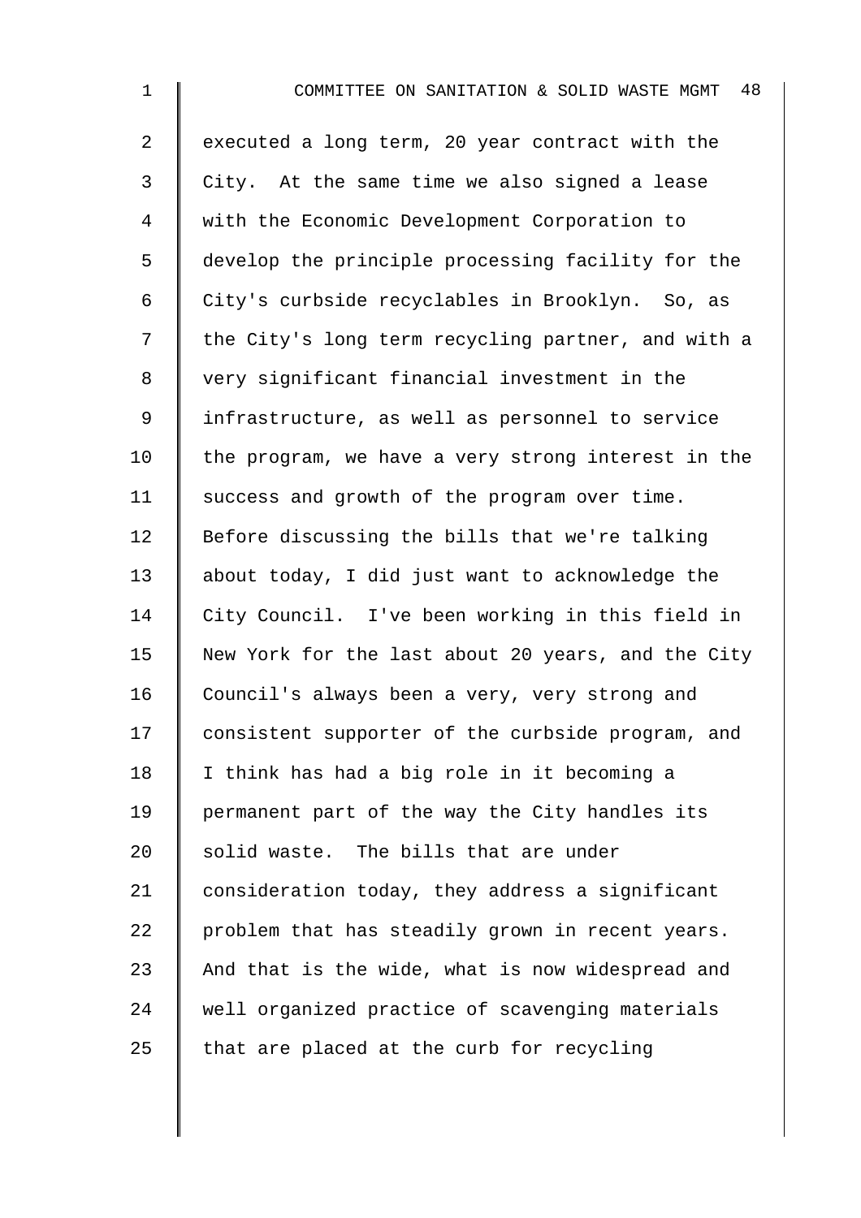executed a long term, 20 year contract with the City. At the same time we also signed a lease with the Economic Development Corporation to develop the principle processing facility for the City's curbside recyclables in Brooklyn. So, as the City's long term recycling partner, and with a very significant financial investment in the infrastructure, as well as personnel to service the program, we have a very strong interest in the success and growth of the program over time. Before discussing the bills that we're talking about today, I did just want to acknowledge the City Council. I've been working in this field in New York for the last about 20 years, and the City Council's always been a very, very strong and consistent supporter of the curbside program, and I think has had a big role in it becoming a permanent part of the way the City handles its solid waste. The bills that are under consideration today, they address a significant problem that has steadily grown in recent years. And that is the wide, what is now widespread and well organized practice of scavenging materials that are placed at the curb for recycling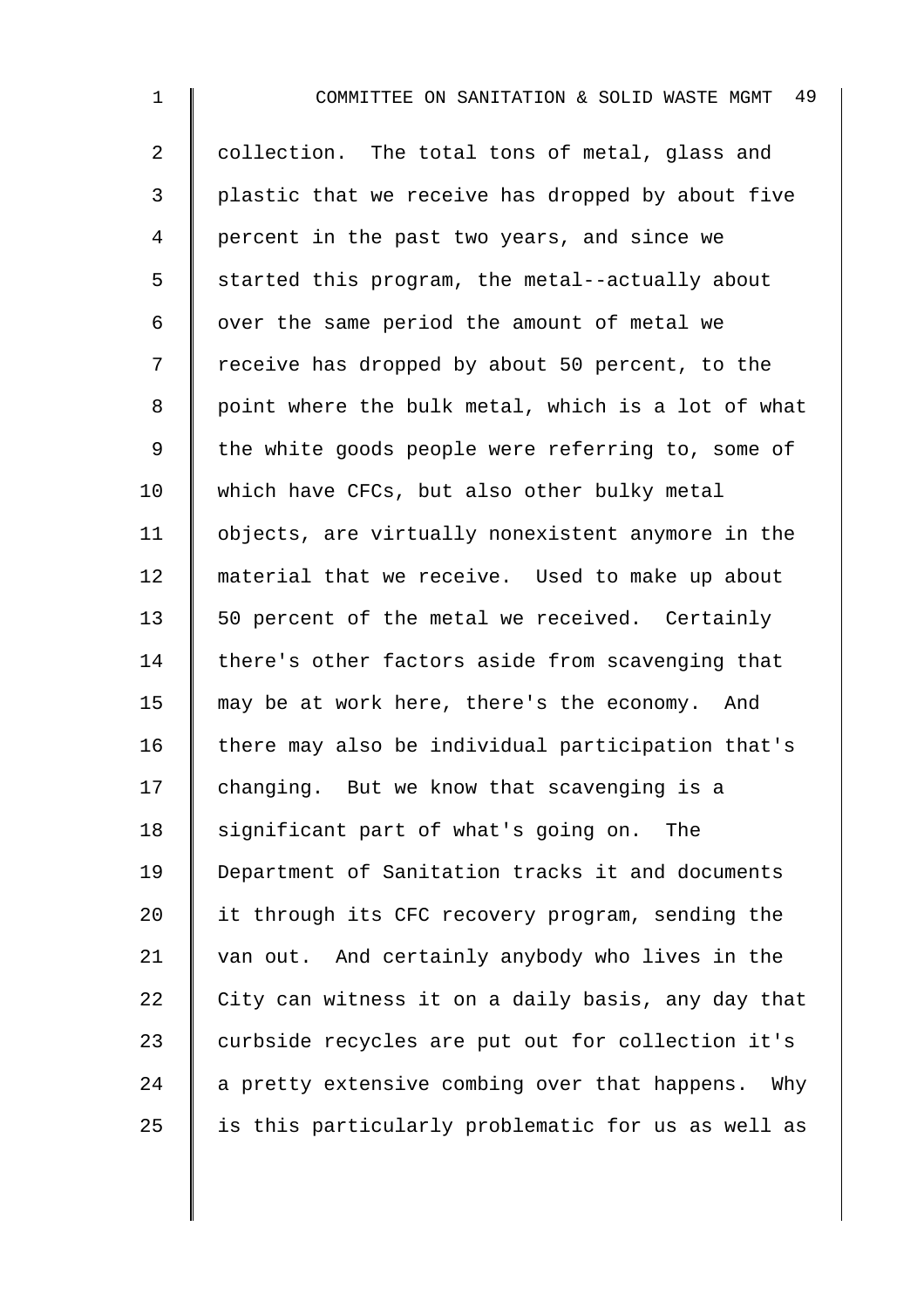collection. The total tons of metal, glass and plastic that we receive has dropped by about five percent in the past two years, and since we started this program, the metal--actually about over the same period the amount of metal we receive has dropped by about 50 percent, to the point where the bulk metal, which is a lot of what the white goods people were referring to, some of which have CFCs, but also other bulky metal objects, are virtually nonexistent anymore in the material that we receive. Used to make up about 50 percent of the metal we received. Certainly there's other factors aside from scavenging that may be at work here, there's the economy. And there may also be individual participation that's changing. But we know that scavenging is a significant part of what's going on. The Department of Sanitation tracks it and documents it through its CFC recovery program, sending the van out. And certainly anybody who lives in the City can witness it on a daily basis, any day that curbside recycles are put out for collection it's a pretty extensive combing over that happens. Why is this particularly problematic for us as well as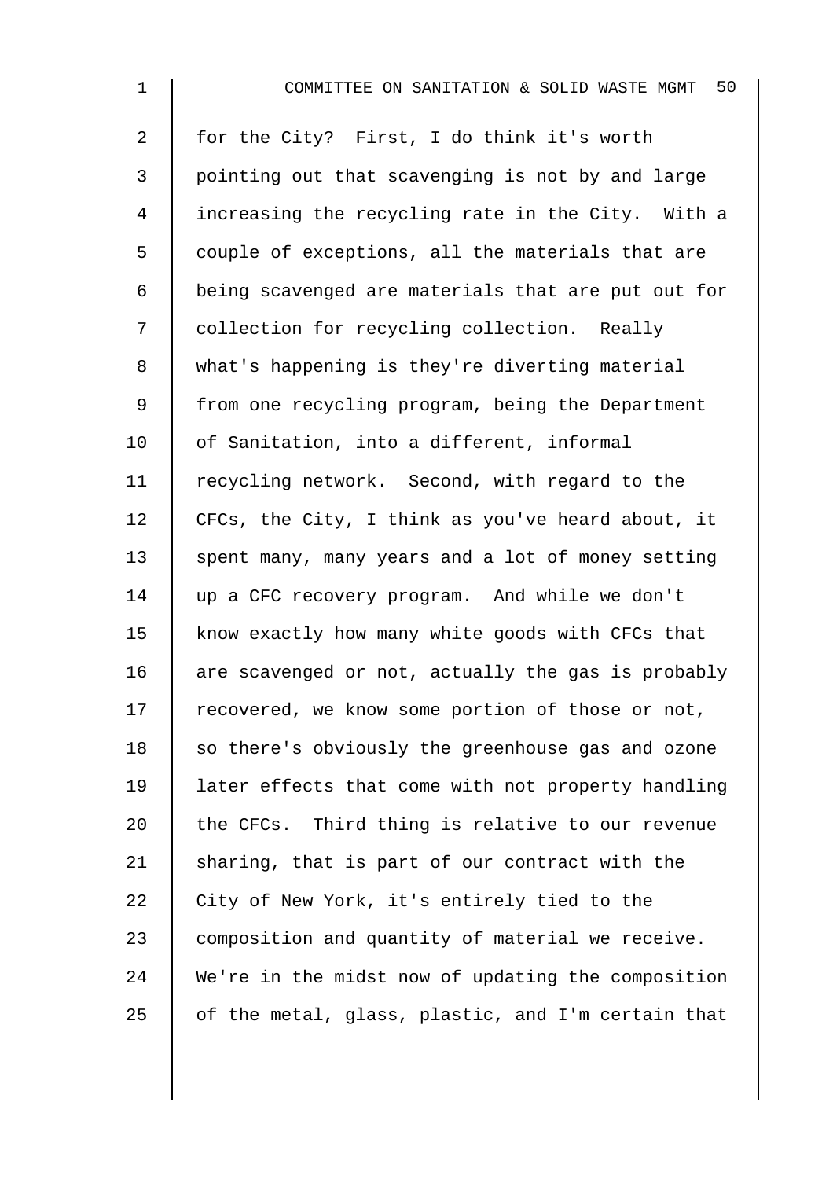for the City? First, I do think it's worth pointing out that scavenging is not by and large increasing the recycling rate in the City. With a couple of exceptions, all the materials that are being scavenged are materials that are put out for collection for recycling collection. Really what's happening is they're diverting material from one recycling program, being the Department of Sanitation, into a different, informal recycling network. Second, with regard to the CFCs, the City, I think as you've heard about, it spent many, many years and a lot of money setting up a CFC recovery program. And while we don't know exactly how many white goods with CFCs that are scavenged or not, actually the gas is probably recovered, we know some portion of those or not, so there's obviously the greenhouse gas and ozone later effects that come with not property handling the CFCs. Third thing is relative to our revenue sharing, that is part of our contract with the City of New York, it's entirely tied to the composition and quantity of material we receive. We're in the midst now of updating the composition of the metal, glass, plastic, and I'm certain that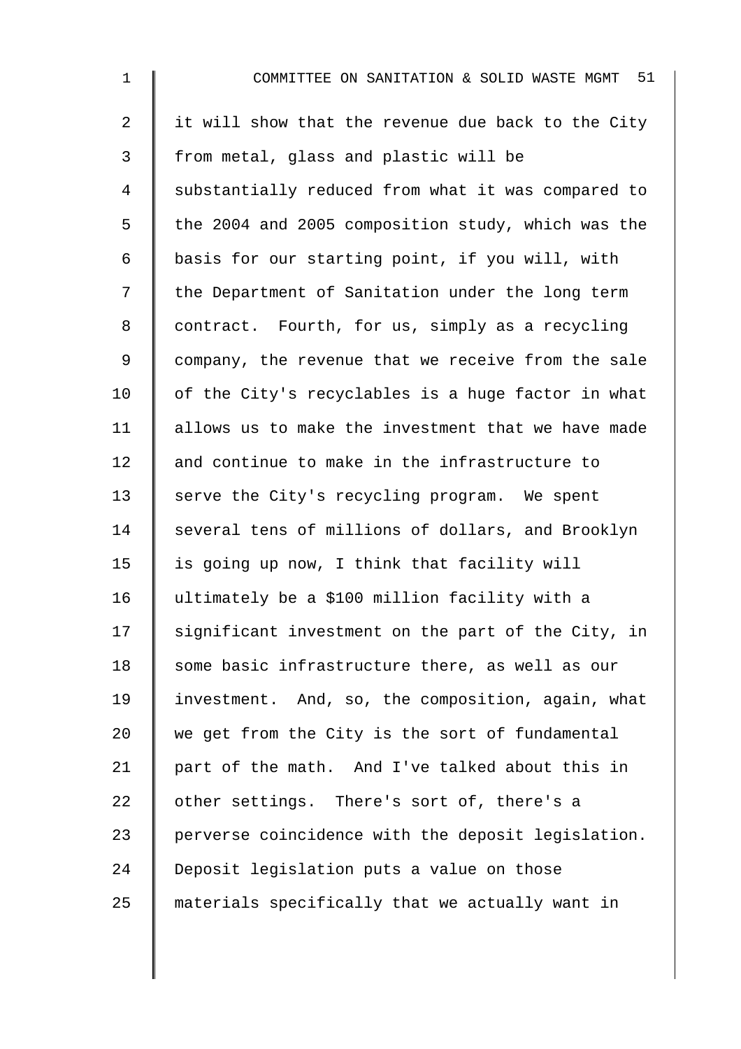it will show that the revenue due back to the City from metal, glass and plastic will be substantially reduced from what it was compared to the 2004 and 2005 composition study, which was the basis for our starting point, if you will, with the Department of Sanitation under the long term contract. Fourth, for us, simply as a recycling company, the revenue that we receive from the sale of the City's recyclables is a huge factor in what allows us to make the investment that we have made and continue to make in the infrastructure to serve the City's recycling program. We spent several tens of millions of dollars, and Brooklyn is going up now, I think that facility will ultimately be a $100 million facility with a significant investment on the part of the City, in some basic infrastructure there, as well as our investment. And, so, the composition, again, what we get from the City is the sort of fundamental part of the math. And I've talked about this in other settings. There's sort of, there's a perverse coincidence with the deposit legislation. Deposit legislation puts a value on those materials specifically that we actually want in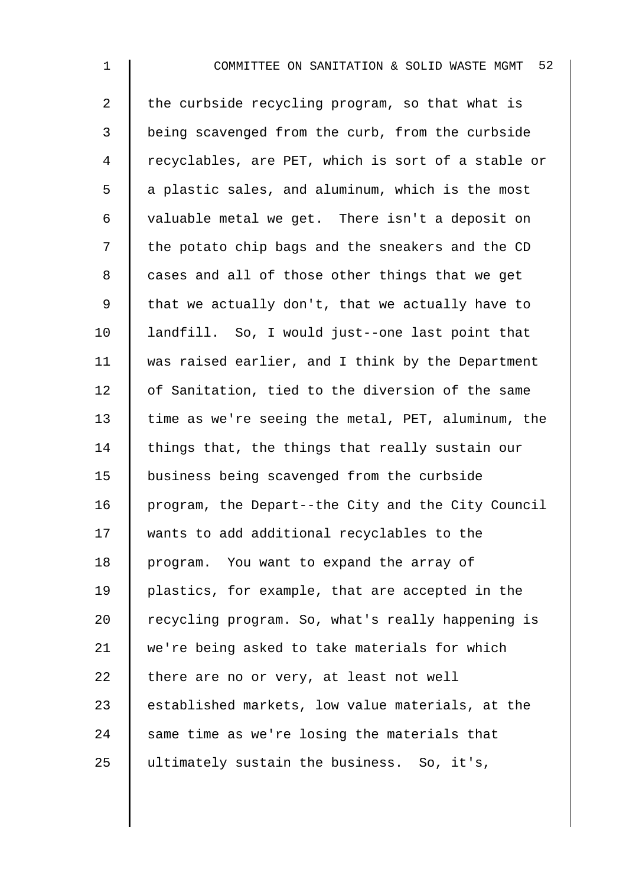the curbside recycling program, so that what is being scavenged from the curb, from the curbside recyclables, are PET, which is sort of a stable or a plastic sales, and aluminum, which is the most valuable metal we get. There isn't a deposit on the potato chip bags and the sneakers and the CD cases and all of those other things that we get that we actually don't, that we actually have to landfill. So, I would just--one last point that was raised earlier, and I think by the Department of Sanitation, tied to the diversion of the same time as we're seeing the metal, PET, aluminum, the things that, the things that really sustain our business being scavenged from the curbside program, the Depart--the City and the City Council wants to add additional recyclables to the program. You want to expand the array of plastics, for example, that are accepted in the recycling program. So, what's really happening is we're being asked to take materials for which there are no or very, at least not well established markets, low value materials, at the same time as we're losing the materials that ultimately sustain the business. So, it's,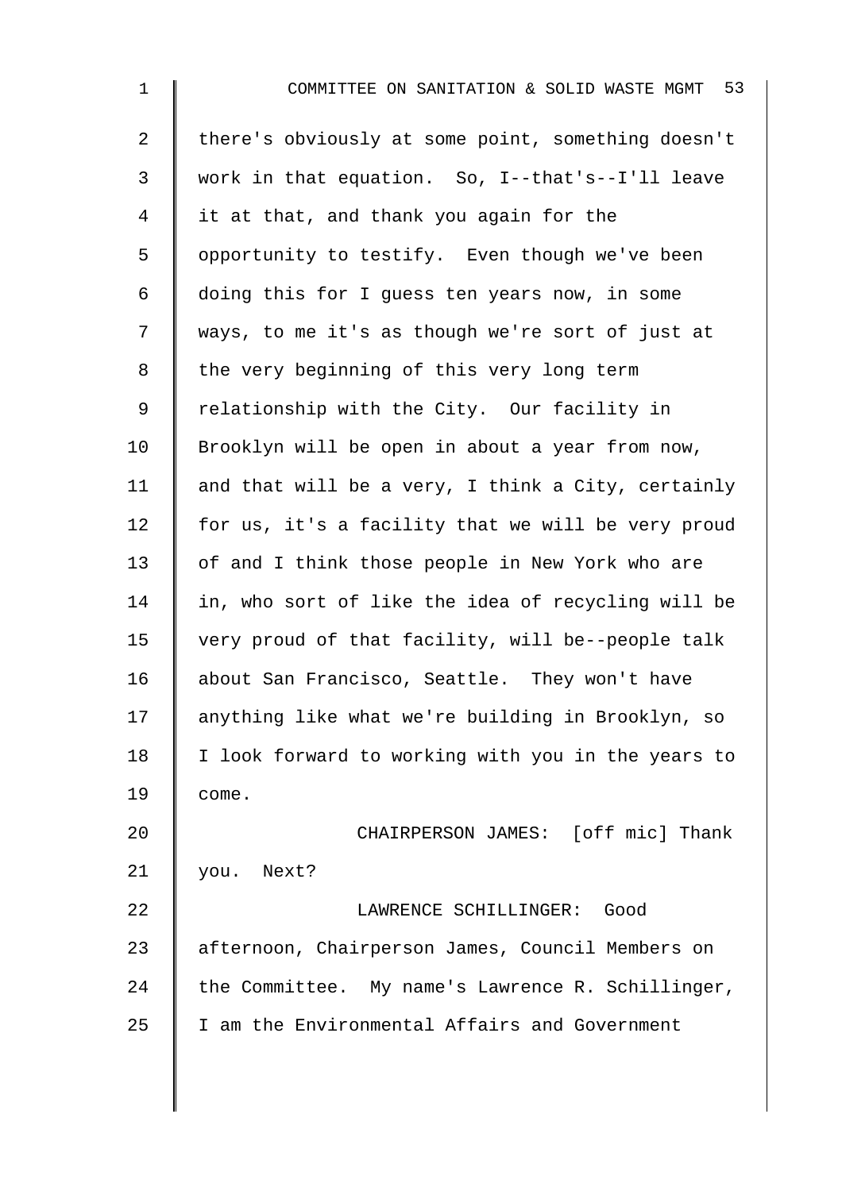there's obviously at some point, something doesn't work in that equation. So, I--that's--I'll leave it at that, and thank you again for the opportunity to testify. Even though we've been doing this for I guess ten years now, in some ways, to me it's as though we're sort of just at the very beginning of this very long term relationship with the City. Our facility in Brooklyn will be open in about a year from now, and that will be a very, I think a City, certainly for us, it's a facility that we will be very proud of and I think those people in New York who are in, who sort of like the idea of recycling will be very proud of that facility, will be--people talk about San Francisco, Seattle. They won't have anything like what we're building in Brooklyn, so I look forward to working with you in the years to come.

CHAIRPERSON JAMES: [off mic] Thank you. Next?

LAWRENCE SCHILLINGER: Good afternoon, Chairperson James, Council Members on the Committee. My name's Lawrence R. Schillinger, I am the Environmental Affairs and Government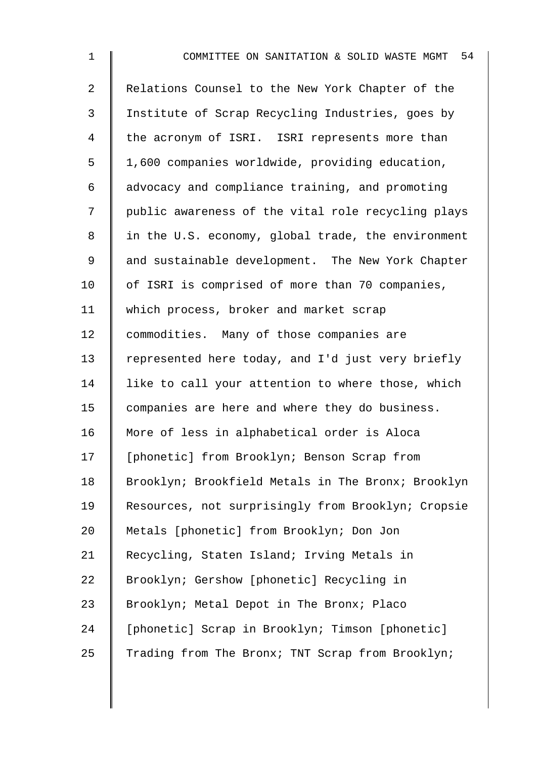Relations Counsel to the New York Chapter of the Institute of Scrap Recycling Industries, goes by the acronym of ISRI. ISRI represents more than 1,600 companies worldwide, providing education, advocacy and compliance training, and promoting public awareness of the vital role recycling plays in the U.S. economy, global trade, the environment and sustainable development. The New York Chapter of ISRI is comprised of more than 70 companies, which process, broker and market scrap commodities. Many of those companies are represented here today, and I'd just very briefly like to call your attention to where those, which companies are here and where they do business. More of less in alphabetical order is Aloca [phonetic] from Brooklyn; Benson Scrap from Brooklyn; Brookfield Metals in The Bronx; Brooklyn Resources, not surprisingly from Brooklyn; Cropsie Metals [phonetic] from Brooklyn; Don Jon Recycling, Staten Island; Irving Metals in Brooklyn; Gershow [phonetic] Recycling in Brooklyn; Metal Depot in The Bronx; Placo [phonetic] Scrap in Brooklyn; Timson [phonetic] Trading from The Bronx; TNT Scrap from Brooklyn;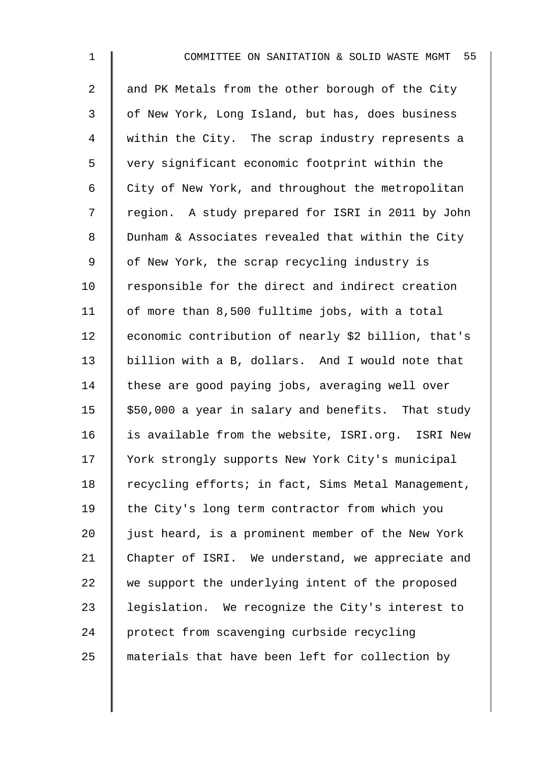and PK Metals from the other borough of the City of New York, Long Island, but has, does business within the City. The scrap industry represents a very significant economic footprint within the City of New York, and throughout the metropolitan region. A study prepared for ISRI in 2011 by John Dunham & Associates revealed that within the City of New York, the scrap recycling industry is responsible for the direct and indirect creation of more than 8,500 fulltime jobs, with a total economic contribution of nearly $2 billion, that's billion with a B, dollars. And I would note that these are good paying jobs, averaging well over $50,000 a year in salary and benefits. That study is available from the website, ISRI.org. ISRI New York strongly supports New York City's municipal recycling efforts; in fact, Sims Metal Management, the City's long term contractor from which you just heard, is a prominent member of the New York Chapter of ISRI. We understand, we appreciate and we support the underlying intent of the proposed legislation. We recognize the City's interest to protect from scavenging curbside recycling materials that have been left for collection by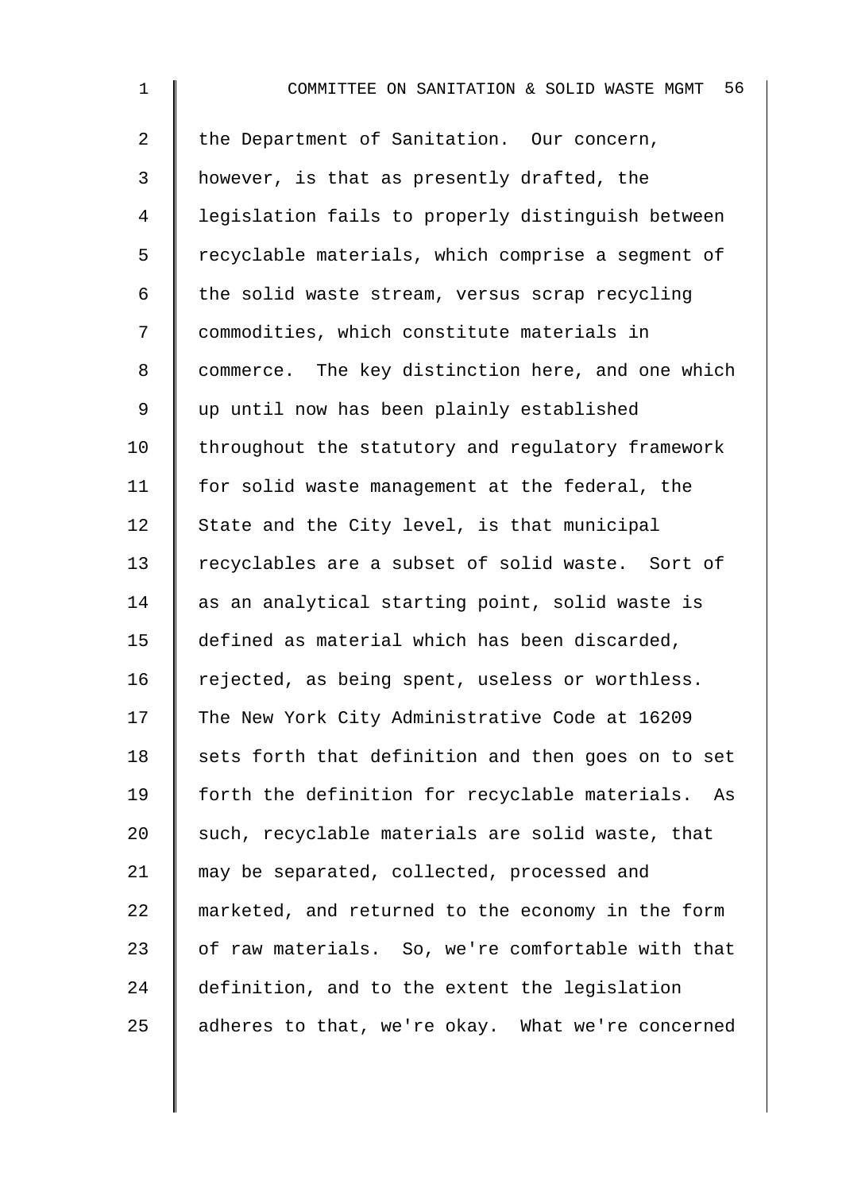the Department of Sanitation. Our concern, however, is that as presently drafted, the legislation fails to properly distinguish between recyclable materials, which comprise a segment of the solid waste stream, versus scrap recycling commodities, which constitute materials in commerce. The key distinction here, and one which up until now has been plainly established throughout the statutory and regulatory framework for solid waste management at the federal, the State and the City level, is that municipal recyclables are a subset of solid waste. Sort of as an analytical starting point, solid waste is defined as material which has been discarded, rejected, as being spent, useless or worthless. The New York City Administrative Code at 16209 sets forth that definition and then goes on to set forth the definition for recyclable materials. As such, recyclable materials are solid waste, that may be separated, collected, processed and marketed, and returned to the economy in the form of raw materials. So, we're comfortable with that definition, and to the extent the legislation adheres to that, we're okay. What we're concerned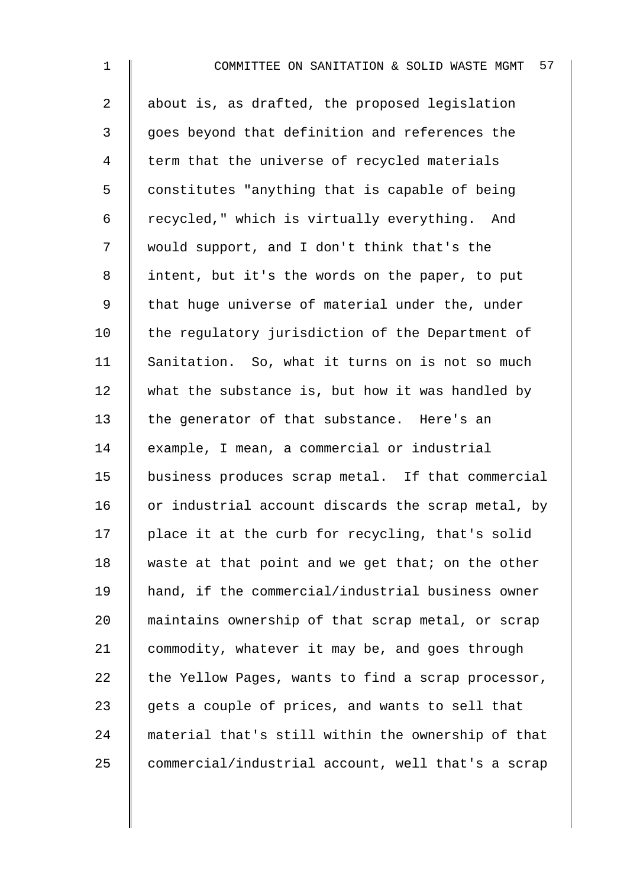about is, as drafted, the proposed legislation goes beyond that definition and references the term that the universe of recycled materials constitutes "anything that is capable of being recycled," which is virtually everything. And would support, and I don't think that's the intent, but it's the words on the paper, to put that huge universe of material under the, under the regulatory jurisdiction of the Department of Sanitation. So, what it turns on is not so much what the substance is, but how it was handled by the generator of that substance. Here's an example, I mean, a commercial or industrial business produces scrap metal. If that commercial or industrial account discards the scrap metal, by place it at the curb for recycling, that's solid waste at that point and we get that; on the other hand, if the commercial/industrial business owner maintains ownership of that scrap metal, or scrap commodity, whatever it may be, and goes through the Yellow Pages, wants to find a scrap processor, gets a couple of prices, and wants to sell that material that's still within the ownership of that commercial/industrial account, well that's a scrap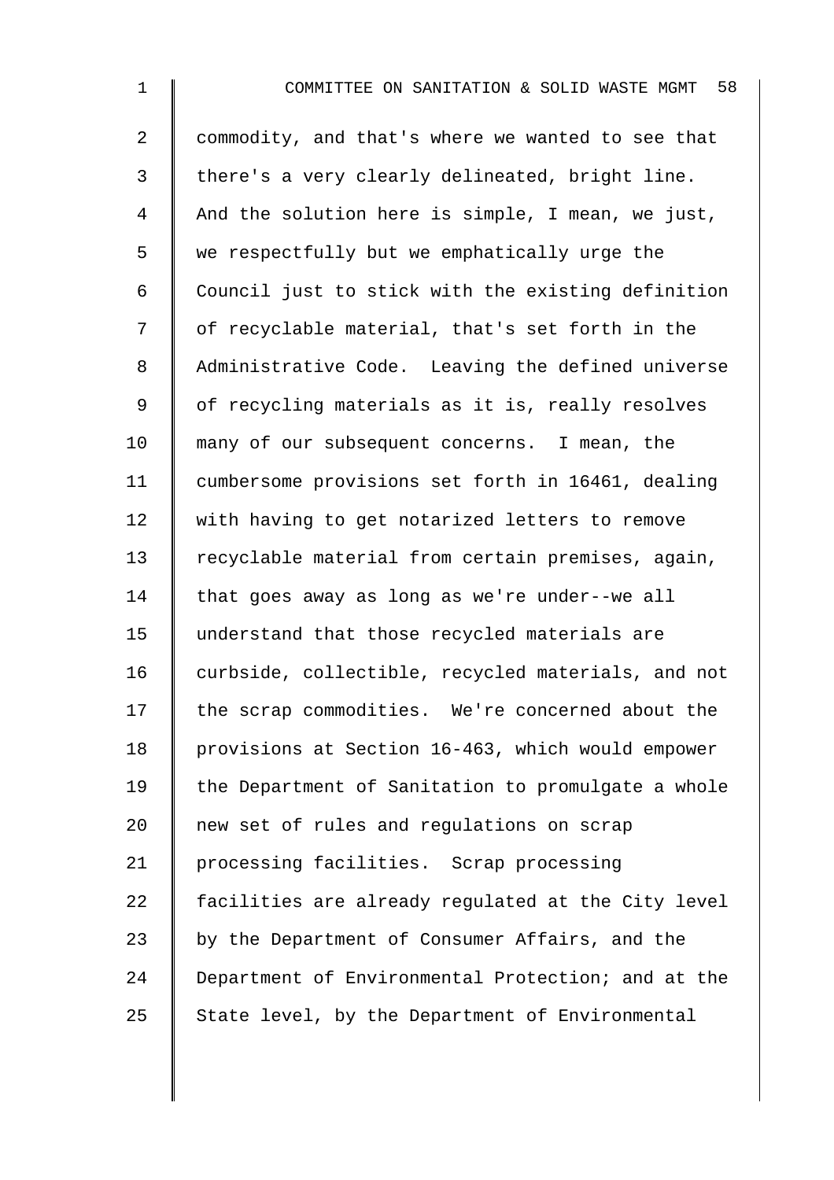commodity, and that's where we wanted to see that there's a very clearly delineated, bright line. And the solution here is simple, I mean, we just, we respectfully but we emphatically urge the Council just to stick with the existing definition of recyclable material, that's set forth in the Administrative Code. Leaving the defined universe of recycling materials as it is, really resolves many of our subsequent concerns. I mean, the cumbersome provisions set forth in 16461, dealing with having to get notarized letters to remove recyclable material from certain premises, again, that goes away as long as we're under--we all understand that those recycled materials are curbside, collectible, recycled materials, and not the scrap commodities. We're concerned about the provisions at Section 16-463, which would empower the Department of Sanitation to promulgate a whole new set of rules and regulations on scrap processing facilities. Scrap processing facilities are already regulated at the City level by the Department of Consumer Affairs, and the Department of Environmental Protection; and at the State level, by the Department of Environmental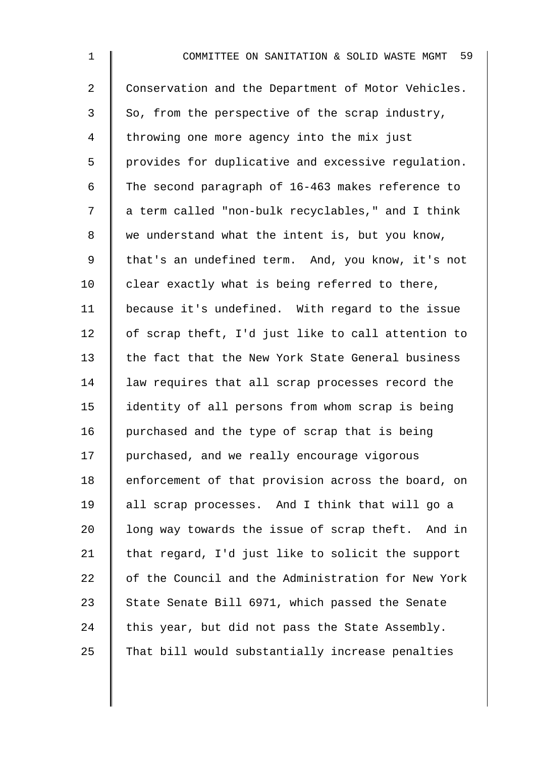Conservation and the Department of Motor Vehicles. So, from the perspective of the scrap industry, throwing one more agency into the mix just provides for duplicative and excessive regulation. The second paragraph of 16-463 makes reference to a term called "non-bulk recyclables," and I think we understand what the intent is, but you know, that's an undefined term. And, you know, it's not clear exactly what is being referred to there, because it's undefined. With regard to the issue of scrap theft, I'd just like to call attention to the fact that the New York State General business law requires that all scrap processes record the identity of all persons from whom scrap is being purchased and the type of scrap that is being purchased, and we really encourage vigorous enforcement of that provision across the board, on all scrap processes. And I think that will go a long way towards the issue of scrap theft. And in that regard, I'd just like to solicit the support of the Council and the Administration for New York State Senate Bill 6971, which passed the Senate this year, but did not pass the State Assembly. That bill would substantially increase penalties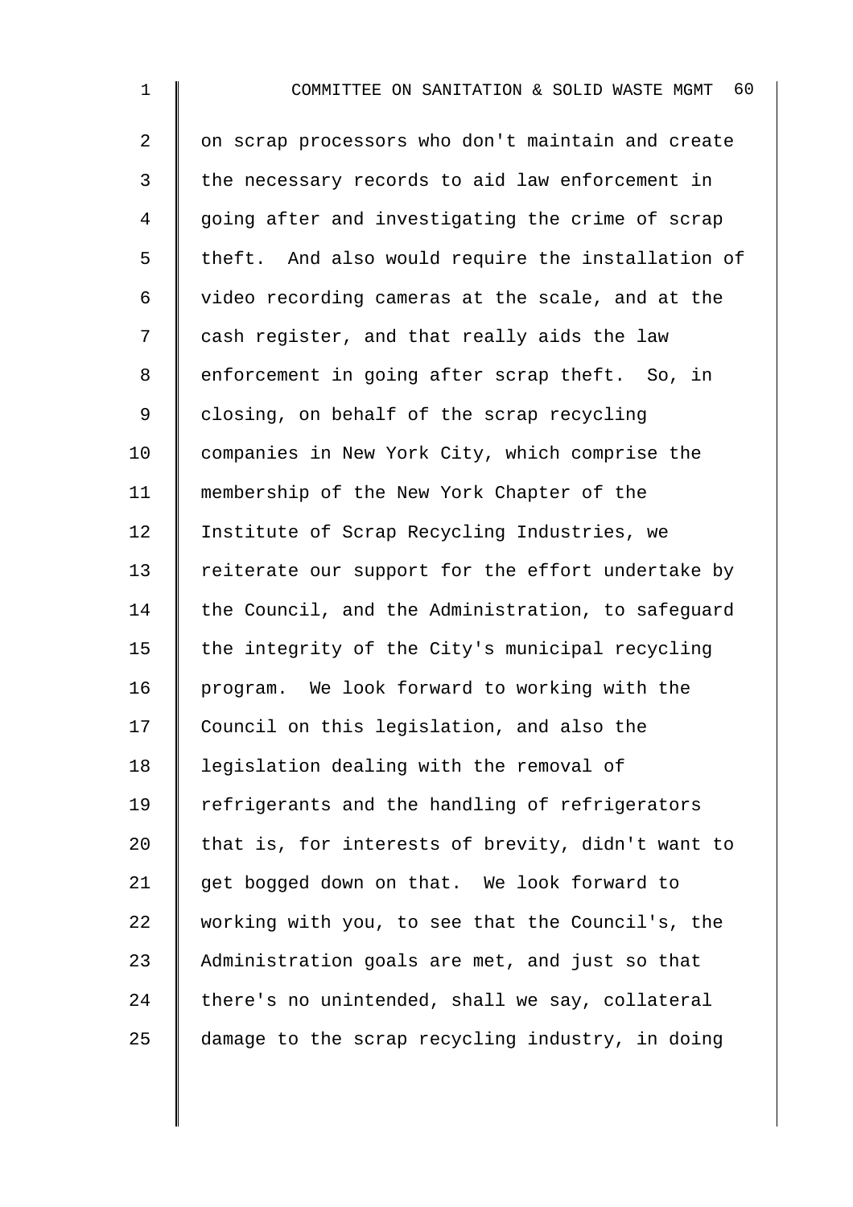on scrap processors who don't maintain and create the necessary records to aid law enforcement in going after and investigating the crime of scrap theft. And also would require the installation of video recording cameras at the scale, and at the cash register, and that really aids the law enforcement in going after scrap theft. So, in closing, on behalf of the scrap recycling companies in New York City, which comprise the membership of the New York Chapter of the Institute of Scrap Recycling Industries, we reiterate our support for the effort undertake by the Council, and the Administration, to safeguard the integrity of the City's municipal recycling program. We look forward to working with the Council on this legislation, and also the legislation dealing with the removal of refrigerants and the handling of refrigerators that is, for interests of brevity, didn't want to get bogged down on that. We look forward to working with you, to see that the Council's, the Administration goals are met, and just so that there's no unintended, shall we say, collateral damage to the scrap recycling industry, in doing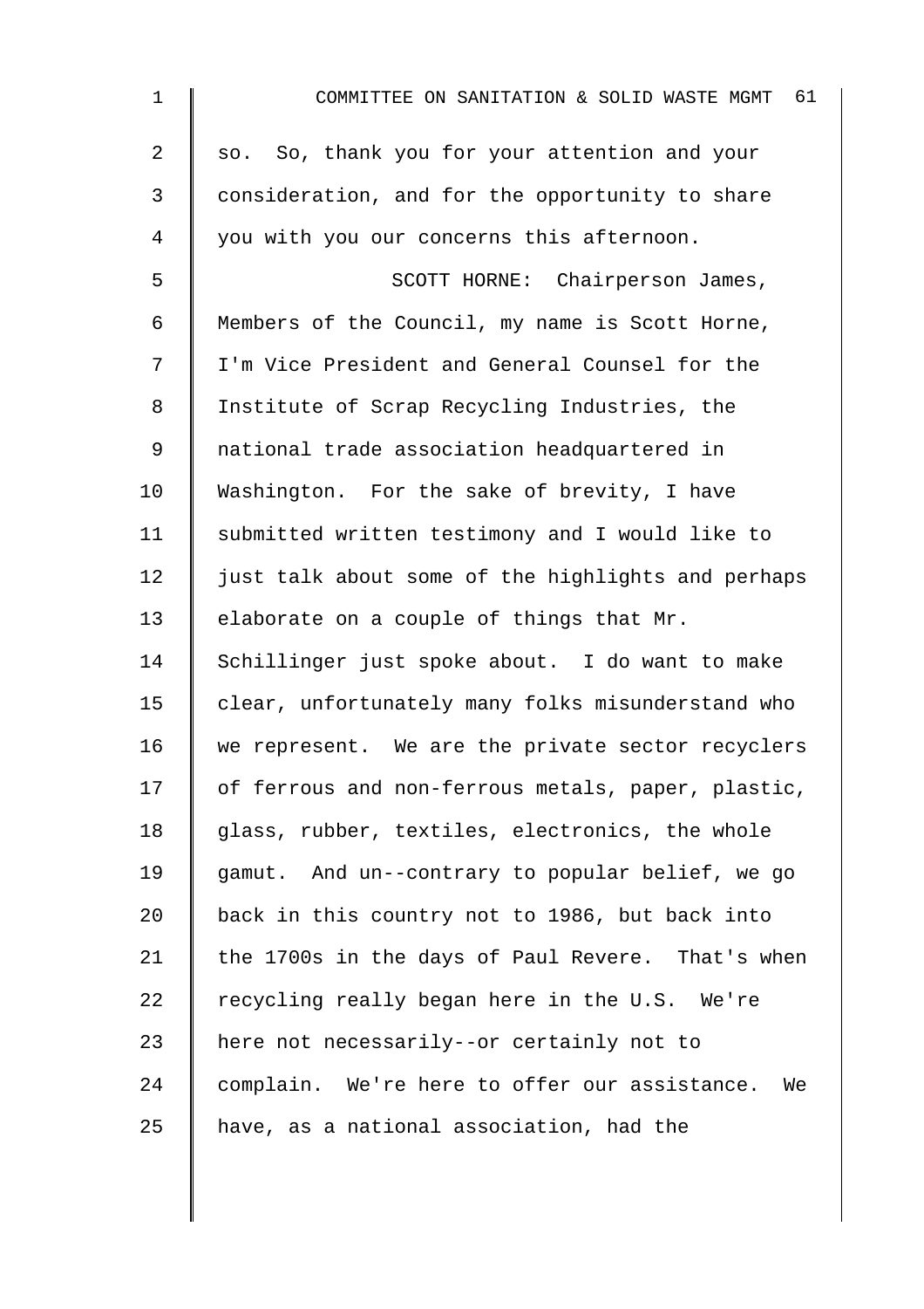so. So, thank you for your attention and your consideration, and for the opportunity to share you with you our concerns this afternoon.

SCOTT HORNE: Chairperson James, Members of the Council, my name is Scott Horne, I'm Vice President and General Counsel for the Institute of Scrap Recycling Industries, the national trade association headquartered in Washington. For the sake of brevity, I have submitted written testimony and I would like to just talk about some of the highlights and perhaps elaborate on a couple of things that Mr. Schillinger just spoke about. I do want to make clear, unfortunately many folks misunderstand who we represent. We are the private sector recyclers of ferrous and non-ferrous metals, paper, plastic, glass, rubber, textiles, electronics, the whole gamut. And un--contrary to popular belief, we go back in this country not to 1986, but back into the 1700s in the days of Paul Revere. That's when recycling really began here in the U.S. We're here not necessarily--or certainly not to complain. We're here to offer our assistance. We have, as a national association, had the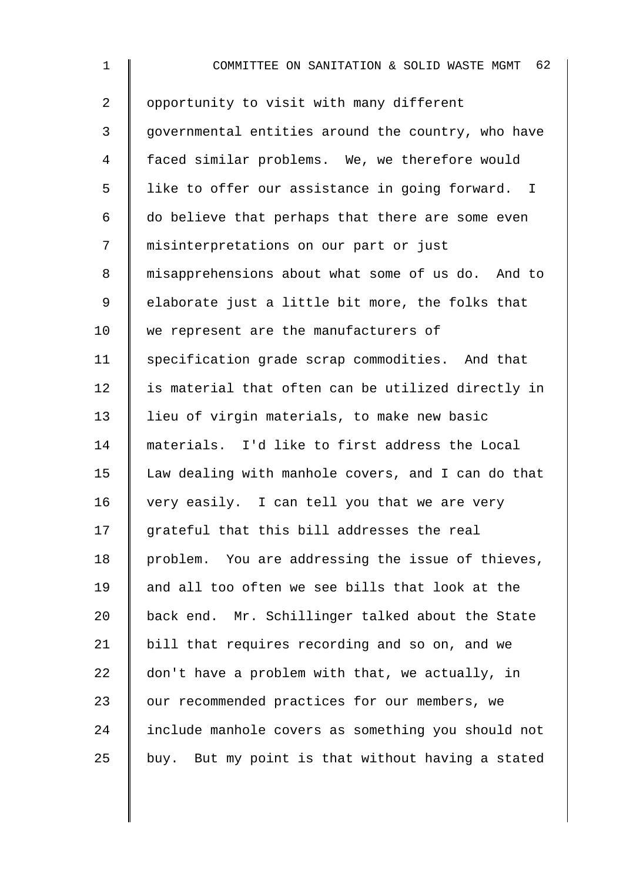opportunity to visit with many different governmental entities around the country, who have faced similar problems. We, we therefore would like to offer our assistance in going forward. I do believe that perhaps that there are some even misinterpretations on our part or just misapprehensions about what some of us do. And to elaborate just a little bit more, the folks that we represent are the manufacturers of specification grade scrap commodities. And that is material that often can be utilized directly in lieu of virgin materials, to make new basic materials. I'd like to first address the Local Law dealing with manhole covers, and I can do that very easily. I can tell you that we are very grateful that this bill addresses the real problem. You are addressing the issue of thieves, and all too often we see bills that look at the back end. Mr. Schillinger talked about the State bill that requires recording and so on, and we don't have a problem with that, we actually, in our recommended practices for our members, we include manhole covers as something you should not buy. But my point is that without having a stated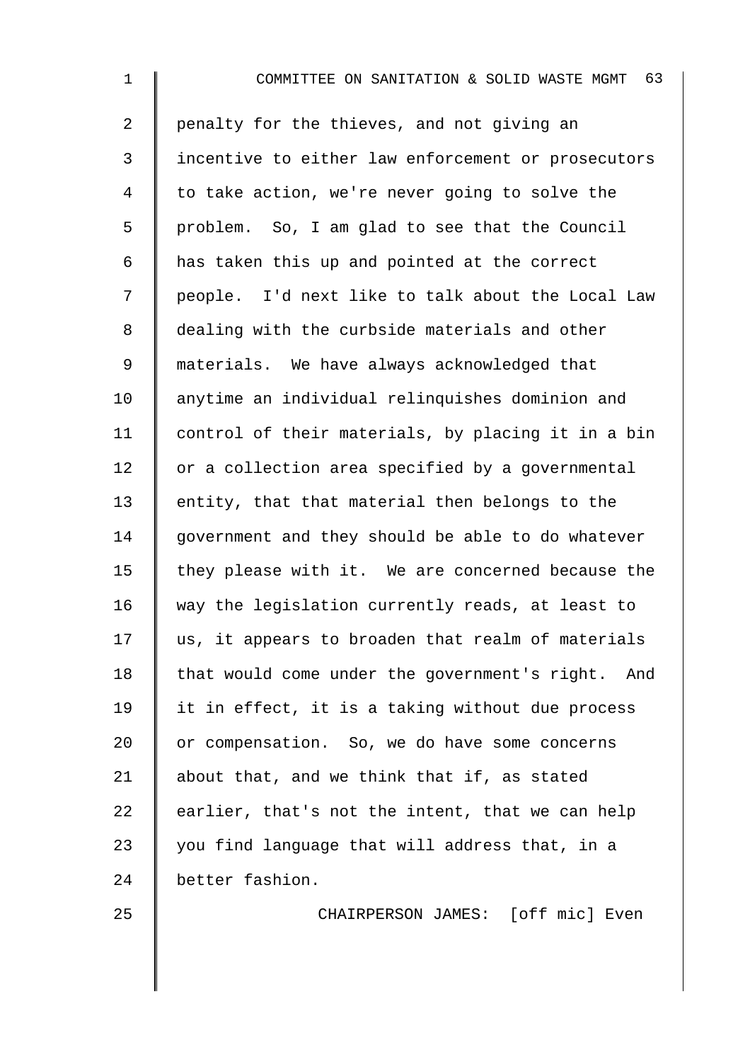penalty for the thieves, and not giving an incentive to either law enforcement or prosecutors to take action, we're never going to solve the problem. So, I am glad to see that the Council has taken this up and pointed at the correct people. I'd next like to talk about the Local Law dealing with the curbside materials and other materials. We have always acknowledged that anytime an individual relinquishes dominion and control of their materials, by placing it in a bin or a collection area specified by a governmental entity, that that material then belongs to the government and they should be able to do whatever they please with it. We are concerned because the way the legislation currently reads, at least to us, it appears to broaden that realm of materials that would come under the government's right. And it in effect, it is a taking without due process or compensation. So, we do have some concerns about that, and we think that if, as stated earlier, that's not the intent, that we can help you find language that will address that, in a better fashion.

CHAIRPERSON JAMES: [off mic] Even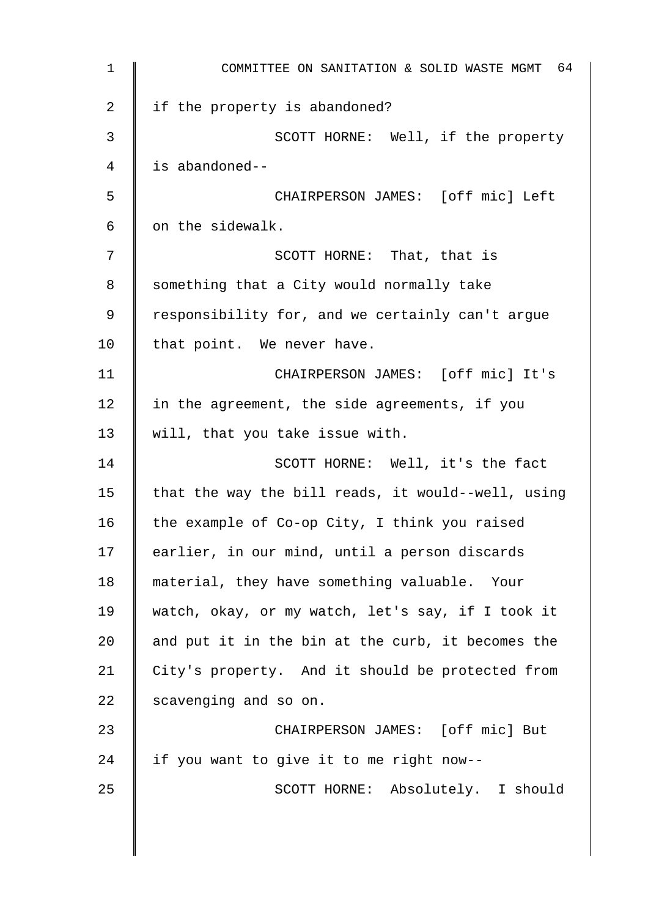if the property is abandoned?

SCOTT HORNE: Well, if the property is abandoned--

CHAIRPERSON JAMES: [off mic] Left on the sidewalk.

SCOTT HORNE: That, that is something that a City would normally take responsibility for, and we certainly can't argue that point. We never have.

CHAIRPERSON JAMES: [off mic] It's in the agreement, the side agreements, if you will, that you take issue with.

SCOTT HORNE: Well, it's the fact that the way the bill reads, it would--well, using the example of Co-op City, I think you raised earlier, in our mind, until a person discards material, they have something valuable. Your watch, okay, or my watch, let's say, if I took it and put it in the bin at the curb, it becomes the City's property. And it should be protected from scavenging and so on.

CHAIRPERSON JAMES: [off mic] But if you want to give it to me right now--

SCOTT HORNE: Absolutely. I should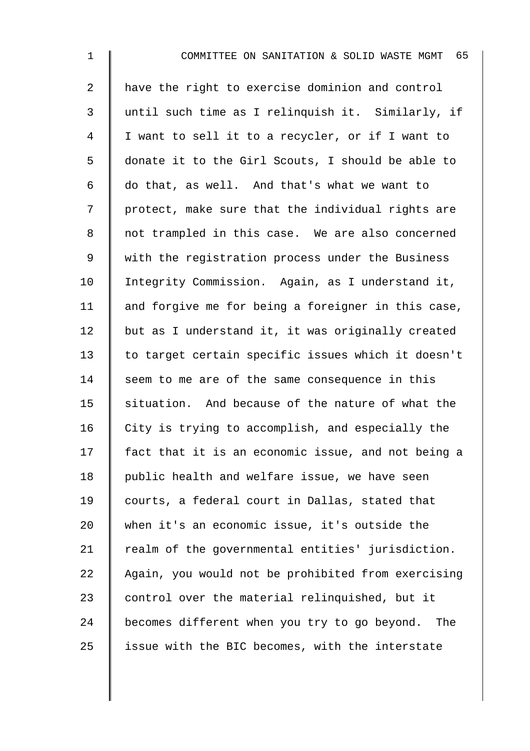have the right to exercise dominion and control until such time as I relinquish it. Similarly, if I want to sell it to a recycler, or if I want to donate it to the Girl Scouts, I should be able to do that, as well. And that's what we want to protect, make sure that the individual rights are not trampled in this case. We are also concerned with the registration process under the Business Integrity Commission. Again, as I understand it, and forgive me for being a foreigner in this case, but as I understand it, it was originally created to target certain specific issues which it doesn't seem to me are of the same consequence in this situation. And because of the nature of what the City is trying to accomplish, and especially the fact that it is an economic issue, and not being a public health and welfare issue, we have seen courts, a federal court in Dallas, stated that when it's an economic issue, it's outside the realm of the governmental entities' jurisdiction. Again, you would not be prohibited from exercising control over the material relinquished, but it becomes different when you try to go beyond. The issue with the BIC becomes, with the interstate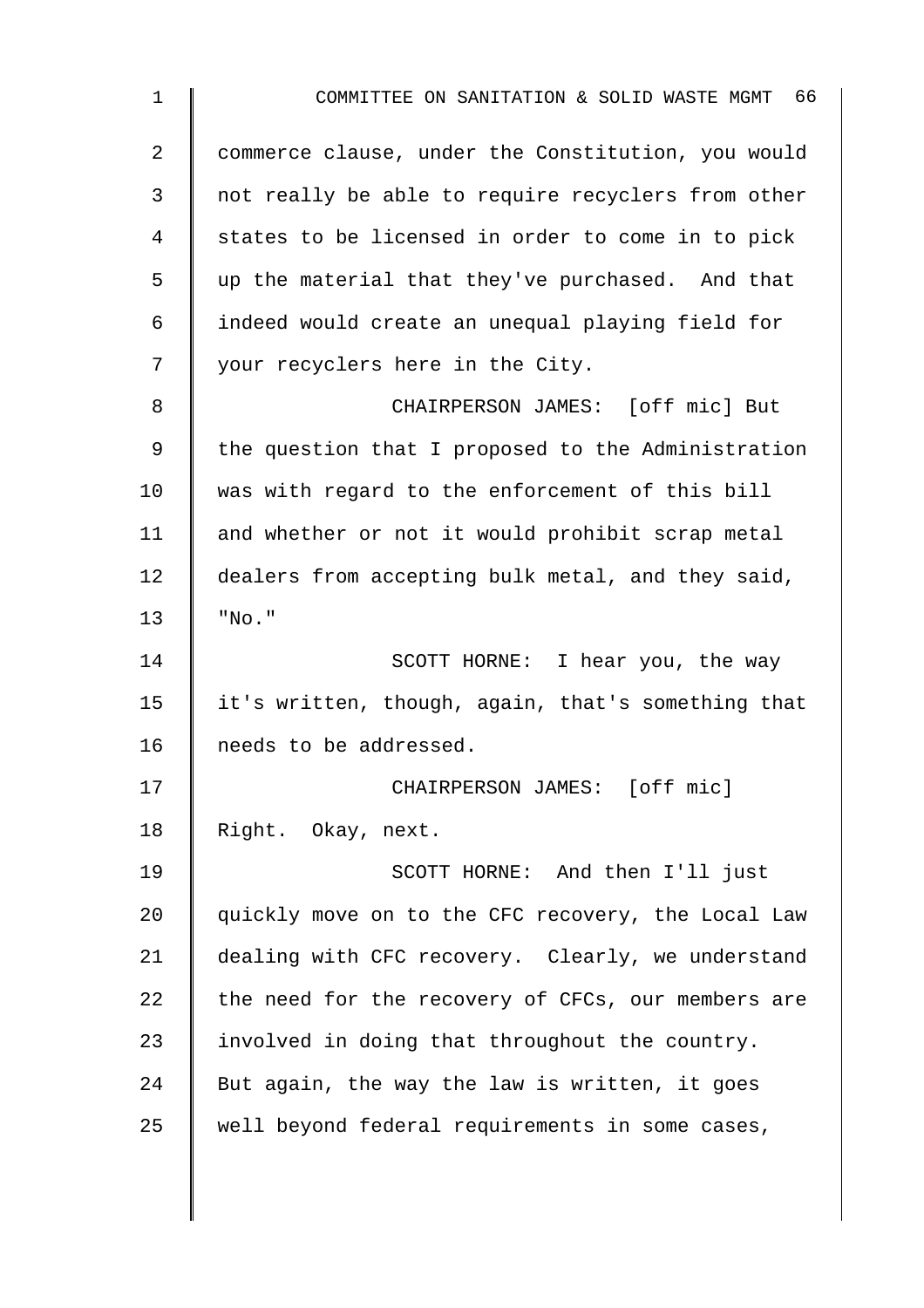commerce clause, under the Constitution, you would not really be able to require recyclers from other states to be licensed in order to come in to pick up the material that they've purchased. And that indeed would create an unequal playing field for your recyclers here in the City.

CHAIRPERSON JAMES: [off mic] But the question that I proposed to the Administration was with regard to the enforcement of this bill and whether or not it would prohibit scrap metal dealers from accepting bulk metal, and they said, "No."

SCOTT HORNE: I hear you, the way it's written, though, again, that's something that needs to be addressed.

CHAIRPERSON JAMES: [off mic] Right. Okay, next.

SCOTT HORNE: And then I'll just quickly move on to the CFC recovery, the Local Law dealing with CFC recovery. Clearly, we understand the need for the recovery of CFCs, our members are involved in doing that throughout the country. But again, the way the law is written, it goes well beyond federal requirements in some cases,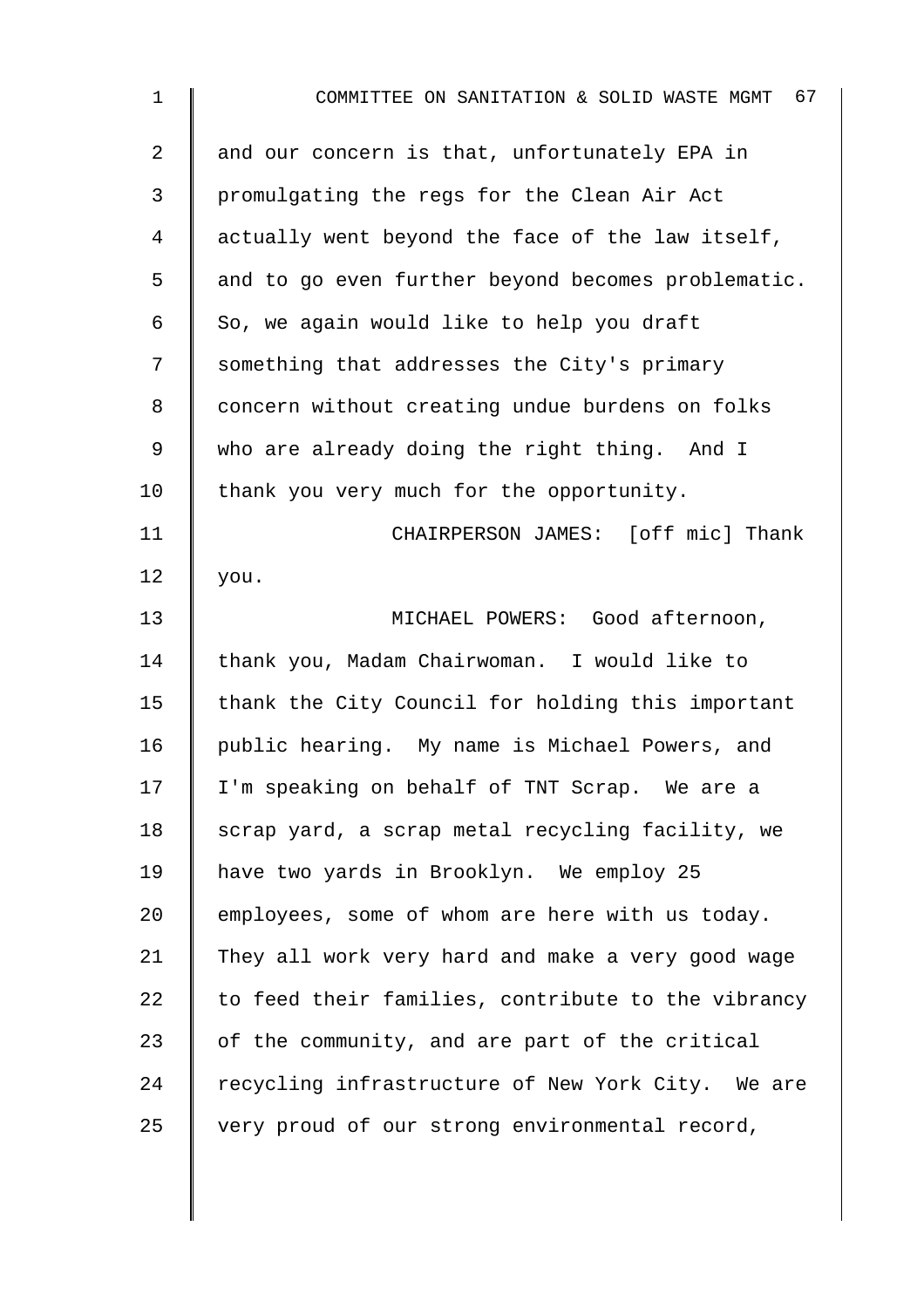and our concern is that, unfortunately EPA in promulgating the regs for the Clean Air Act actually went beyond the face of the law itself, and to go even further beyond becomes problematic. So, we again would like to help you draft something that addresses the City's primary concern without creating undue burdens on folks who are already doing the right thing. And I thank you very much for the opportunity.

CHAIRPERSON JAMES: [off mic] Thank you.

MICHAEL POWERS: Good afternoon, thank you, Madam Chairwoman. I would like to thank the City Council for holding this important public hearing. My name is Michael Powers, and I'm speaking on behalf of TNT Scrap. We are a scrap yard, a scrap metal recycling facility, we have two yards in Brooklyn. We employ 25 employees, some of whom are here with us today. They all work very hard and make a very good wage to feed their families, contribute to the vibrancy of the community, and are part of the critical recycling infrastructure of New York City. We are very proud of our strong environmental record,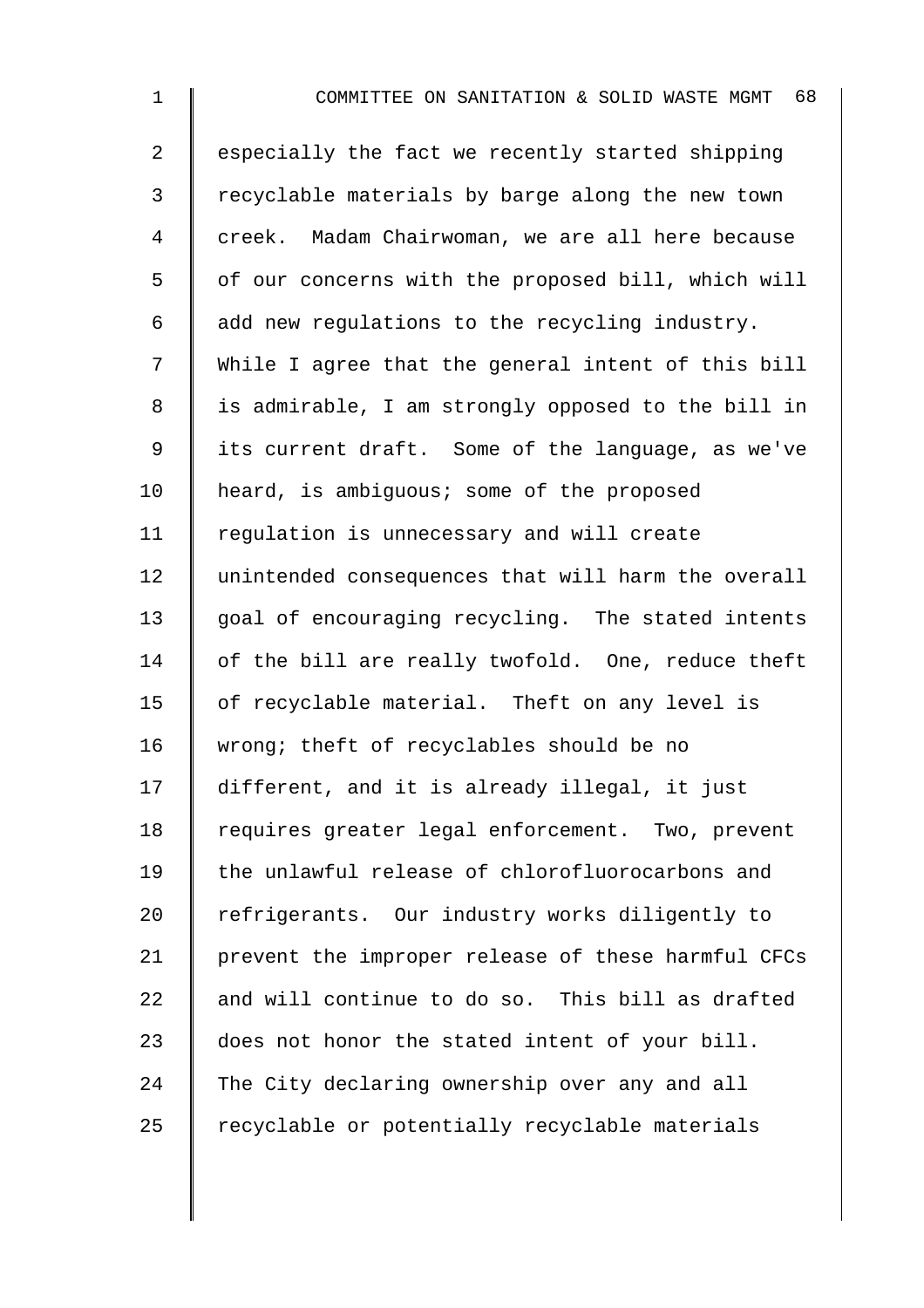especially the fact we recently started shipping recyclable materials by barge along the new town creek. Madam Chairwoman, we are all here because of our concerns with the proposed bill, which will add new regulations to the recycling industry. While I agree that the general intent of this bill is admirable, I am strongly opposed to the bill in its current draft. Some of the language, as we've heard, is ambiguous; some of the proposed regulation is unnecessary and will create unintended consequences that will harm the overall goal of encouraging recycling. The stated intents of the bill are really twofold. One, reduce theft of recyclable material. Theft on any level is wrong; theft of recyclables should be no different, and it is already illegal, it just requires greater legal enforcement. Two, prevent the unlawful release of chlorofluorocarbons and refrigerants. Our industry works diligently to prevent the improper release of these harmful CFCs and will continue to do so. This bill as drafted does not honor the stated intent of your bill. The City declaring ownership over any and all recyclable or potentially recyclable materials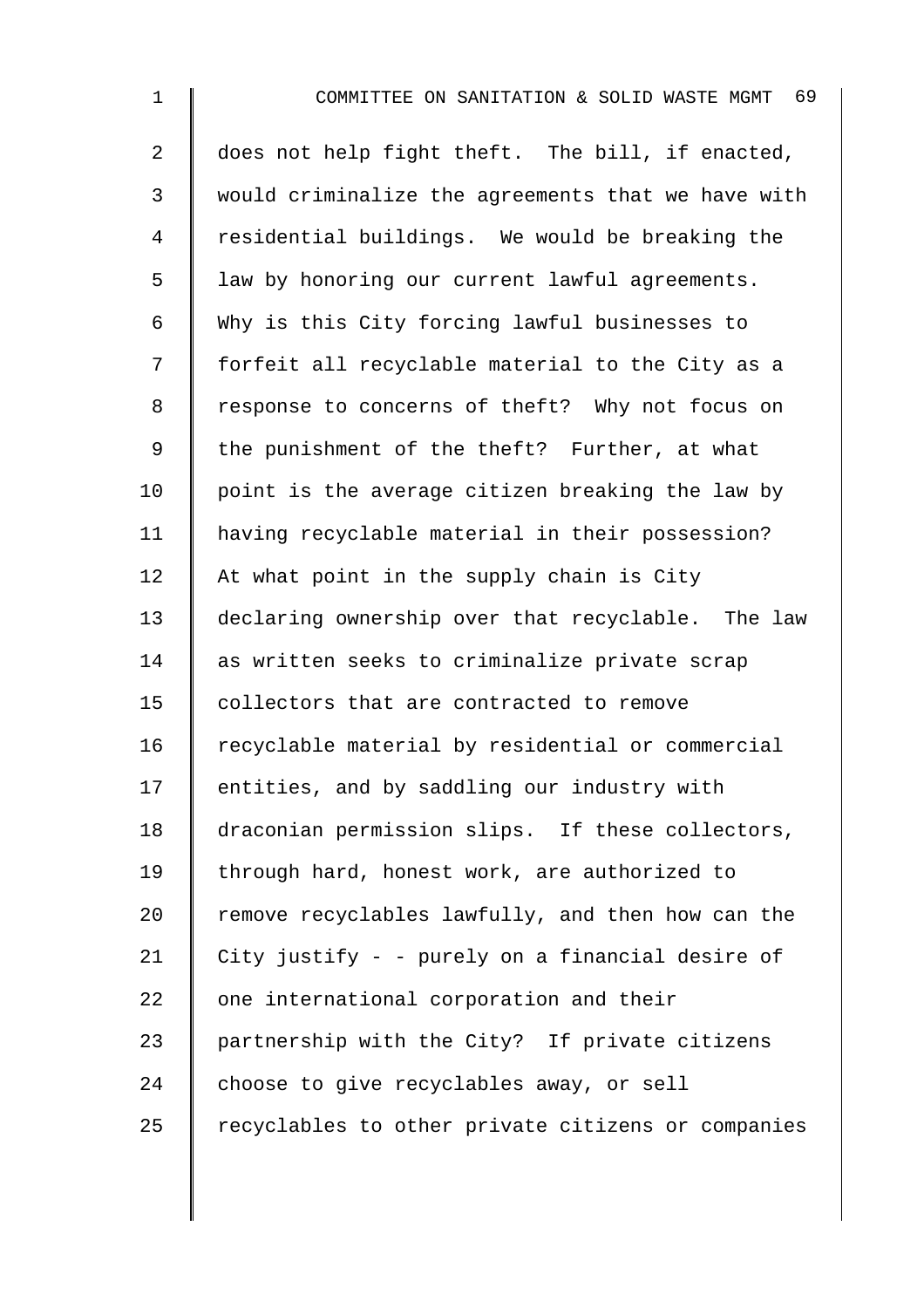does not help fight theft. The bill, if enacted, would criminalize the agreements that we have with residential buildings. We would be breaking the law by honoring our current lawful agreements. Why is this City forcing lawful businesses to forfeit all recyclable material to the City as a response to concerns of theft? Why not focus on the punishment of the theft? Further, at what point is the average citizen breaking the law by having recyclable material in their possession? At what point in the supply chain is City declaring ownership over that recyclable. The law as written seeks to criminalize private scrap collectors that are contracted to remove recyclable material by residential or commercial entities, and by saddling our industry with draconian permission slips. If these collectors, through hard, honest work, are authorized to remove recyclables lawfully, and then how can the City justify - - purely on a financial desire of one international corporation and their partnership with the City? If private citizens choose to give recyclables away, or sell recyclables to other private citizens or companies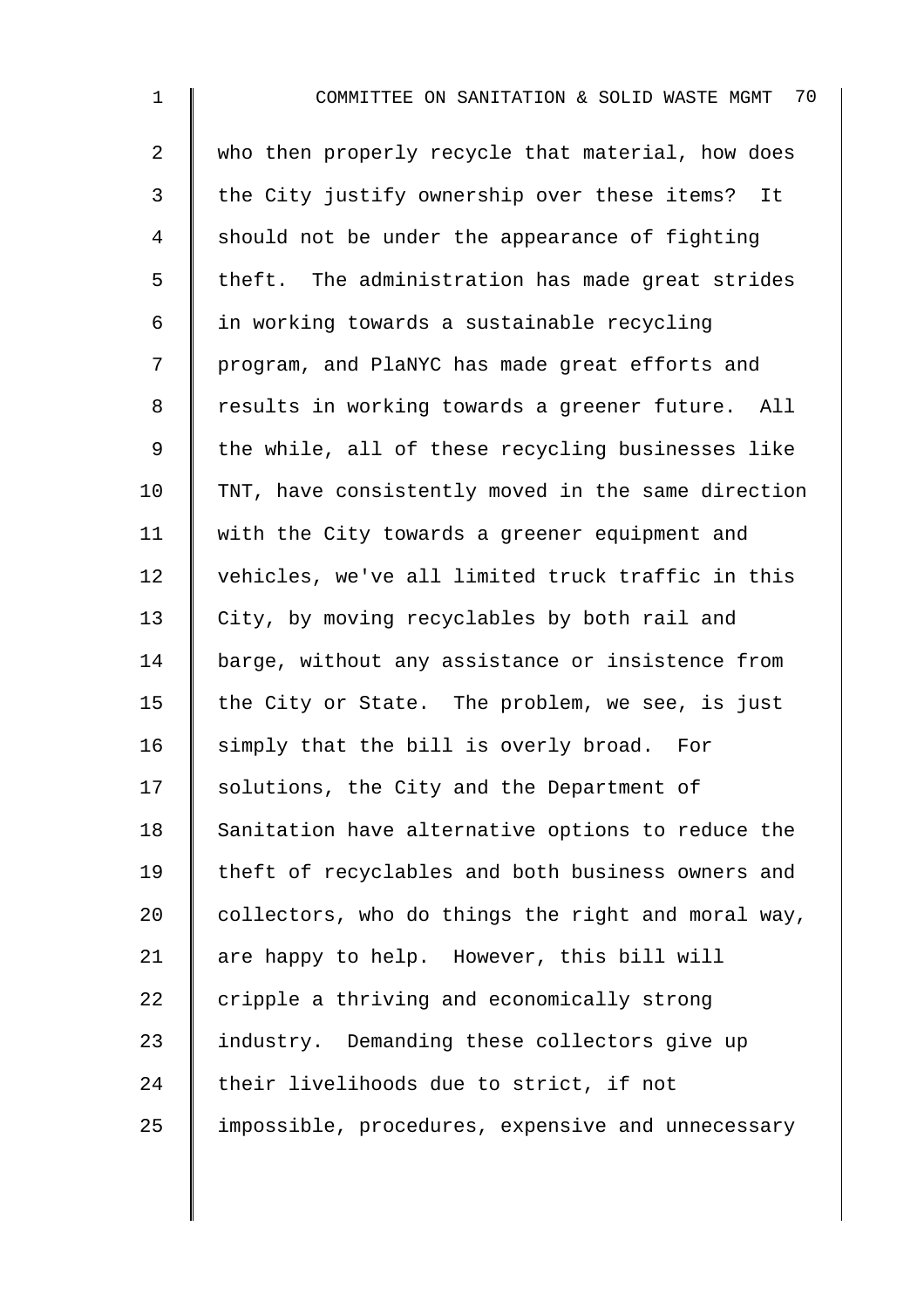who then properly recycle that material, how does the City justify ownership over these items? It should not be under the appearance of fighting theft. The administration has made great strides in working towards a sustainable recycling program, and PlaNYC has made great efforts and results in working towards a greener future. All the while, all of these recycling businesses like TNT, have consistently moved in the same direction with the City towards a greener equipment and vehicles, we've all limited truck traffic in this City, by moving recyclables by both rail and barge, without any assistance or insistence from the City or State. The problem, we see, is just simply that the bill is overly broad. For solutions, the City and the Department of Sanitation have alternative options to reduce the theft of recyclables and both business owners and collectors, who do things the right and moral way, are happy to help. However, this bill will cripple a thriving and economically strong industry. Demanding these collectors give up their livelihoods due to strict, if not impossible, procedures, expensive and unnecessary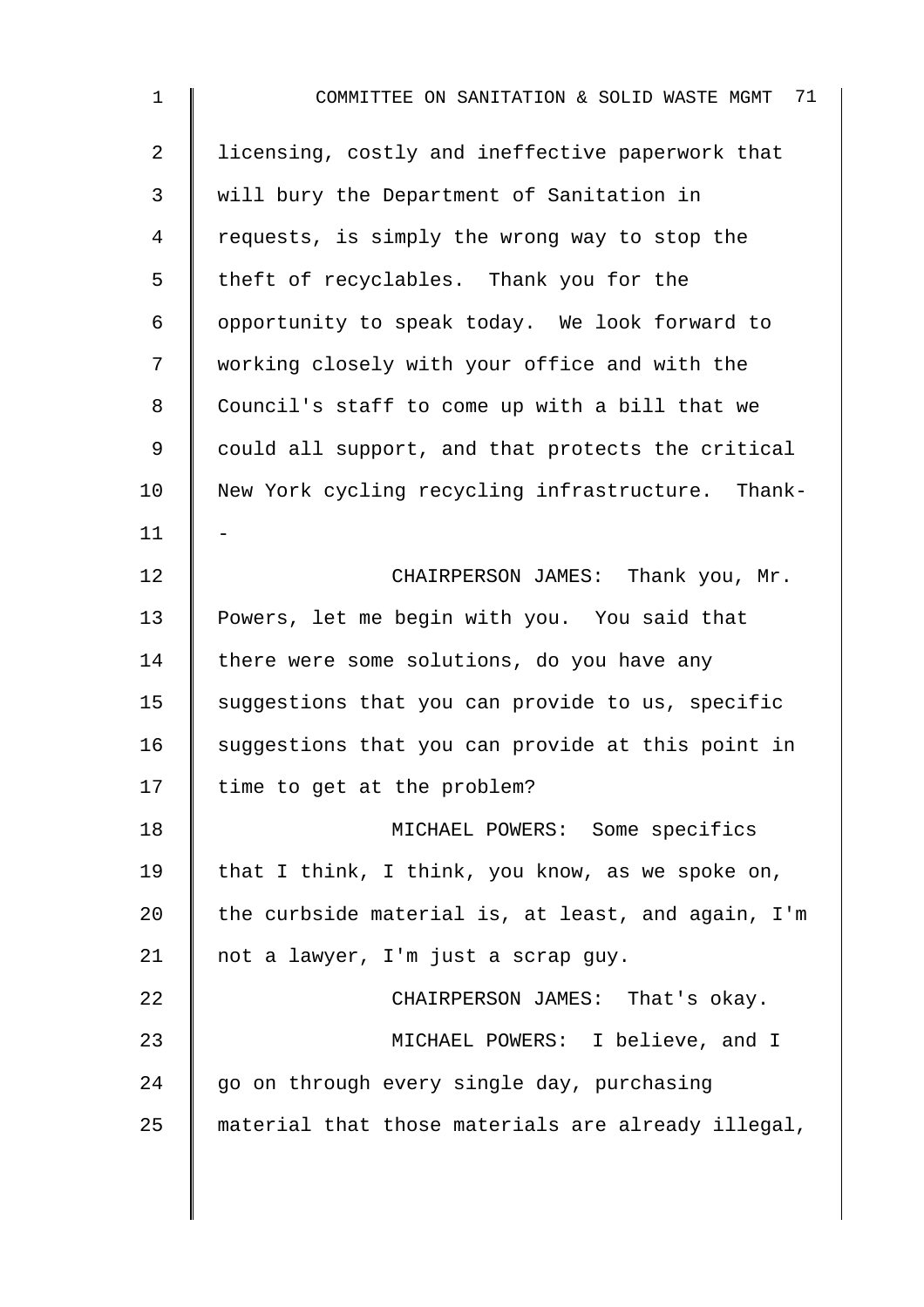licensing, costly and ineffective paperwork that will bury the Department of Sanitation in requests, is simply the wrong way to stop the theft of recyclables. Thank you for the opportunity to speak today. We look forward to working closely with your office and with the Council's staff to come up with a bill that we could all support, and that protects the critical New York cycling recycling infrastructure. Thank--

CHAIRPERSON JAMES: Thank you, Mr. Powers, let me begin with you. You said that there were some solutions, do you have any suggestions that you can provide to us, specific suggestions that you can provide at this point in time to get at the problem?

MICHAEL POWERS: Some specifics that I think, I think, you know, as we spoke on, the curbside material is, at least, and again, I'm not a lawyer, I'm just a scrap guy.

CHAIRPERSON JAMES: That's okay.

MICHAEL POWERS: I believe, and I go on through every single day, purchasing material that those materials are already illegal,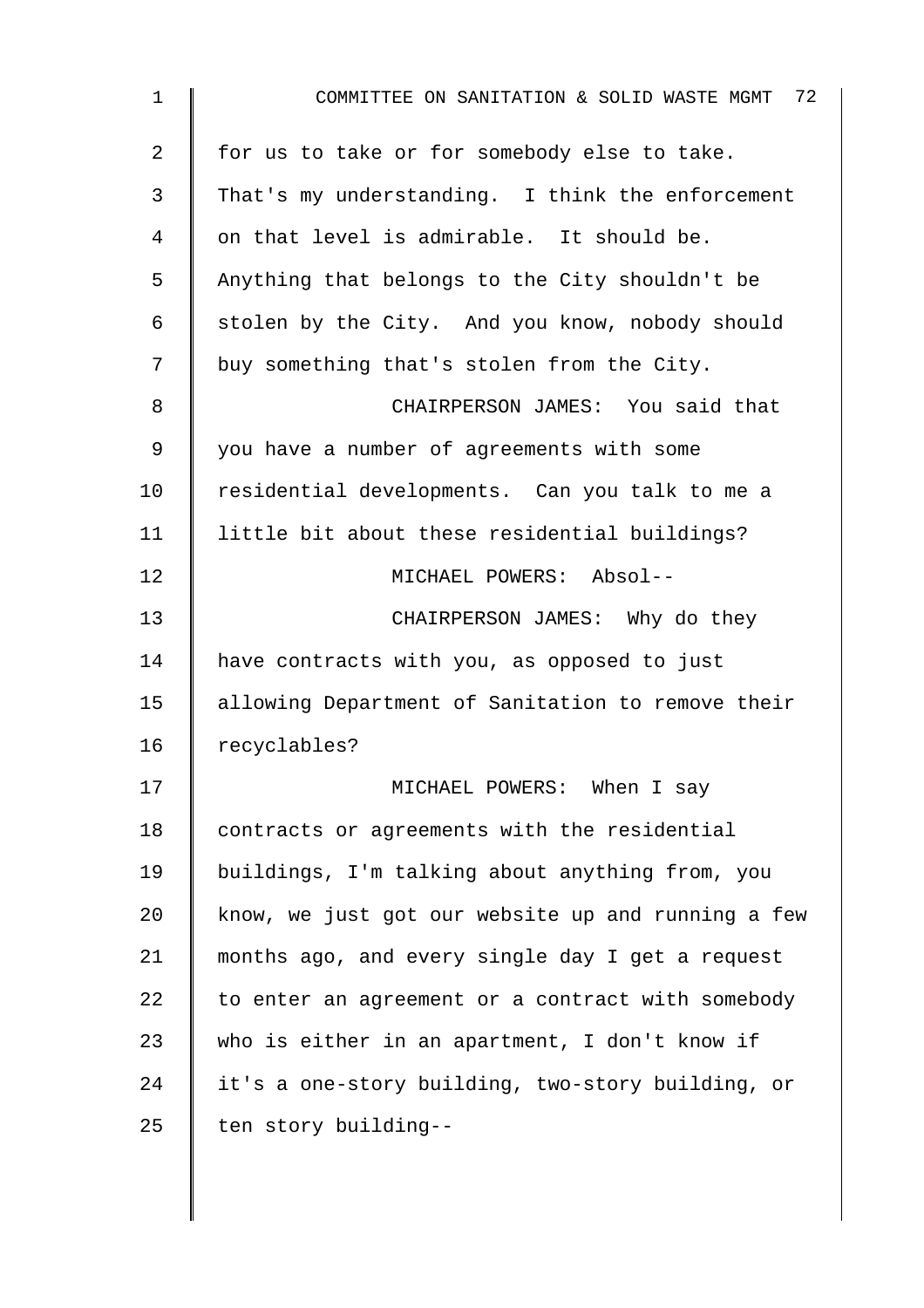for us to take or for somebody else to take. That's my understanding. I think the enforcement on that level is admirable. It should be. Anything that belongs to the City shouldn't be stolen by the City. And you know, nobody should buy something that's stolen from the City.

CHAIRPERSON JAMES: You said that you have a number of agreements with some residential developments. Can you talk to me a little bit about these residential buildings?

MICHAEL POWERS: Absol--

CHAIRPERSON JAMES: Why do they have contracts with you, as opposed to just allowing Department of Sanitation to remove their recyclables?

MICHAEL POWERS: When I say contracts or agreements with the residential buildings, I'm talking about anything from, you know, we just got our website up and running a few months ago, and every single day I get a request to enter an agreement or a contract with somebody who is either in an apartment, I don't know if it's a one-story building, two-story building, or ten story building--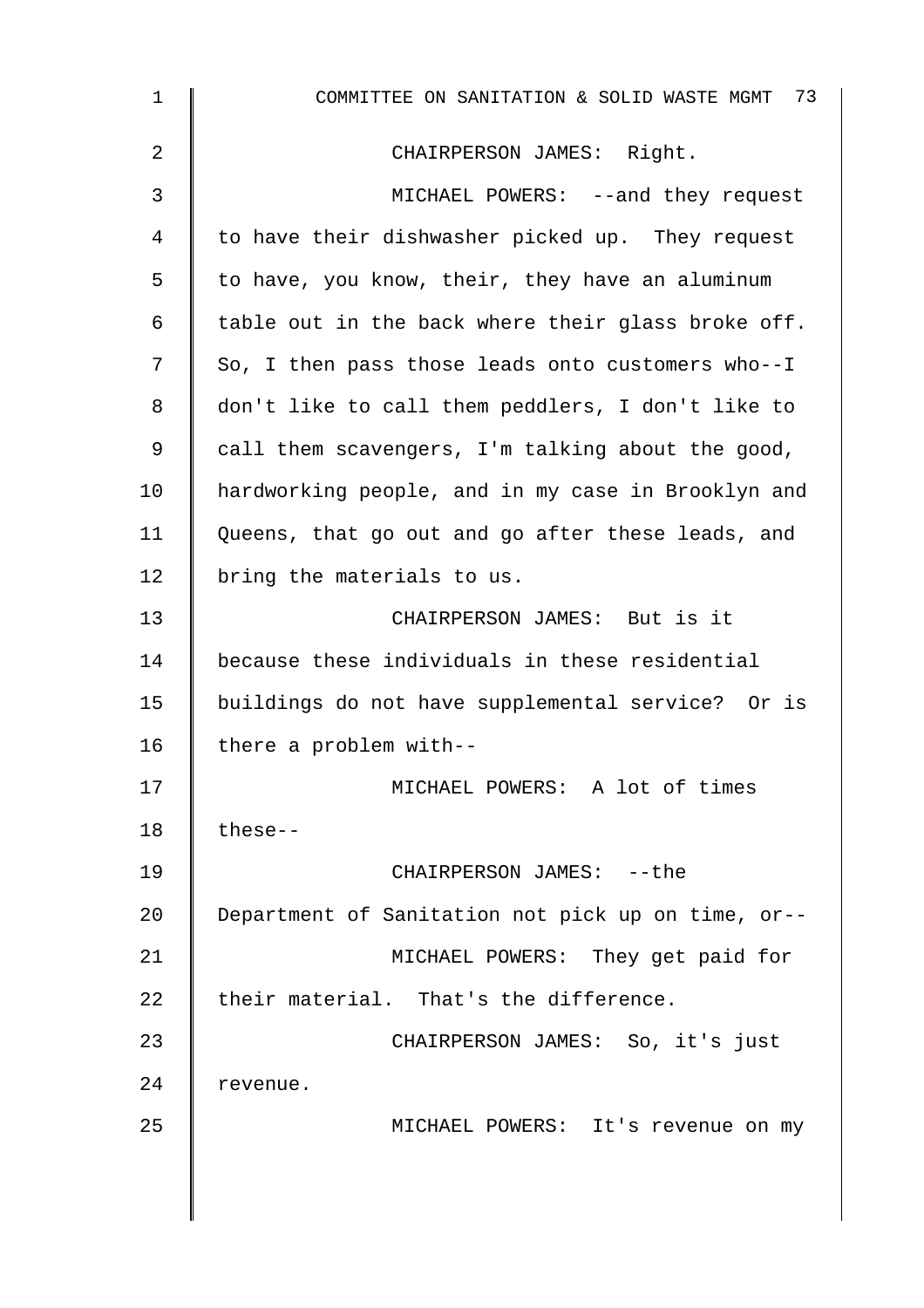CHAIRPERSON JAMES: Right.

MICHAEL POWERS: --and they request to have their dishwasher picked up. They request to have, you know, their, they have an aluminum table out in the back where their glass broke off. So, I then pass those leads onto customers who--I don't like to call them peddlers, I don't like to call them scavengers, I'm talking about the good, hardworking people, and in my case in Brooklyn and Queens, that go out and go after these leads, and bring the materials to us.

CHAIRPERSON JAMES: But is it because these individuals in these residential buildings do not have supplemental service? Or is there a problem with--

MICHAEL POWERS: A lot of times these--

CHAIRPERSON JAMES: --the Department of Sanitation not pick up on time, or--

MICHAEL POWERS: They get paid for their material. That's the difference.

CHAIRPERSON JAMES: So, it's just revenue.

MICHAEL POWERS: It's revenue on my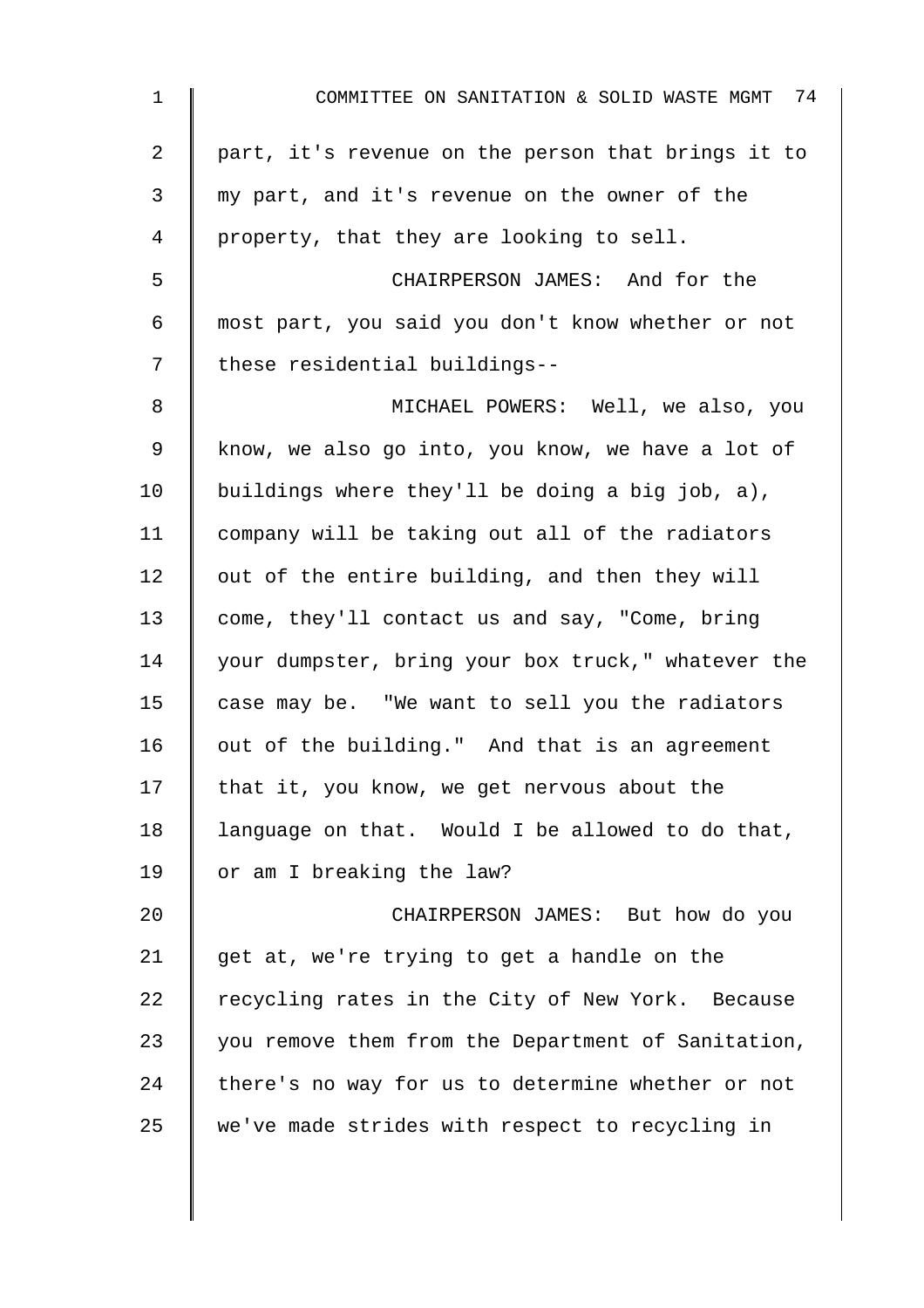part, it's revenue on the person that brings it to my part, and it's revenue on the owner of the property, that they are looking to sell.

CHAIRPERSON JAMES: And for the most part, you said you don't know whether or not these residential buildings--

MICHAEL POWERS: Well, we also, you know, we also go into, you know, we have a lot of buildings where they'll be doing a big job, a), company will be taking out all of the radiators out of the entire building, and then they will come, they'll contact us and say, "Come, bring your dumpster, bring your box truck," whatever the case may be. "We want to sell you the radiators out of the building." And that is an agreement that it, you know, we get nervous about the language on that. Would I be allowed to do that, or am I breaking the law?

CHAIRPERSON JAMES: But how do you get at, we're trying to get a handle on the recycling rates in the City of New York. Because you remove them from the Department of Sanitation, there's no way for us to determine whether or not we've made strides with respect to recycling in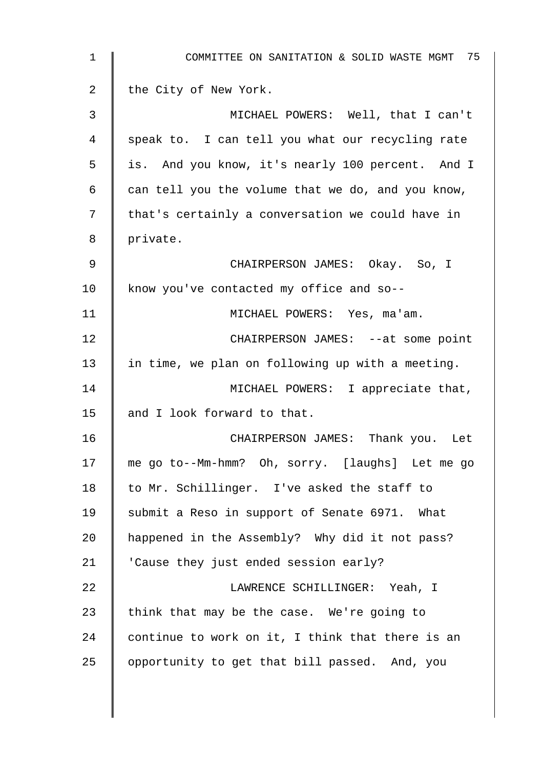the City of New York.

MICHAEL POWERS: Well, that I can't speak to. I can tell you what our recycling rate is. And you know, it's nearly 100 percent. And I can tell you the volume that we do, and you know, that's certainly a conversation we could have in private.

CHAIRPERSON JAMES: Okay. So, I know you've contacted my office and so--

MICHAEL POWERS: Yes, ma'am.

CHAIRPERSON JAMES: --at some point in time, we plan on following up with a meeting.

MICHAEL POWERS: I appreciate that, and I look forward to that.

CHAIRPERSON JAMES: Thank you. Let me go to--Mm-hmm? Oh, sorry. [laughs] Let me go to Mr. Schillinger. I've asked the staff to submit a Reso in support of Senate 6971. What happened in the Assembly? Why did it not pass? 'Cause they just ended session early?

LAWRENCE SCHILLINGER: Yeah, I think that may be the case. We're going to continue to work on it, I think that there is an opportunity to get that bill passed. And, you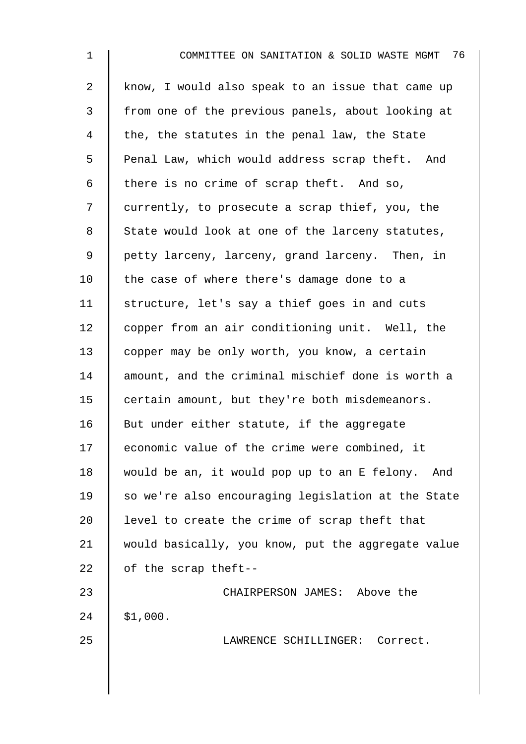know, I would also speak to an issue that came up from one of the previous panels, about looking at the, the statutes in the penal law, the State Penal Law, which would address scrap theft. And there is no crime of scrap theft. And so, currently, to prosecute a scrap thief, you, the State would look at one of the larceny statutes, petty larceny, larceny, grand larceny. Then, in the case of where there's damage done to a structure, let's say a thief goes in and cuts copper from an air conditioning unit. Well, the copper may be only worth, you know, a certain amount, and the criminal mischief done is worth a certain amount, but they're both misdemeanors. But under either statute, if the aggregate economic value of the crime were combined, it would be an, it would pop up to an E felony. And so we're also encouraging legislation at the State level to create the crime of scrap theft that would basically, you know, put the aggregate value of the scrap theft--

CHAIRPERSON JAMES: Above the $1,000.

LAWRENCE SCHILLINGER: Correct.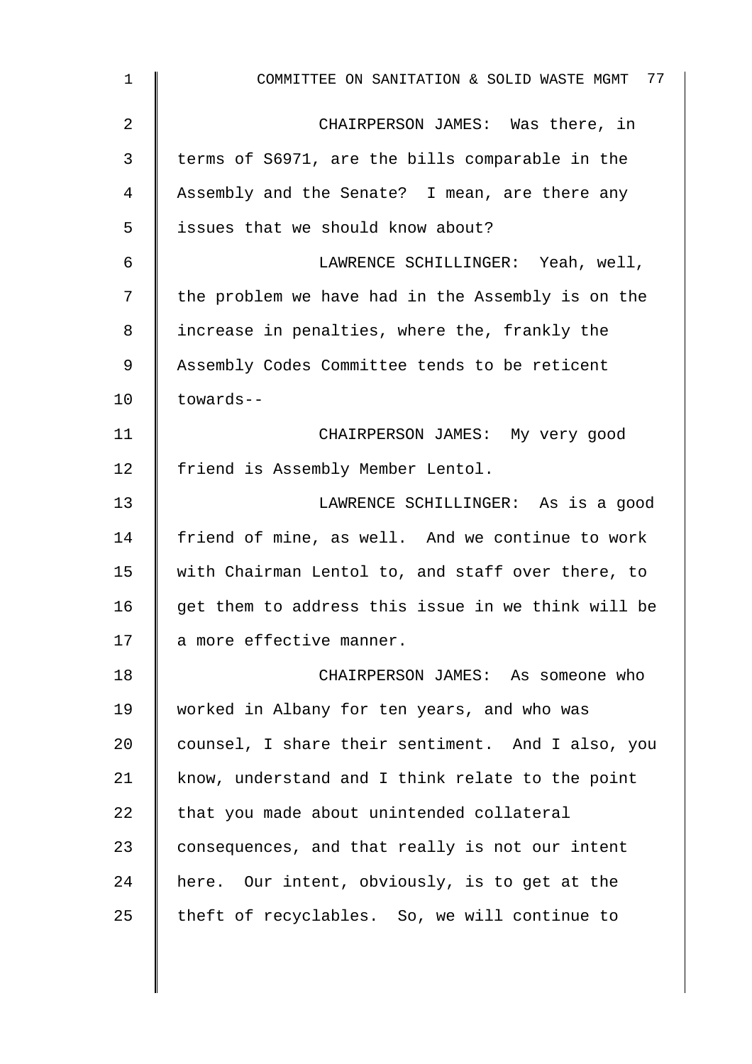CHAIRPERSON JAMES: Was there, in terms of S6971, are the bills comparable in the Assembly and the Senate? I mean, are there any issues that we should know about?

LAWRENCE SCHILLINGER: Yeah, well, the problem we have had in the Assembly is on the increase in penalties, where the, frankly the Assembly Codes Committee tends to be reticent towards--

CHAIRPERSON JAMES: My very good friend is Assembly Member Lentol.

LAWRENCE SCHILLINGER: As is a good friend of mine, as well. And we continue to work with Chairman Lentol to, and staff over there, to get them to address this issue in we think will be a more effective manner.

CHAIRPERSON JAMES: As someone who worked in Albany for ten years, and who was counsel, I share their sentiment. And I also, you know, understand and I think relate to the point that you made about unintended collateral consequences, and that really is not our intent here. Our intent, obviously, is to get at the theft of recyclables. So, we will continue to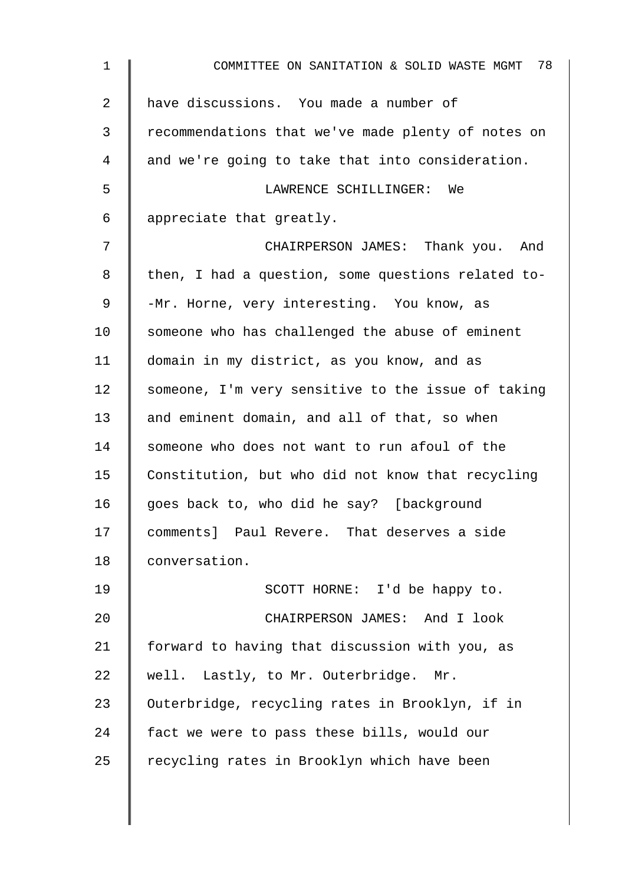have discussions. You made a number of recommendations that we've made plenty of notes on and we're going to take that into consideration.

LAWRENCE SCHILLINGER: We appreciate that greatly.

CHAIRPERSON JAMES: Thank you. And then, I had a question, some questions related to--Mr. Horne, very interesting. You know, as someone who has challenged the abuse of eminent domain in my district, as you know, and as someone, I'm very sensitive to the issue of taking and eminent domain, and all of that, so when someone who does not want to run afoul of the Constitution, but who did not know that recycling goes back to, who did he say? [background comments] Paul Revere. That deserves a side conversation.

SCOTT HORNE: I'd be happy to.

CHAIRPERSON JAMES: And I look forward to having that discussion with you, as well. Lastly, to Mr. Outerbridge. Mr. Outerbridge, recycling rates in Brooklyn, if in fact we were to pass these bills, would our recycling rates in Brooklyn which have been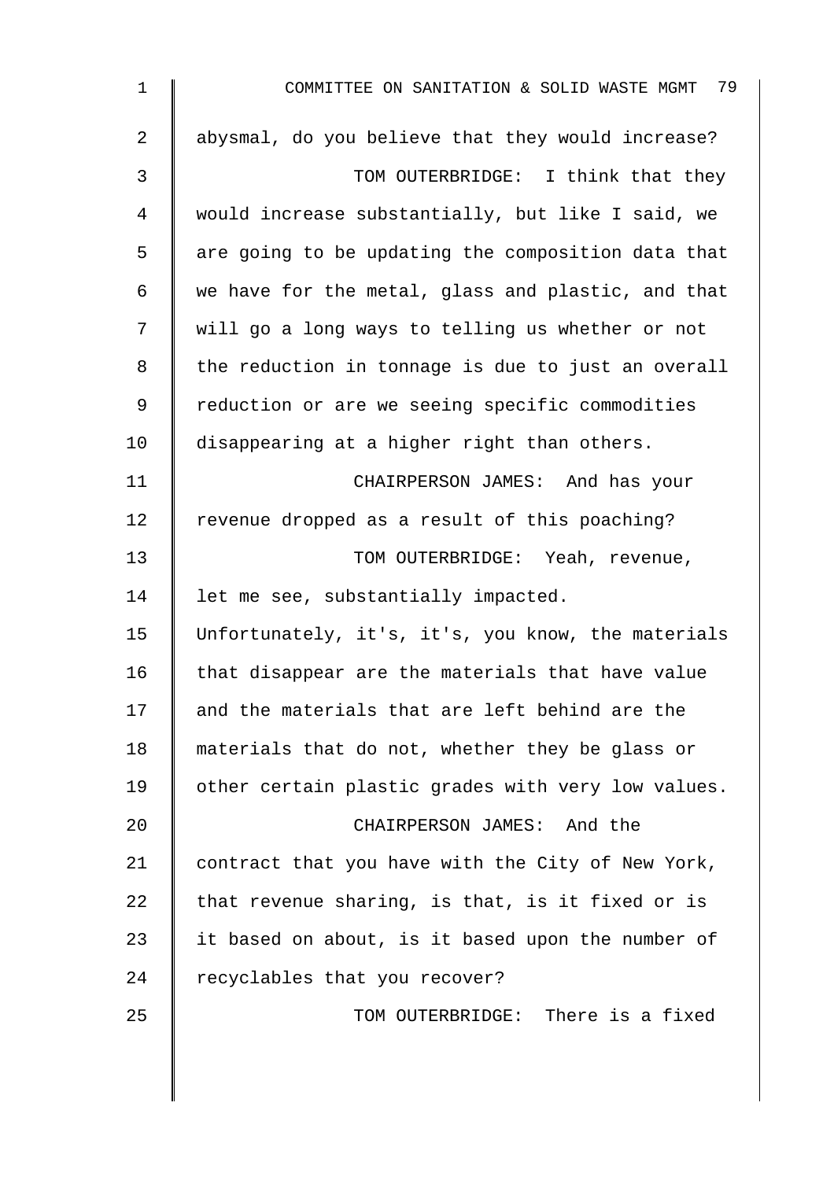abysmal, do you believe that they would increase?

TOM OUTERBRIDGE: I think that they would increase substantially, but like I said, we are going to be updating the composition data that we have for the metal, glass and plastic, and that will go a long ways to telling us whether or not the reduction in tonnage is due to just an overall reduction or are we seeing specific commodities disappearing at a higher right than others.

CHAIRPERSON JAMES: And has your revenue dropped as a result of this poaching?

TOM OUTERBRIDGE: Yeah, revenue, let me see, substantially impacted. Unfortunately, it's, it's, you know, the materials that disappear are the materials that have value and the materials that are left behind are the materials that do not, whether they be glass or other certain plastic grades with very low values.

CHAIRPERSON JAMES: And the contract that you have with the City of New York, that revenue sharing, is that, is it fixed or is it based on about, is it based upon the number of recyclables that you recover?

TOM OUTERBRIDGE: There is a fixed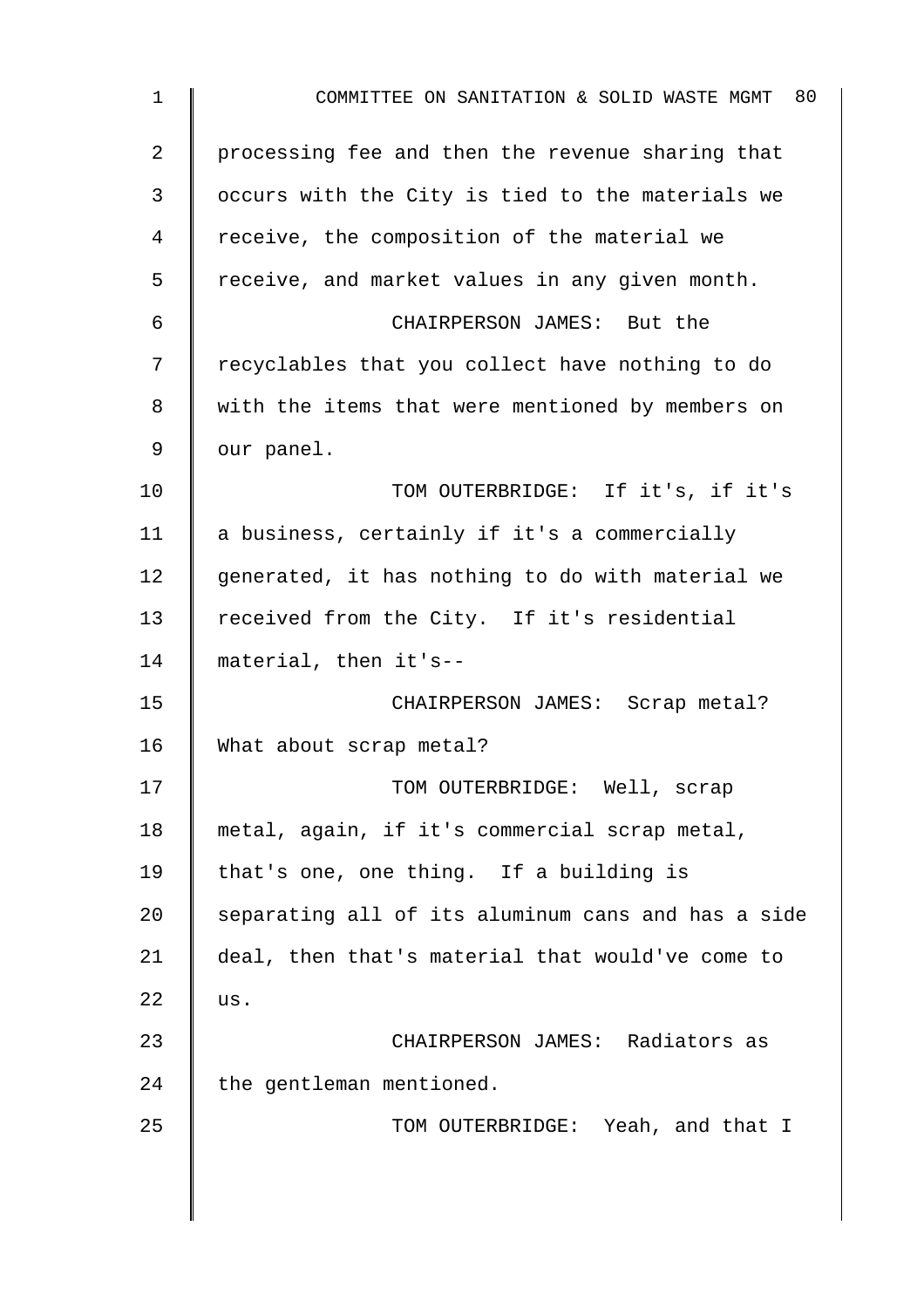processing fee and then the revenue sharing that occurs with the City is tied to the materials we receive, the composition of the material we receive, and market values in any given month.

CHAIRPERSON JAMES: But the recyclables that you collect have nothing to do with the items that were mentioned by members on our panel.

TOM OUTERBRIDGE: If it's, if it's a business, certainly if it's a commercially generated, it has nothing to do with material we received from the City. If it's residential material, then it's--

CHAIRPERSON JAMES: Scrap metal? What about scrap metal?

TOM OUTERBRIDGE: Well, scrap metal, again, if it's commercial scrap metal, that's one, one thing. If a building is separating all of its aluminum cans and has a side deal, then that's material that would've come to us.

CHAIRPERSON JAMES: Radiators as the gentleman mentioned.

TOM OUTERBRIDGE: Yeah, and that I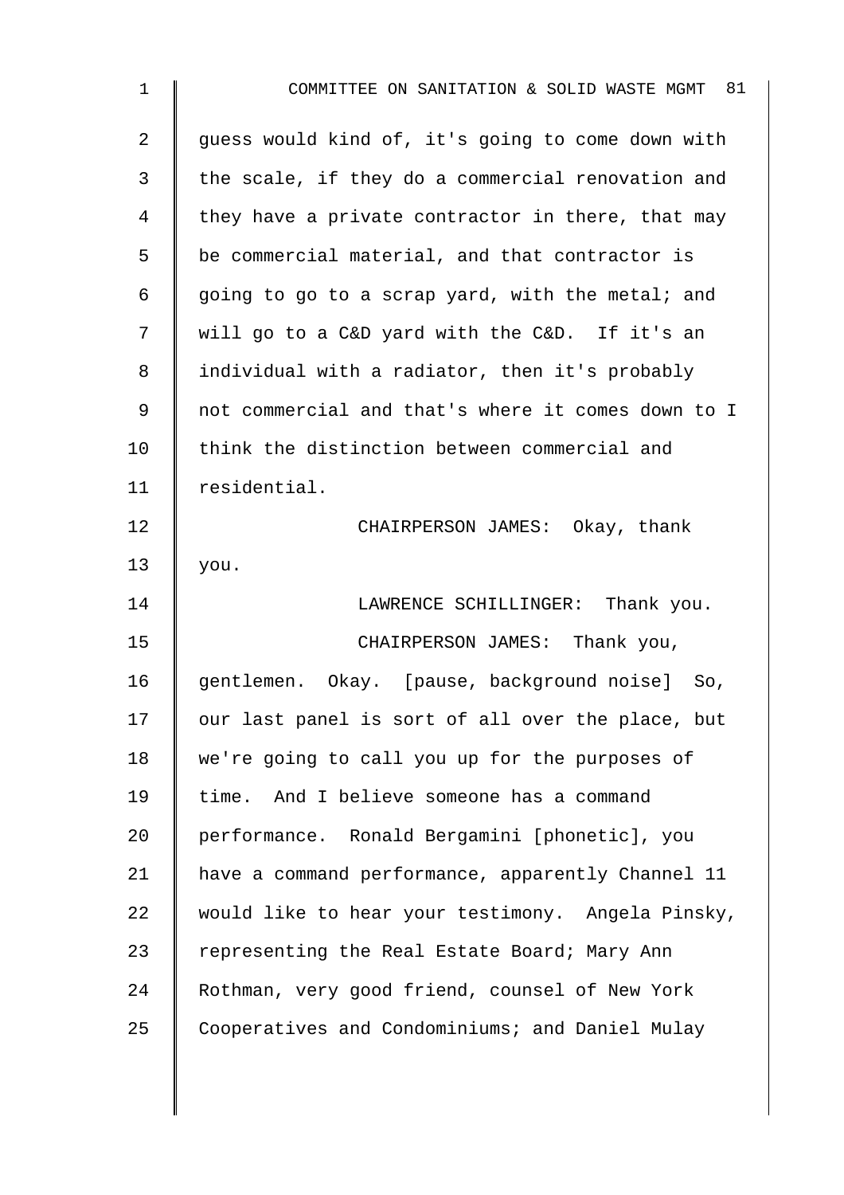guess would kind of, it's going to come down with the scale, if they do a commercial renovation and they have a private contractor in there, that may be commercial material, and that contractor is going to go to a scrap yard, with the metal; and will go to a C&D yard with the C&D. If it's an individual with a radiator, then it's probably not commercial and that's where it comes down to I think the distinction between commercial and residential.

CHAIRPERSON JAMES: Okay, thank you.

LAWRENCE SCHILLINGER: Thank you.

CHAIRPERSON JAMES: Thank you, gentlemen. Okay. [pause, background noise] So, our last panel is sort of all over the place, but we're going to call you up for the purposes of time. And I believe someone has a command performance. Ronald Bergamini [phonetic], you have a command performance, apparently Channel 11 would like to hear your testimony. Angela Pinsky, representing the Real Estate Board; Mary Ann Rothman, very good friend, counsel of New York Cooperatives and Condominiums; and Daniel Mulay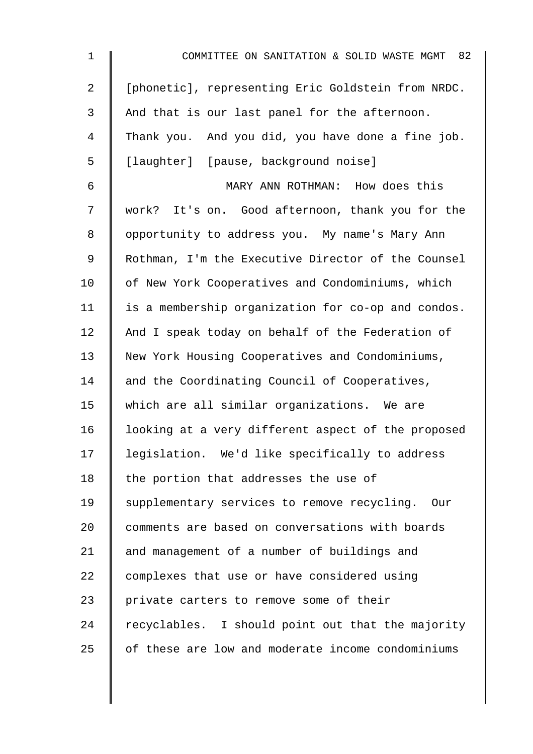[phonetic], representing Eric Goldstein from NRDC. And that is our last panel for the afternoon. Thank you. And you did, you have done a fine job. [laughter] [pause, background noise]

MARY ANN ROTHMAN: How does this work? It's on. Good afternoon, thank you for the opportunity to address you. My name's Mary Ann Rothman, I'm the Executive Director of the Counsel of New York Cooperatives and Condominiums, which is a membership organization for co-op and condos. And I speak today on behalf of the Federation of New York Housing Cooperatives and Condominiums, and the Coordinating Council of Cooperatives, which are all similar organizations. We are looking at a very different aspect of the proposed legislation. We'd like specifically to address the portion that addresses the use of supplementary services to remove recycling. Our comments are based on conversations with boards and management of a number of buildings and complexes that use or have considered using private carters to remove some of their recyclables. I should point out that the majority of these are low and moderate income condominiums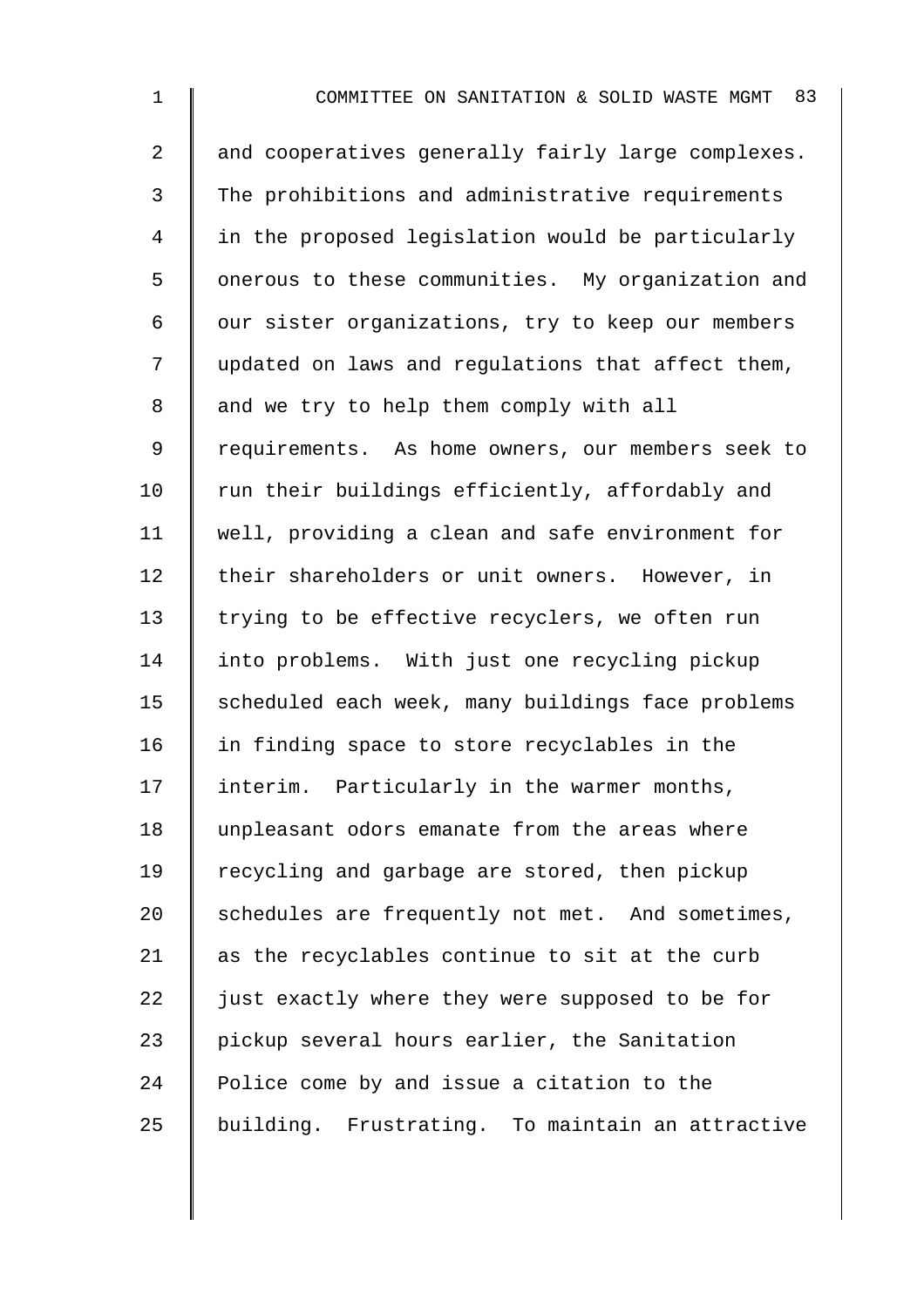and cooperatives generally fairly large complexes. The prohibitions and administrative requirements in the proposed legislation would be particularly onerous to these communities. My organization and our sister organizations, try to keep our members updated on laws and regulations that affect them, and we try to help them comply with all requirements. As home owners, our members seek to run their buildings efficiently, affordably and well, providing a clean and safe environment for their shareholders or unit owners. However, in trying to be effective recyclers, we often run into problems. With just one recycling pickup scheduled each week, many buildings face problems in finding space to store recyclables in the interim. Particularly in the warmer months, unpleasant odors emanate from the areas where recycling and garbage are stored, then pickup schedules are frequently not met. And sometimes, as the recyclables continue to sit at the curb just exactly where they were supposed to be for pickup several hours earlier, the Sanitation Police come by and issue a citation to the building. Frustrating. To maintain an attractive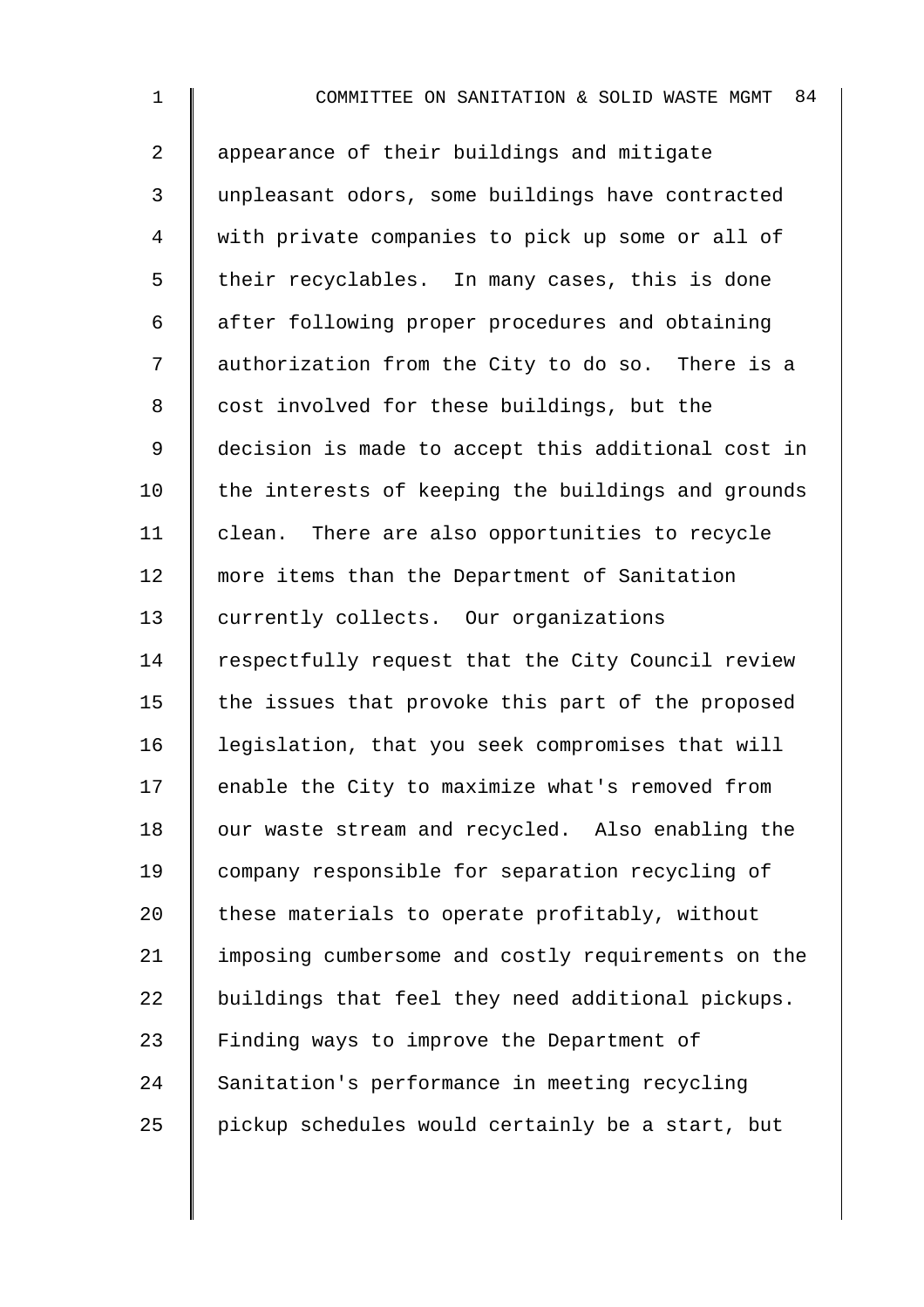appearance of their buildings and mitigate unpleasant odors, some buildings have contracted with private companies to pick up some or all of their recyclables. In many cases, this is done after following proper procedures and obtaining authorization from the City to do so. There is a cost involved for these buildings, but the decision is made to accept this additional cost in the interests of keeping the buildings and grounds clean. There are also opportunities to recycle more items than the Department of Sanitation currently collects. Our organizations respectfully request that the City Council review the issues that provoke this part of the proposed legislation, that you seek compromises that will enable the City to maximize what's removed from our waste stream and recycled. Also enabling the company responsible for separation recycling of these materials to operate profitably, without imposing cumbersome and costly requirements on the buildings that feel they need additional pickups. Finding ways to improve the Department of Sanitation's performance in meeting recycling pickup schedules would certainly be a start, but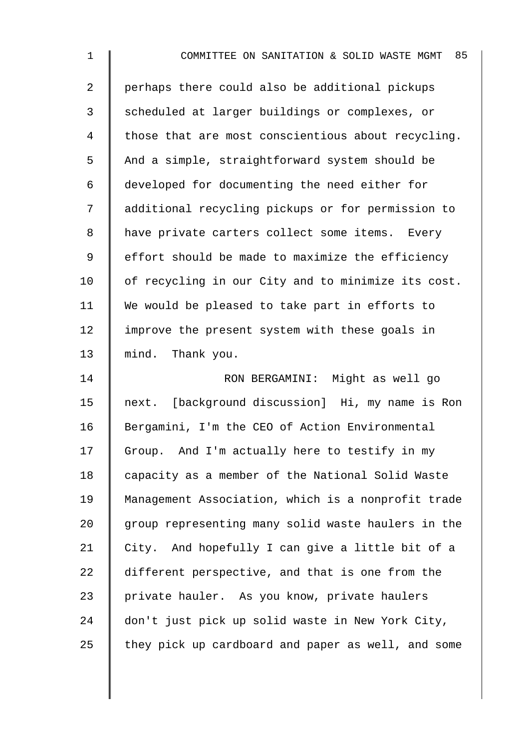perhaps there could also be additional pickups scheduled at larger buildings or complexes, or those that are most conscientious about recycling. And a simple, straightforward system should be developed for documenting the need either for additional recycling pickups or for permission to have private carters collect some items. Every effort should be made to maximize the efficiency of recycling in our City and to minimize its cost. We would be pleased to take part in efforts to improve the present system with these goals in mind. Thank you.

RON BERGAMINI: Might as well go next. [background discussion] Hi, my name is Ron Bergamini, I'm the CEO of Action Environmental Group. And I'm actually here to testify in my capacity as a member of the National Solid Waste Management Association, which is a nonprofit trade group representing many solid waste haulers in the City. And hopefully I can give a little bit of a different perspective, and that is one from the private hauler. As you know, private haulers don't just pick up solid waste in New York City, they pick up cardboard and paper as well, and some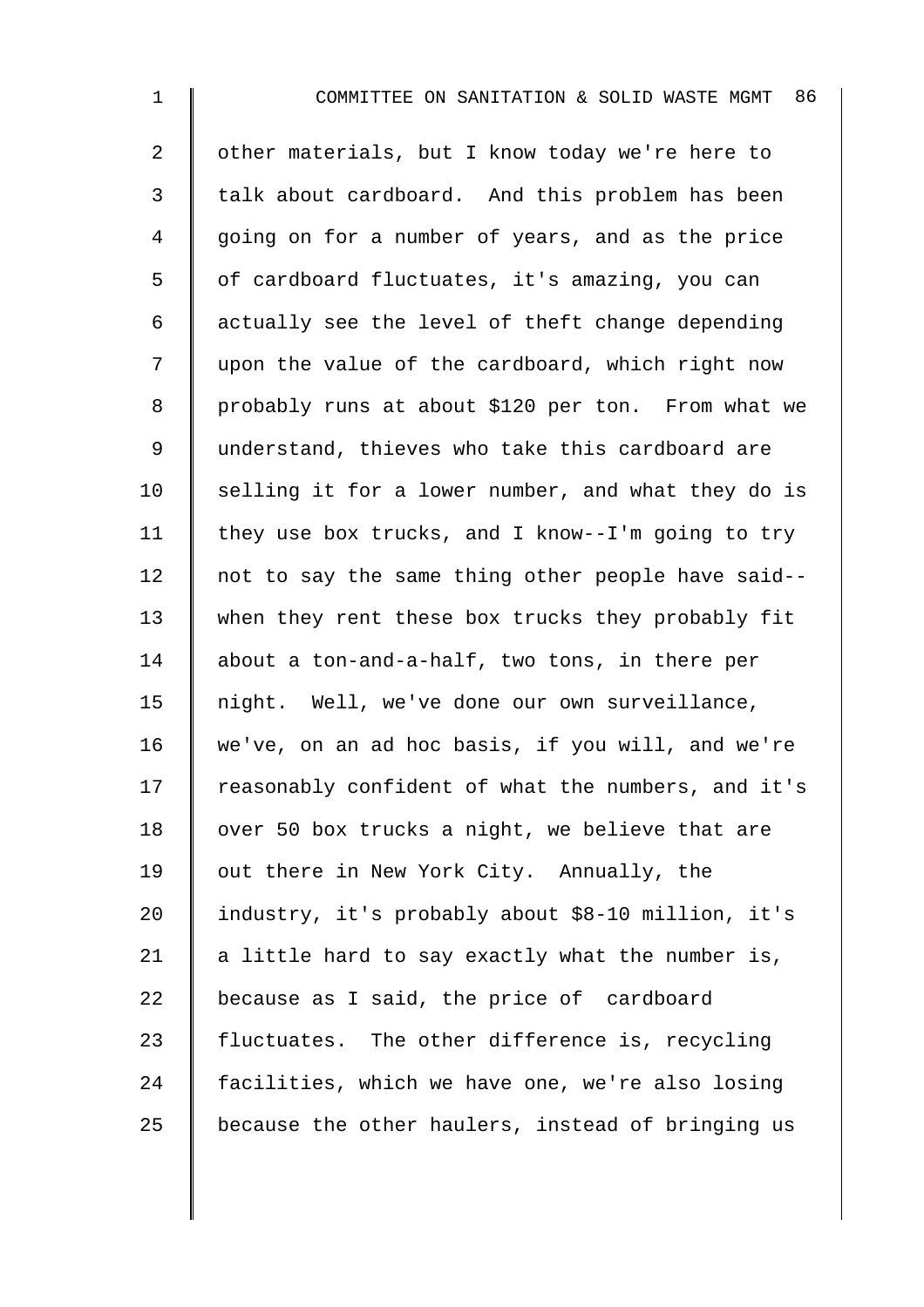other materials, but I know today we're here to talk about cardboard. And this problem has been going on for a number of years, and as the price of cardboard fluctuates, it's amazing, you can actually see the level of theft change depending upon the value of the cardboard, which right now probably runs at about $120 per ton. From what we understand, thieves who take this cardboard are selling it for a lower number, and what they do is they use box trucks, and I know--I'm going to try not to say the same thing other people have said-- when they rent these box trucks they probably fit about a ton-and-a-half, two tons, in there per night. Well, we've done our own surveillance, we've, on an ad hoc basis, if you will, and we're reasonably confident of what the numbers, and it's over 50 box trucks a night, we believe that are out there in New York City. Annually, the industry, it's probably about $8-10 million, it's a little hard to say exactly what the number is, because as I said, the price of cardboard fluctuates. The other difference is, recycling facilities, which we have one, we're also losing because the other haulers, instead of bringing us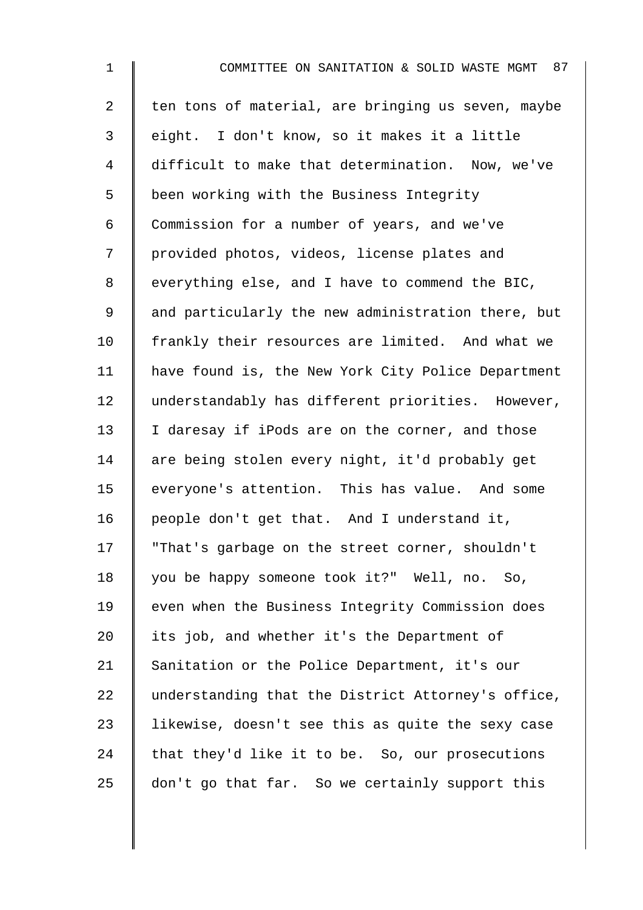ten tons of material, are bringing us seven, maybe eight. I don't know, so it makes it a little difficult to make that determination. Now, we've been working with the Business Integrity Commission for a number of years, and we've provided photos, videos, license plates and everything else, and I have to commend the BIC, and particularly the new administration there, but frankly their resources are limited. And what we have found is, the New York City Police Department understandably has different priorities. However, I daresay if iPods are on the corner, and those are being stolen every night, it'd probably get everyone's attention. This has value. And some people don't get that. And I understand it, "That's garbage on the street corner, shouldn't you be happy someone took it?" Well, no. So, even when the Business Integrity Commission does its job, and whether it's the Department of Sanitation or the Police Department, it's our understanding that the District Attorney's office, likewise, doesn't see this as quite the sexy case that they'd like it to be. So, our prosecutions don't go that far. So we certainly support this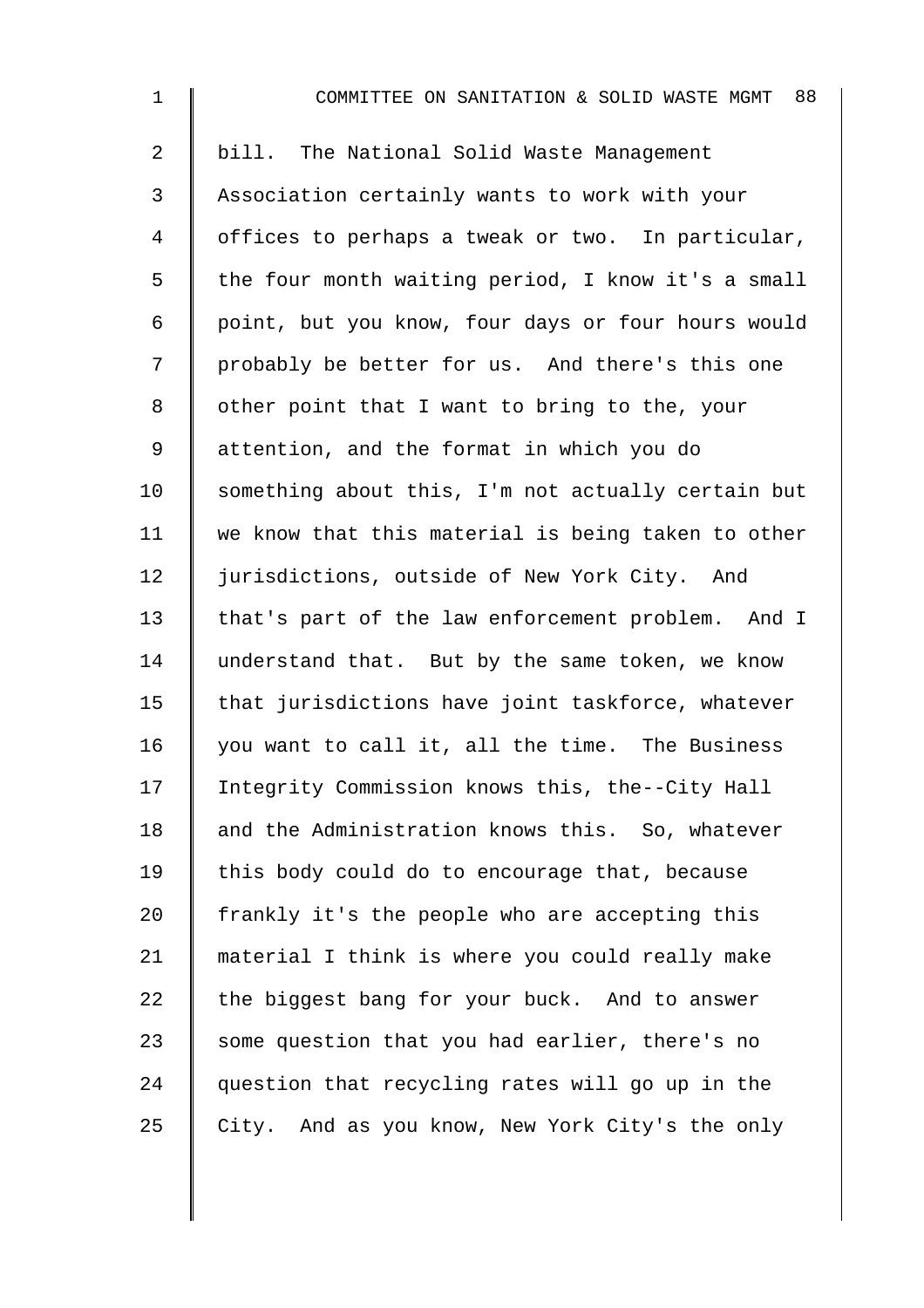bill. The National Solid Waste Management Association certainly wants to work with your offices to perhaps a tweak or two. In particular, the four month waiting period, I know it's a small point, but you know, four days or four hours would probably be better for us. And there's this one other point that I want to bring to the, your attention, and the format in which you do something about this, I'm not actually certain but we know that this material is being taken to other jurisdictions, outside of New York City. And that's part of the law enforcement problem. And I understand that. But by the same token, we know that jurisdictions have joint taskforce, whatever you want to call it, all the time. The Business Integrity Commission knows this, the--City Hall and the Administration knows this. So, whatever this body could do to encourage that, because frankly it's the people who are accepting this material I think is where you could really make the biggest bang for your buck. And to answer some question that you had earlier, there's no question that recycling rates will go up in the City. And as you know, New York City's the only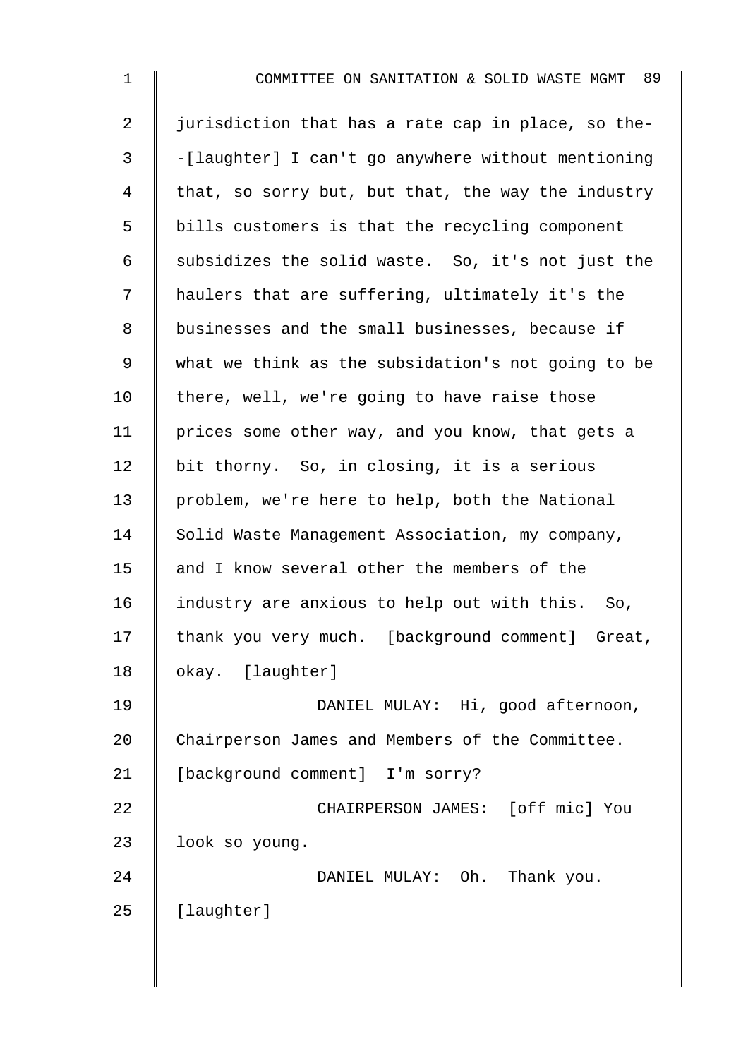jurisdiction that has a rate cap in place, so the--[laughter] I can't go anywhere without mentioning that, so sorry but, but that, the way the industry bills customers is that the recycling component subsidizes the solid waste. So, it's not just the haulers that are suffering, ultimately it's the businesses and the small businesses, because if what we think as the subsidation's not going to be there, well, we're going to have raise those prices some other way, and you know, that gets a bit thorny. So, in closing, it is a serious problem, we're here to help, both the National Solid Waste Management Association, my company, and I know several other the members of the industry are anxious to help out with this. So, thank you very much. [background comment] Great, okay. [laughter]

DANIEL MULAY: Hi, good afternoon, Chairperson James and Members of the Committee. [background comment] I'm sorry?

CHAIRPERSON JAMES: [off mic] You look so young.

DANIEL MULAY: Oh. Thank you. [laughter]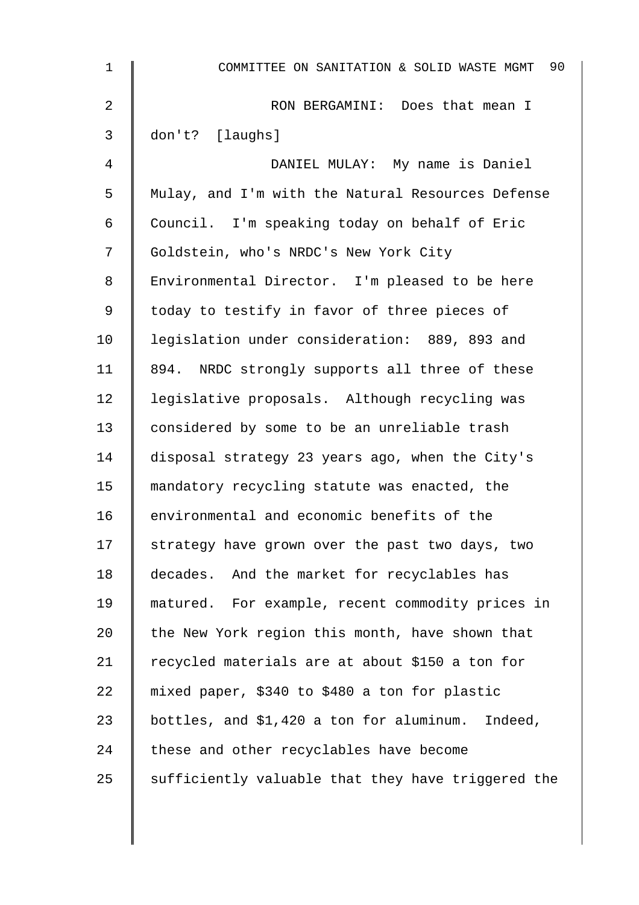RON BERGAMINI: Does that mean I don't? [laughs]

DANIEL MULAY: My name is Daniel Mulay, and I'm with the Natural Resources Defense Council. I'm speaking today on behalf of Eric Goldstein, who's NRDC's New York City Environmental Director. I'm pleased to be here today to testify in favor of three pieces of legislation under consideration: 889, 893 and 894. NRDC strongly supports all three of these legislative proposals. Although recycling was considered by some to be an unreliable trash disposal strategy 23 years ago, when the City's mandatory recycling statute was enacted, the environmental and economic benefits of the strategy have grown over the past two days, two decades. And the market for recyclables has matured. For example, recent commodity prices in the New York region this month, have shown that recycled materials are at about $150 a ton for mixed paper, $340 to $480 a ton for plastic bottles, and $1,420 a ton for aluminum. Indeed, these and other recyclables have become sufficiently valuable that they have triggered the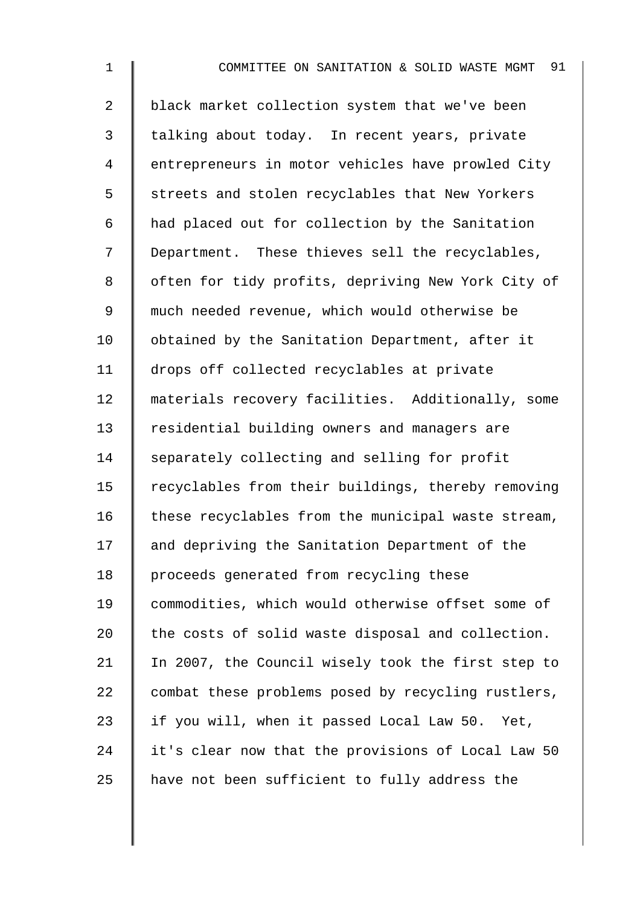black market collection system that we've been talking about today. In recent years, private entrepreneurs in motor vehicles have prowled City streets and stolen recyclables that New Yorkers had placed out for collection by the Sanitation Department. These thieves sell the recyclables, often for tidy profits, depriving New York City of much needed revenue, which would otherwise be obtained by the Sanitation Department, after it drops off collected recyclables at private materials recovery facilities. Additionally, some residential building owners and managers are separately collecting and selling for profit recyclables from their buildings, thereby removing these recyclables from the municipal waste stream, and depriving the Sanitation Department of the proceeds generated from recycling these commodities, which would otherwise offset some of the costs of solid waste disposal and collection. In 2007, the Council wisely took the first step to combat these problems posed by recycling rustlers, if you will, when it passed Local Law 50. Yet, it's clear now that the provisions of Local Law 50 have not been sufficient to fully address the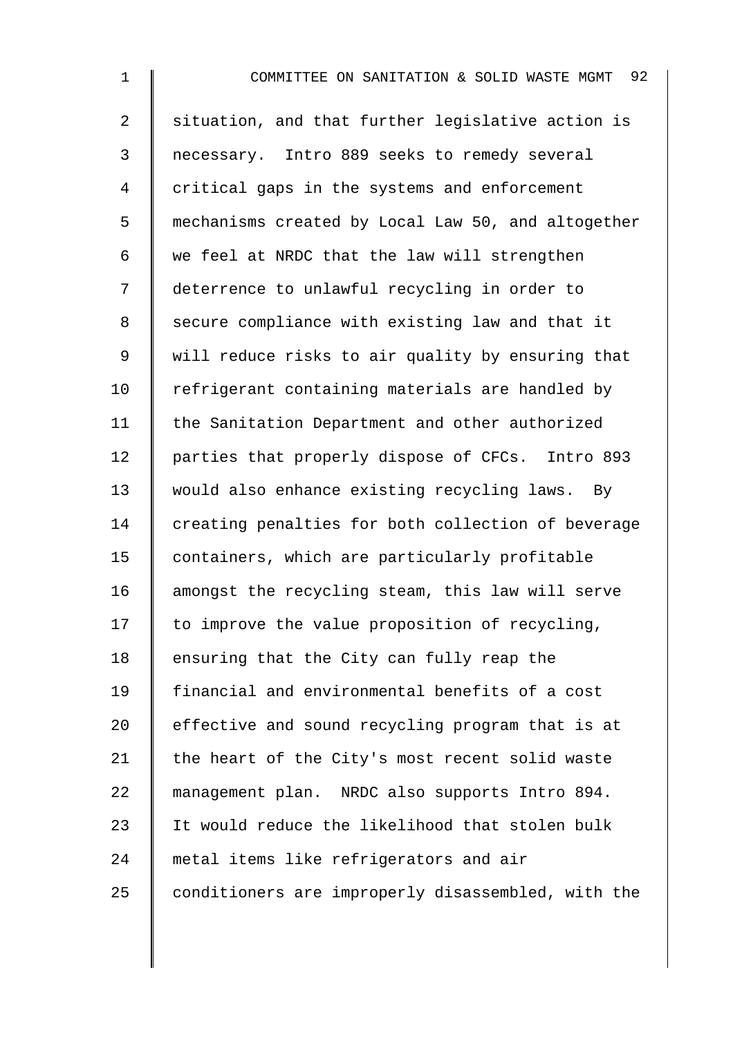situation, and that further legislative action is necessary. Intro 889 seeks to remedy several critical gaps in the systems and enforcement mechanisms created by Local Law 50, and altogether we feel at NRDC that the law will strengthen deterrence to unlawful recycling in order to secure compliance with existing law and that it will reduce risks to air quality by ensuring that refrigerant containing materials are handled by the Sanitation Department and other authorized parties that properly dispose of CFCs. Intro 893 would also enhance existing recycling laws. By creating penalties for both collection of beverage containers, which are particularly profitable amongst the recycling steam, this law will serve to improve the value proposition of recycling, ensuring that the City can fully reap the financial and environmental benefits of a cost effective and sound recycling program that is at the heart of the City's most recent solid waste management plan. NRDC also supports Intro 894. It would reduce the likelihood that stolen bulk metal items like refrigerators and air conditioners are improperly disassembled, with the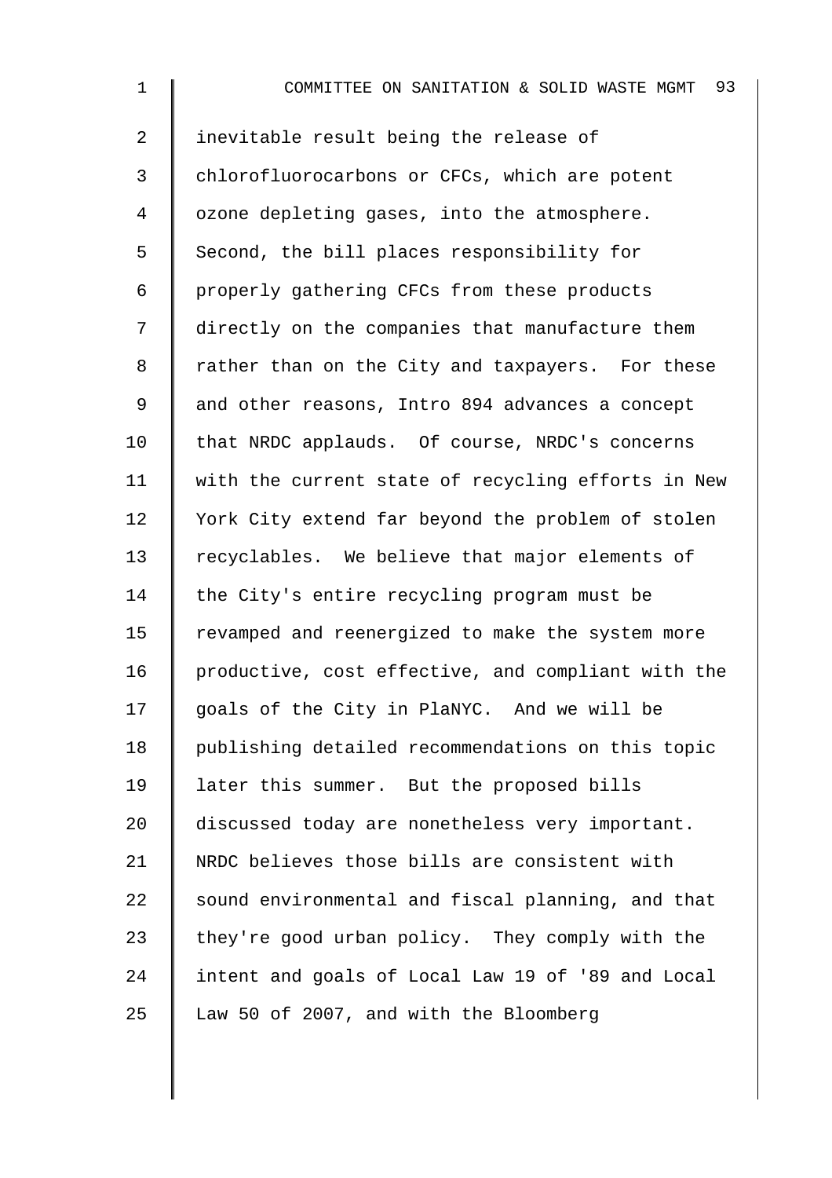inevitable result being the release of chlorofluorocarbons or CFCs, which are potent ozone depleting gases, into the atmosphere. Second, the bill places responsibility for properly gathering CFCs from these products directly on the companies that manufacture them rather than on the City and taxpayers. For these and other reasons, Intro 894 advances a concept that NRDC applauds. Of course, NRDC's concerns with the current state of recycling efforts in New York City extend far beyond the problem of stolen recyclables. We believe that major elements of the City's entire recycling program must be revamped and reenergized to make the system more productive, cost effective, and compliant with the goals of the City in PlaNYC. And we will be publishing detailed recommendations on this topic later this summer. But the proposed bills discussed today are nonetheless very important. NRDC believes those bills are consistent with sound environmental and fiscal planning, and that they're good urban policy. They comply with the intent and goals of Local Law 19 of '89 and Local Law 50 of 2007, and with the Bloomberg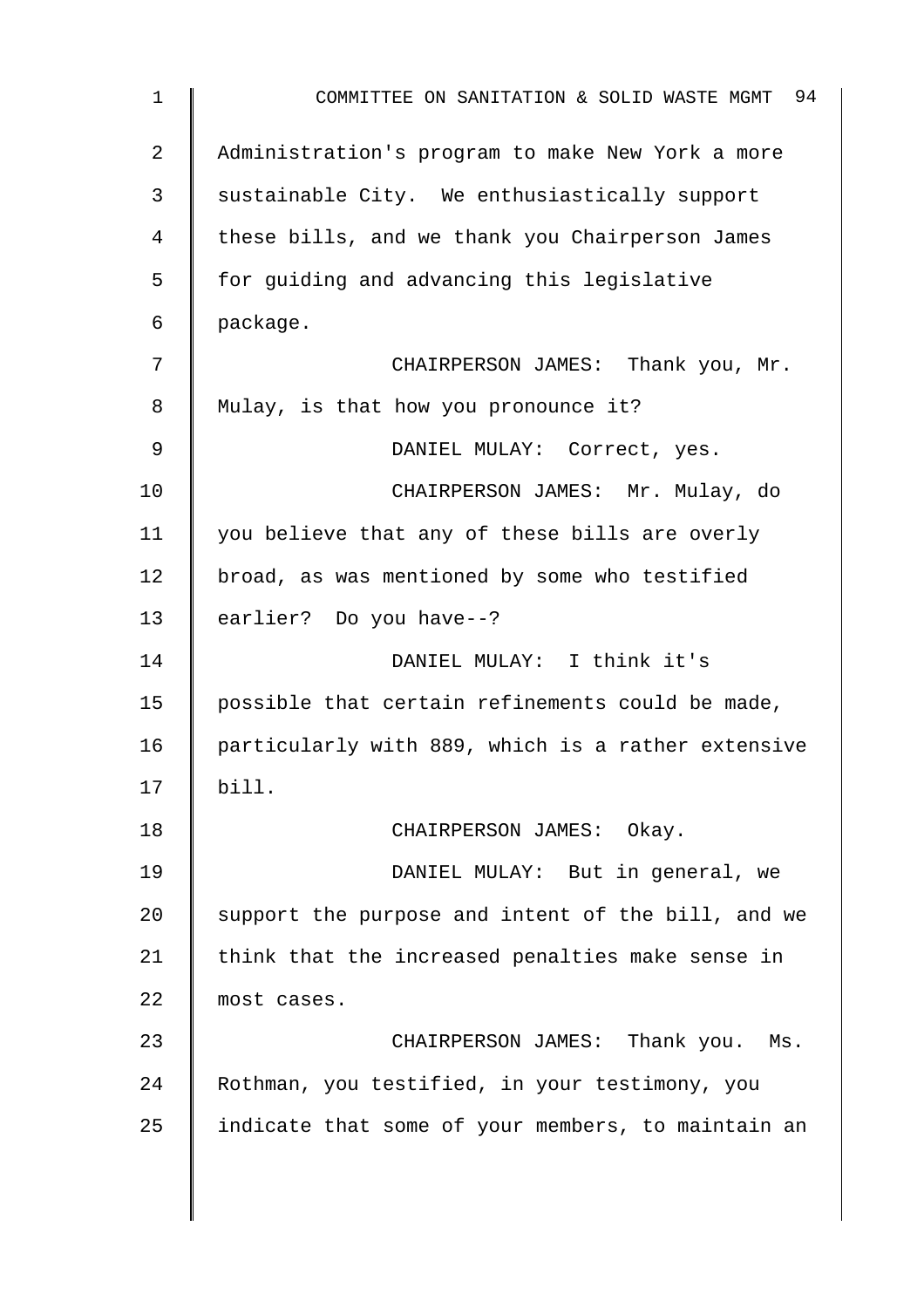Administration's program to make New York a more sustainable City. We enthusiastically support these bills, and we thank you Chairperson James for guiding and advancing this legislative package.

CHAIRPERSON JAMES: Thank you, Mr. Mulay, is that how you pronounce it?

DANIEL MULAY: Correct, yes.

CHAIRPERSON JAMES: Mr. Mulay, do you believe that any of these bills are overly broad, as was mentioned by some who testified earlier? Do you have--?

DANIEL MULAY: I think it's possible that certain refinements could be made, particularly with 889, which is a rather extensive bill.

CHAIRPERSON JAMES: Okay.

DANIEL MULAY: But in general, we support the purpose and intent of the bill, and we think that the increased penalties make sense in most cases.

CHAIRPERSON JAMES: Thank you. Ms. Rothman, you testified, in your testimony, you indicate that some of your members, to maintain an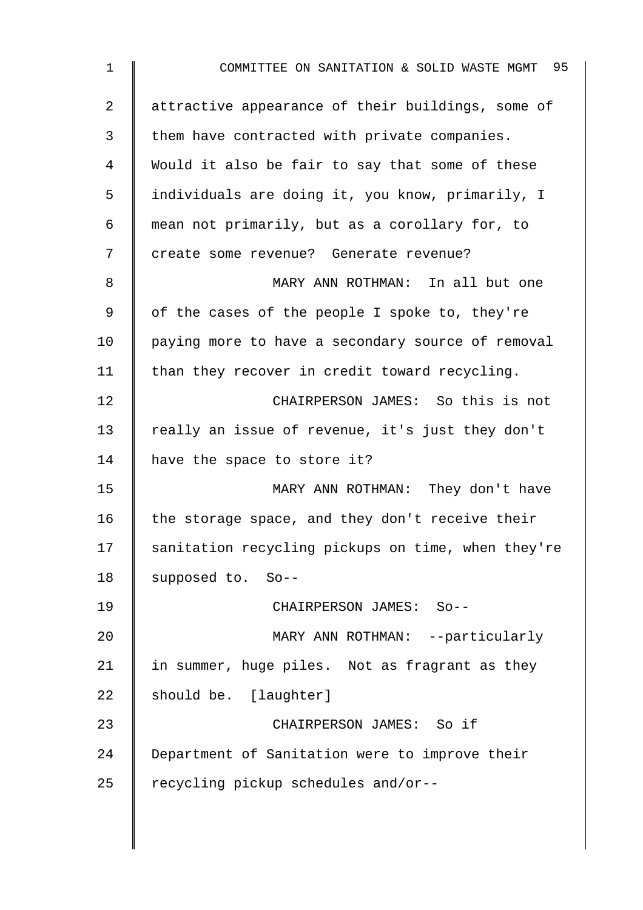attractive appearance of their buildings, some of them have contracted with private companies. Would it also be fair to say that some of these individuals are doing it, you know, primarily, I mean not primarily, but as a corollary for, to create some revenue? Generate revenue?

MARY ANN ROTHMAN: In all but one of the cases of the people I spoke to, they're paying more to have a secondary source of removal than they recover in credit toward recycling.

CHAIRPERSON JAMES: So this is not really an issue of revenue, it's just they don't have the space to store it?

MARY ANN ROTHMAN: They don't have the storage space, and they don't receive their sanitation recycling pickups on time, when they're supposed to. So--

CHAIRPERSON JAMES: So--

MARY ANN ROTHMAN: --particularly in summer, huge piles. Not as fragrant as they should be. [laughter]

CHAIRPERSON JAMES: So if Department of Sanitation were to improve their recycling pickup schedules and/or--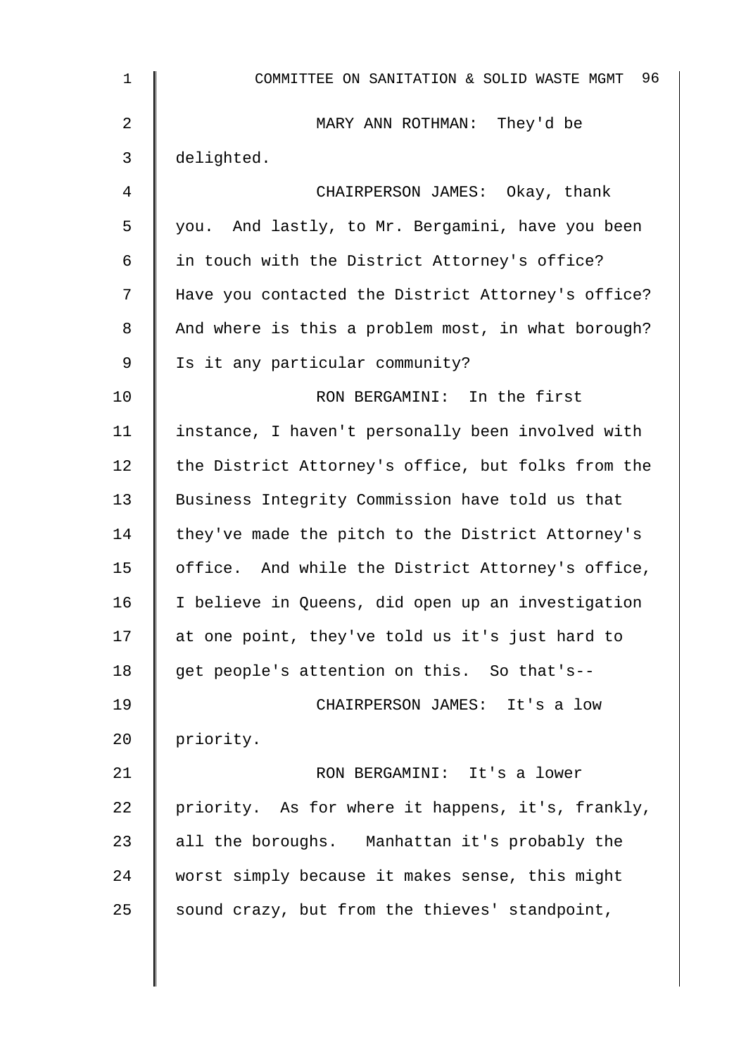MARY ANN ROTHMAN: They'd be delighted.

CHAIRPERSON JAMES: Okay, thank you. And lastly, to Mr. Bergamini, have you been in touch with the District Attorney's office? Have you contacted the District Attorney's office? And where is this a problem most, in what borough? Is it any particular community?

RON BERGAMINI: In the first instance, I haven't personally been involved with the District Attorney's office, but folks from the Business Integrity Commission have told us that they've made the pitch to the District Attorney's office. And while the District Attorney's office, I believe in Queens, did open up an investigation at one point, they've told us it's just hard to get people's attention on this. So that's--

CHAIRPERSON JAMES: It's a low priority.

RON BERGAMINI: It's a lower priority. As for where it happens, it's, frankly, all the boroughs. Manhattan it's probably the worst simply because it makes sense, this might sound crazy, but from the thieves' standpoint,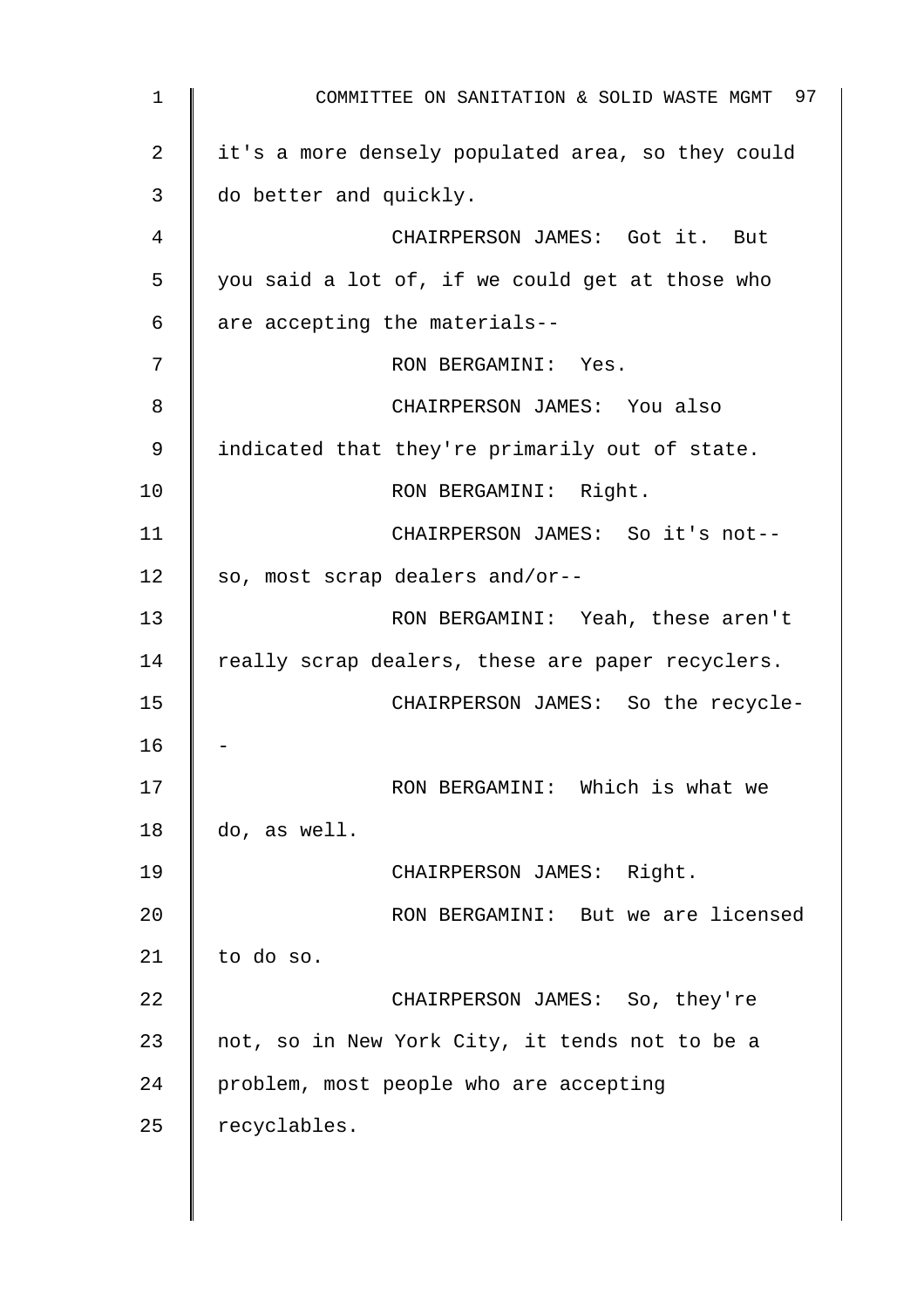it's a more densely populated area, so they could do better and quickly.

CHAIRPERSON JAMES: Got it. But you said a lot of, if we could get at those who are accepting the materials--

RON BERGAMINI: Yes.

CHAIRPERSON JAMES: You also indicated that they're primarily out of state.

RON BERGAMINI: Right.

CHAIRPERSON JAMES: So it's not-- so, most scrap dealers and/or--

RON BERGAMINI: Yeah, these aren't really scrap dealers, these are paper recyclers.

CHAIRPERSON JAMES: So the recycle--

RON BERGAMINI: Which is what we do, as well.

CHAIRPERSON JAMES: Right.

RON BERGAMINI: But we are licensed to do so.

CHAIRPERSON JAMES: So, they're not, so in New York City, it tends not to be a problem, most people who are accepting recyclables.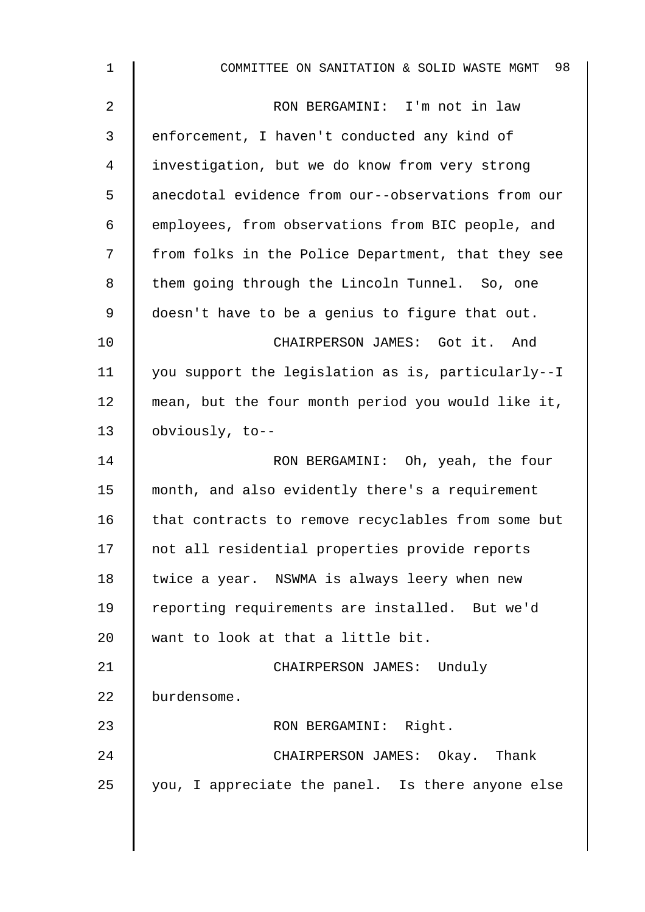RON BERGAMINI: I'm not in law enforcement, I haven't conducted any kind of investigation, but we do know from very strong anecdotal evidence from our--observations from our employees, from observations from BIC people, and from folks in the Police Department, that they see them going through the Lincoln Tunnel. So, one doesn't have to be a genius to figure that out.

CHAIRPERSON JAMES: Got it. And you support the legislation as is, particularly--I mean, but the four month period you would like it, obviously, to--

RON BERGAMINI: Oh, yeah, the four month, and also evidently there's a requirement that contracts to remove recyclables from some but not all residential properties provide reports twice a year. NSWMA is always leery when new reporting requirements are installed. But we'd want to look at that a little bit.

CHAIRPERSON JAMES: Unduly burdensome.

RON BERGAMINI: Right.

CHAIRPERSON JAMES: Okay. Thank you, I appreciate the panel. Is there anyone else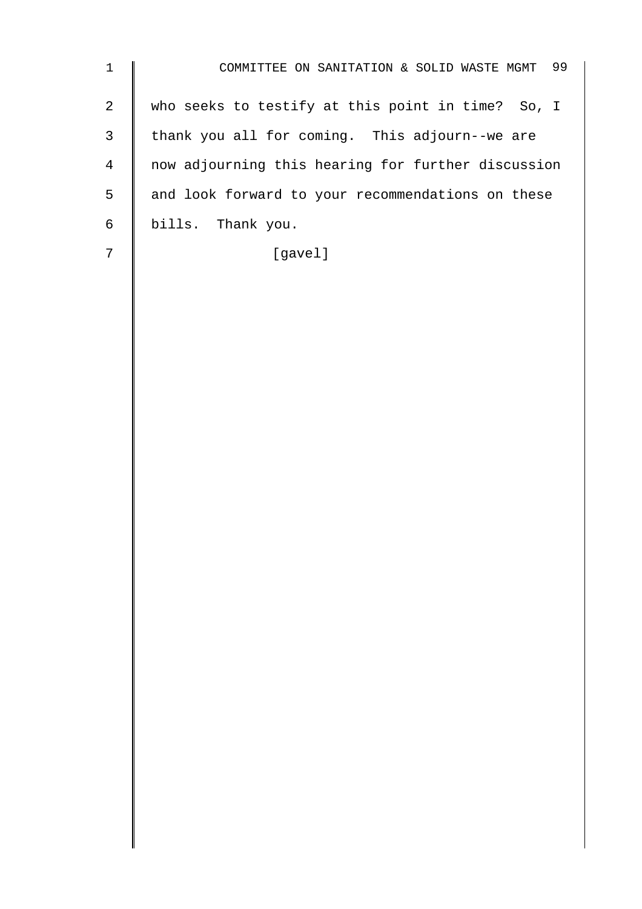who seeks to testify at this point in time? So, I thank you all for coming. This adjourn--we are now adjourning this hearing for further discussion and look forward to your recommendations on these bills. Thank you.

[gavel]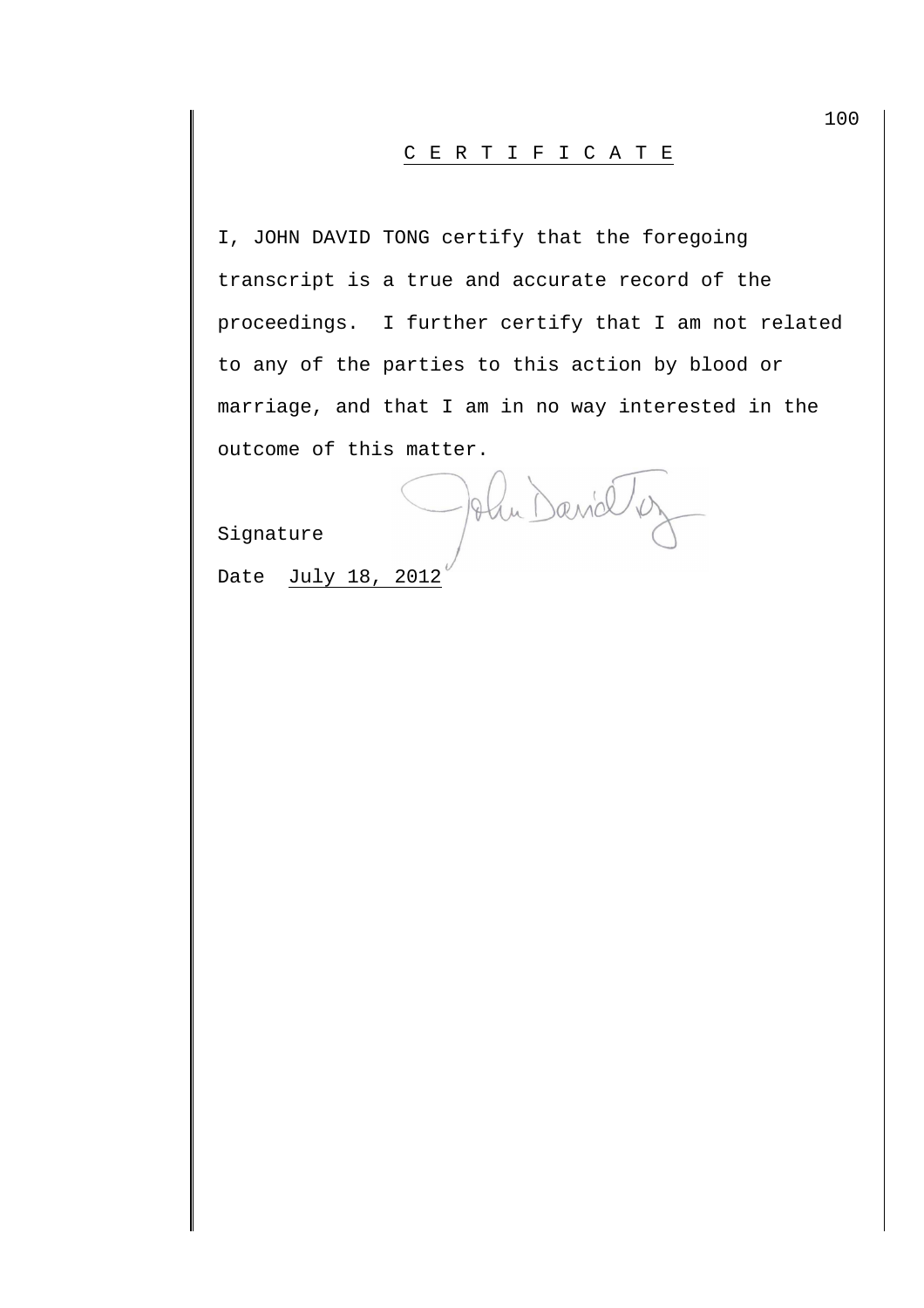# C E R T I F I C A T E

I, JOHN DAVID TONG certify that the foregoing transcript is a true and accurate record of the proceedings. I further certify that I am not related to any of the parties to this action by blood or marriage, and that I am in no way interested in the outcome of this matter.

Signature

Date July 18, 2012